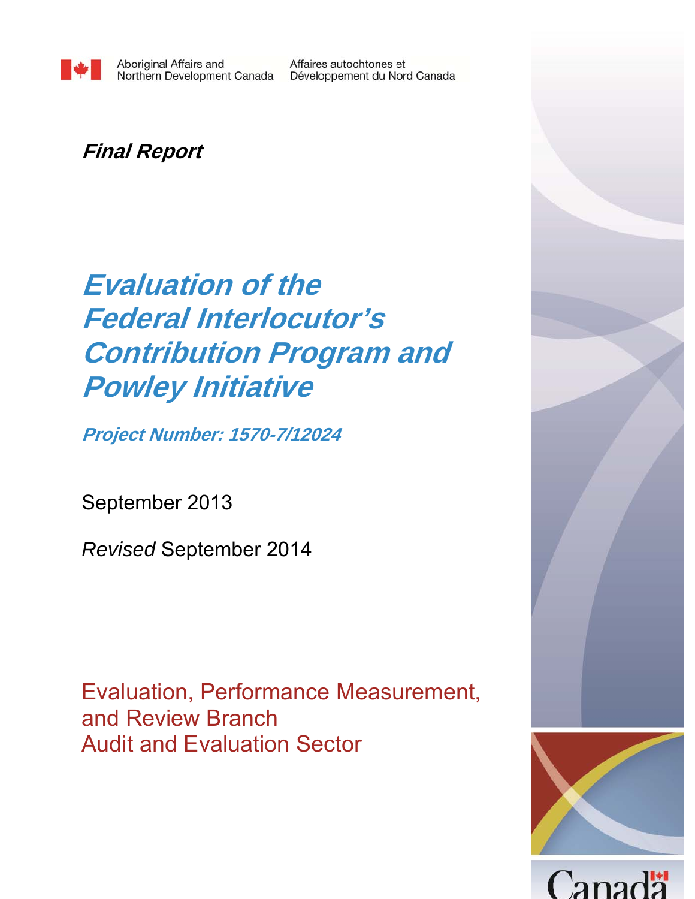Aboriginal Affairs and Northern Development Canada | Affaires autochtones et Développement du Nord Canada

***Final Report***

# *Evaluation of the Federal Interlocutor's Contribution Program and Powley Initiative*

***Project Number: 1570-7/12024***

September 2013

*Revised* September 2014

Evaluation, Performance Measurement, and Review Branch
Audit and Evaluation Sector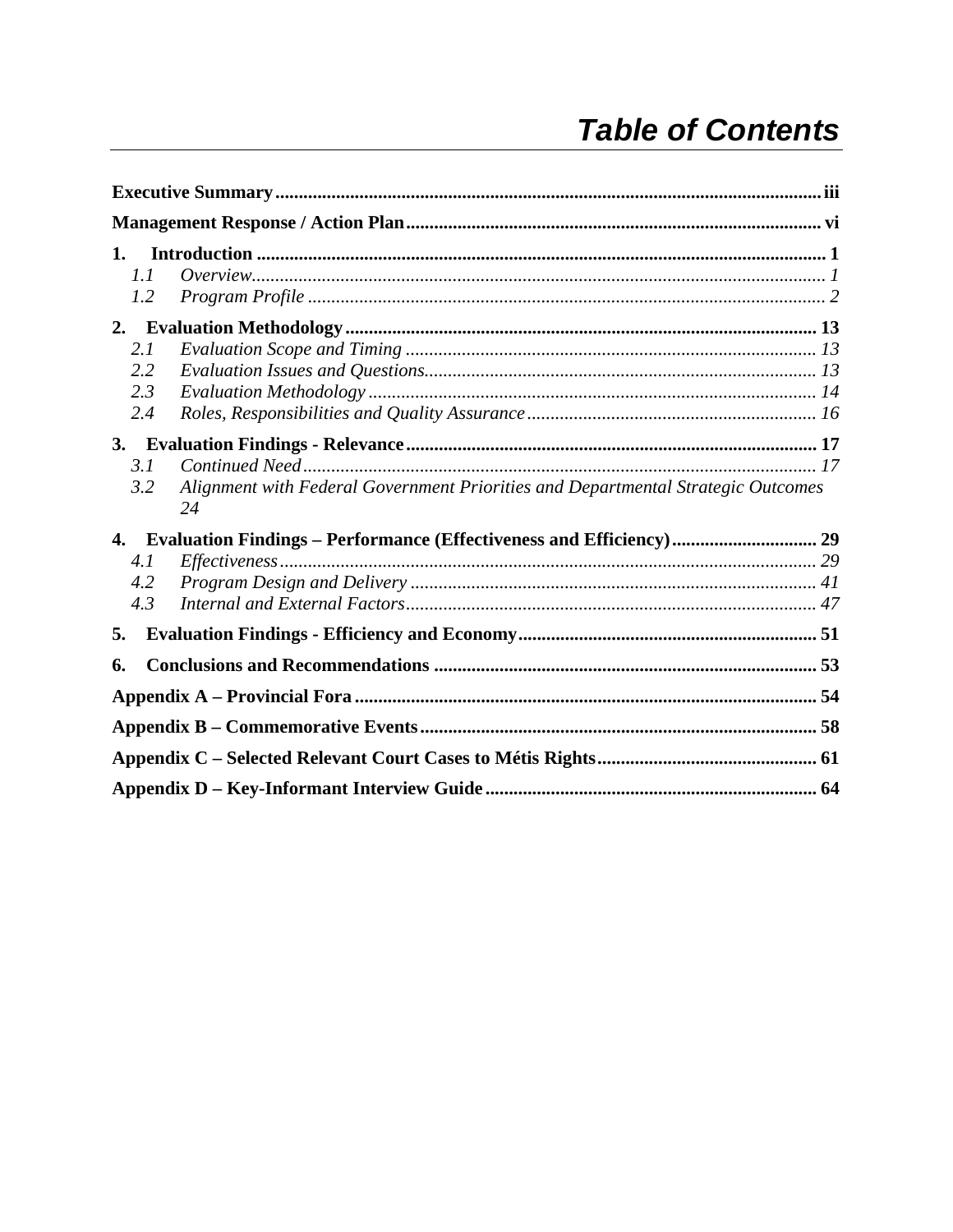# Table of Contents

**Executive Summary** .......... iii

**Management Response / Action Plan** .......... vi

**1. Introduction** .......... 1

- *1.1 Overview* .......... *1*
- *1.2 Program Profile* .......... *2*

**2. Evaluation Methodology** .......... 13

- *2.1 Evaluation Scope and Timing* .......... *13*
- *2.2 Evaluation Issues and Questions* .......... *13*
- *2.3 Evaluation Methodology* .......... *14*
- *2.4 Roles, Responsibilities and Quality Assurance* .......... *16*

**3. Evaluation Findings - Relevance** .......... 17

- *3.1 Continued Need* .......... *17*
- *3.2 Alignment with Federal Government Priorities and Departmental Strategic Outcomes* *24*

**4. Evaluation Findings – Performance (Effectiveness and Efficiency)** .......... 29

- *4.1 Effectiveness* .......... *29*
- *4.2 Program Design and Delivery* .......... *41*
- *4.3 Internal and External Factors* .......... *47*

**5. Evaluation Findings - Efficiency and Economy** .......... 51

**6. Conclusions and Recommendations** .......... 53

**Appendix A – Provincial Fora** .......... 54

**Appendix B – Commemorative Events** .......... 58

**Appendix C – Selected Relevant Court Cases to Métis Rights** .......... 61

**Appendix D – Key-Informant Interview Guide** .......... 64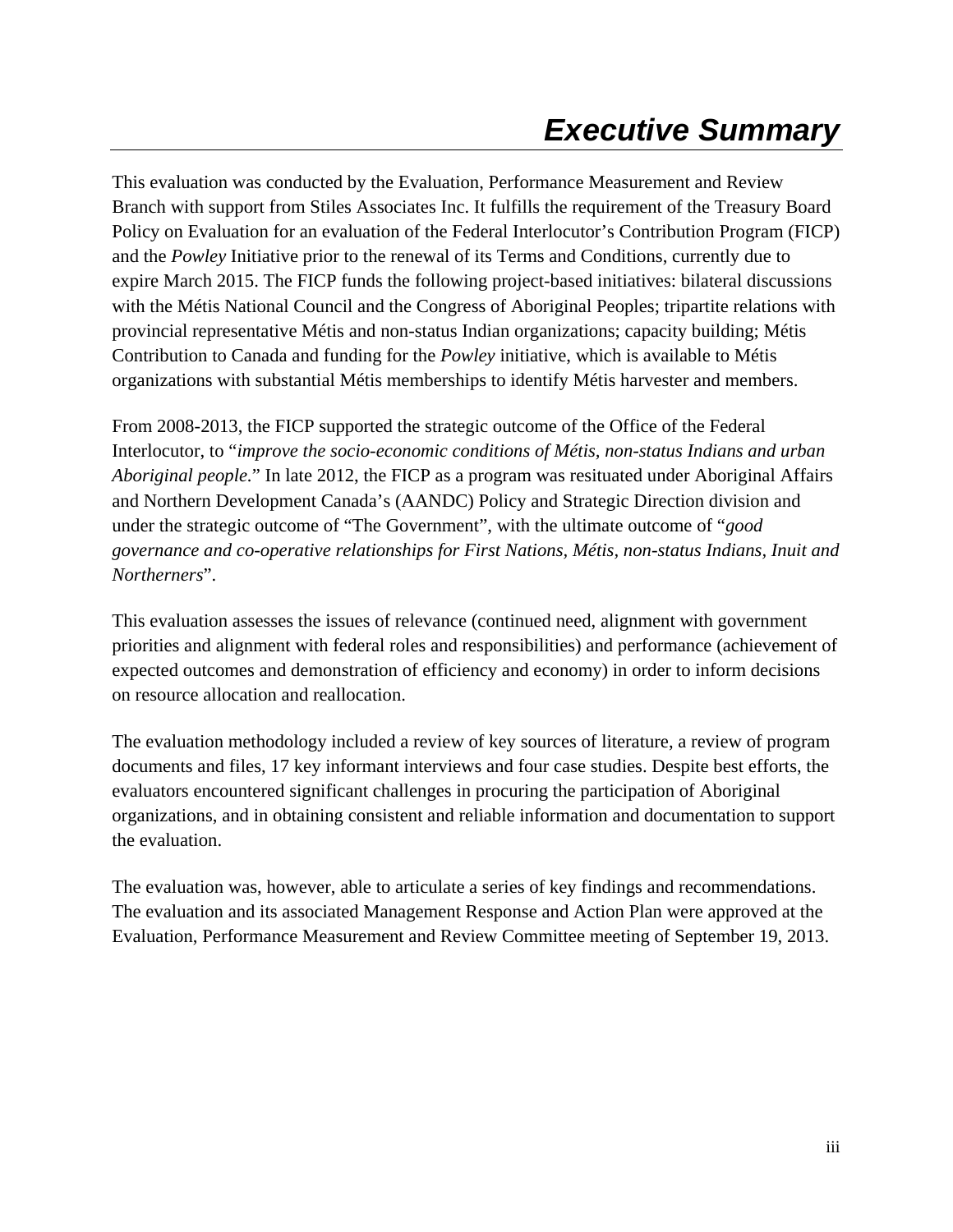# *Executive Summary*

This evaluation was conducted by the Evaluation, Performance Measurement and Review Branch with support from Stiles Associates Inc. It fulfills the requirement of the Treasury Board Policy on Evaluation for an evaluation of the Federal Interlocutor's Contribution Program (FICP) and the *Powley* Initiative prior to the renewal of its Terms and Conditions, currently due to expire March 2015. The FICP funds the following project-based initiatives: bilateral discussions with the Métis National Council and the Congress of Aboriginal Peoples; tripartite relations with provincial representative Métis and non-status Indian organizations; capacity building; Métis Contribution to Canada and funding for the *Powley* initiative, which is available to Métis organizations with substantial Métis memberships to identify Métis harvester and members.

From 2008-2013, the FICP supported the strategic outcome of the Office of the Federal Interlocutor, to "*improve the socio-economic conditions of Métis, non-status Indians and urban Aboriginal people.*" In late 2012, the FICP as a program was resituated under Aboriginal Affairs and Northern Development Canada's (AANDC) Policy and Strategic Direction division and under the strategic outcome of "The Government", with the ultimate outcome of "*good governance and co-operative relationships for First Nations, Métis, non-status Indians, Inuit and Northerners*".

This evaluation assesses the issues of relevance (continued need, alignment with government priorities and alignment with federal roles and responsibilities) and performance (achievement of expected outcomes and demonstration of efficiency and economy) in order to inform decisions on resource allocation and reallocation.

The evaluation methodology included a review of key sources of literature, a review of program documents and files, 17 key informant interviews and four case studies. Despite best efforts, the evaluators encountered significant challenges in procuring the participation of Aboriginal organizations, and in obtaining consistent and reliable information and documentation to support the evaluation.

The evaluation was, however, able to articulate a series of key findings and recommendations. The evaluation and its associated Management Response and Action Plan were approved at the Evaluation, Performance Measurement and Review Committee meeting of September 19, 2013.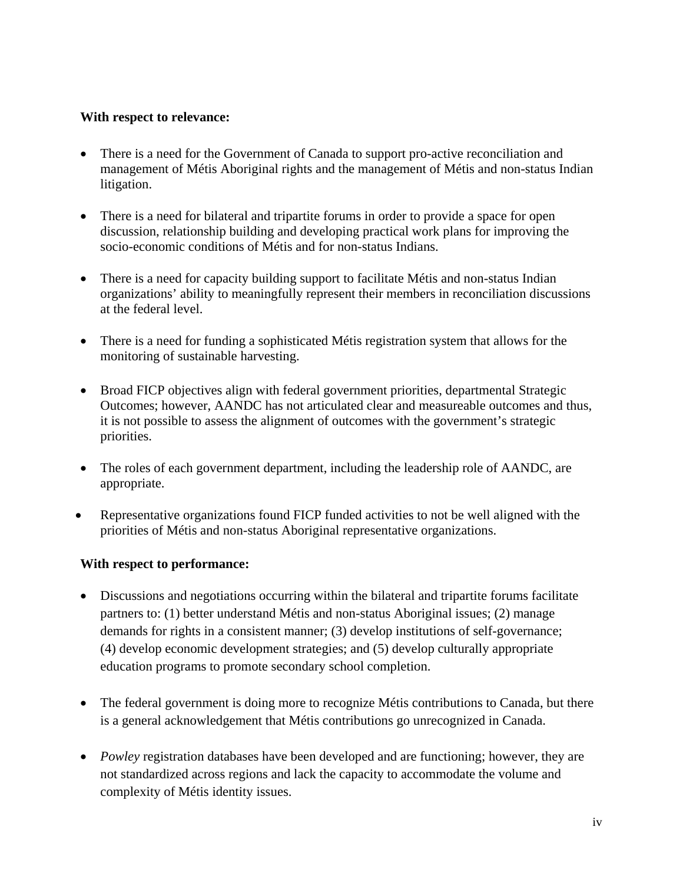**With respect to relevance:**

- There is a need for the Government of Canada to support pro-active reconciliation and management of Métis Aboriginal rights and the management of Métis and non-status Indian litigation.
- There is a need for bilateral and tripartite forums in order to provide a space for open discussion, relationship building and developing practical work plans for improving the socio-economic conditions of Métis and for non-status Indians.
- There is a need for capacity building support to facilitate Métis and non-status Indian organizations' ability to meaningfully represent their members in reconciliation discussions at the federal level.
- There is a need for funding a sophisticated Métis registration system that allows for the monitoring of sustainable harvesting.
- Broad FICP objectives align with federal government priorities, departmental Strategic Outcomes; however, AANDC has not articulated clear and measureable outcomes and thus, it is not possible to assess the alignment of outcomes with the government's strategic priorities.
- The roles of each government department, including the leadership role of AANDC, are appropriate.
- Representative organizations found FICP funded activities to not be well aligned with the priorities of Métis and non-status Aboriginal representative organizations.

**With respect to performance:**

- Discussions and negotiations occurring within the bilateral and tripartite forums facilitate partners to: (1) better understand Métis and non-status Aboriginal issues; (2) manage demands for rights in a consistent manner; (3) develop institutions of self-governance; (4) develop economic development strategies; and (5) develop culturally appropriate education programs to promote secondary school completion.
- The federal government is doing more to recognize Métis contributions to Canada, but there is a general acknowledgement that Métis contributions go unrecognized in Canada.
- *Powley* registration databases have been developed and are functioning; however, they are not standardized across regions and lack the capacity to accommodate the volume and complexity of Métis identity issues.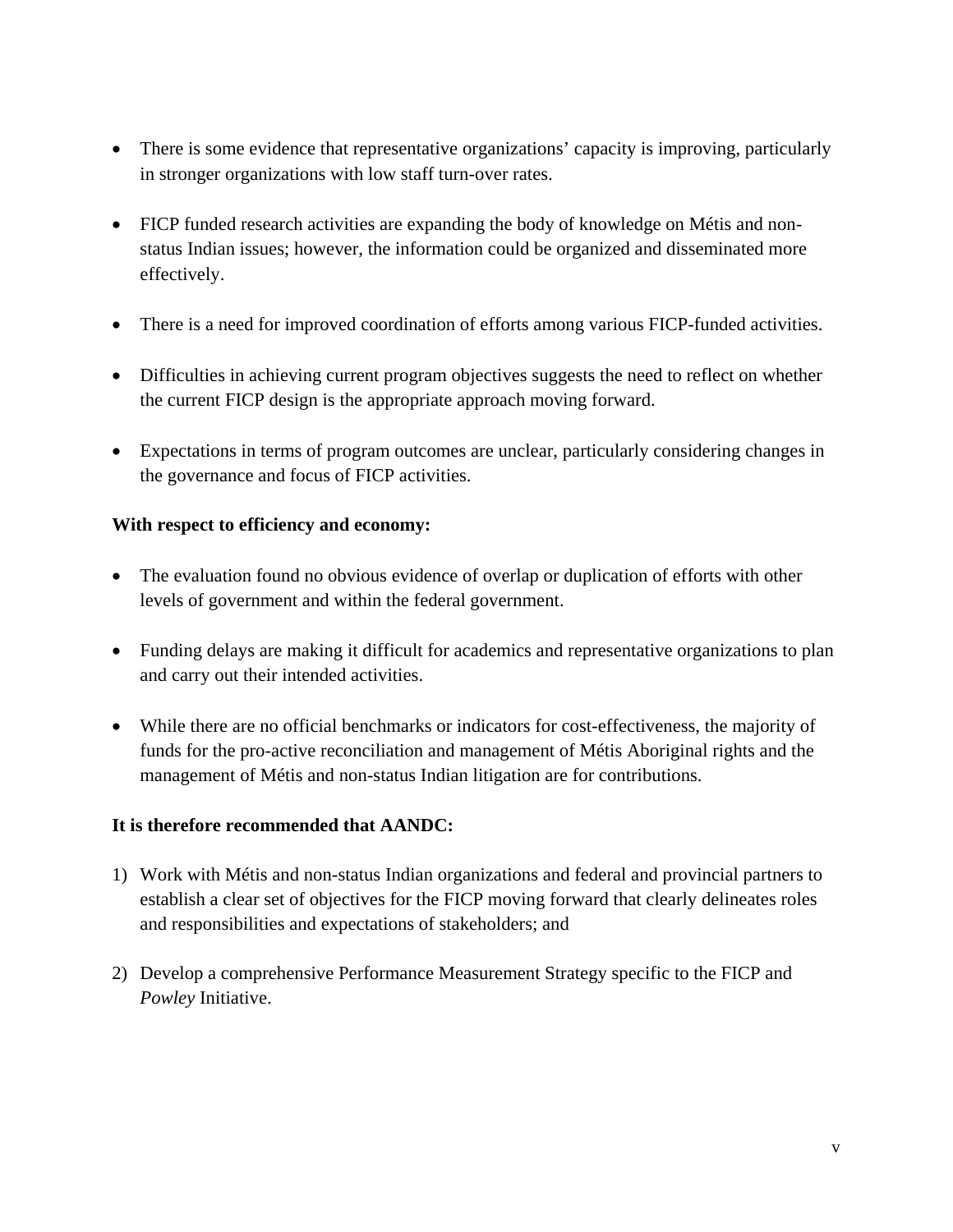- There is some evidence that representative organizations' capacity is improving, particularly in stronger organizations with low staff turn-over rates.

- FICP funded research activities are expanding the body of knowledge on Métis and non-status Indian issues; however, the information could be organized and disseminated more effectively.

- There is a need for improved coordination of efforts among various FICP-funded activities.

- Difficulties in achieving current program objectives suggests the need to reflect on whether the current FICP design is the appropriate approach moving forward.

- Expectations in terms of program outcomes are unclear, particularly considering changes in the governance and focus of FICP activities.

**With respect to efficiency and economy:**

- The evaluation found no obvious evidence of overlap or duplication of efforts with other levels of government and within the federal government.

- Funding delays are making it difficult for academics and representative organizations to plan and carry out their intended activities.

- While there are no official benchmarks or indicators for cost-effectiveness, the majority of funds for the pro-active reconciliation and management of Métis Aboriginal rights and the management of Métis and non-status Indian litigation are for contributions.

**It is therefore recommended that AANDC:**

1) Work with Métis and non-status Indian organizations and federal and provincial partners to establish a clear set of objectives for the FICP moving forward that clearly delineates roles and responsibilities and expectations of stakeholders; and

2) Develop a comprehensive Performance Measurement Strategy specific to the FICP and *Powley* Initiative.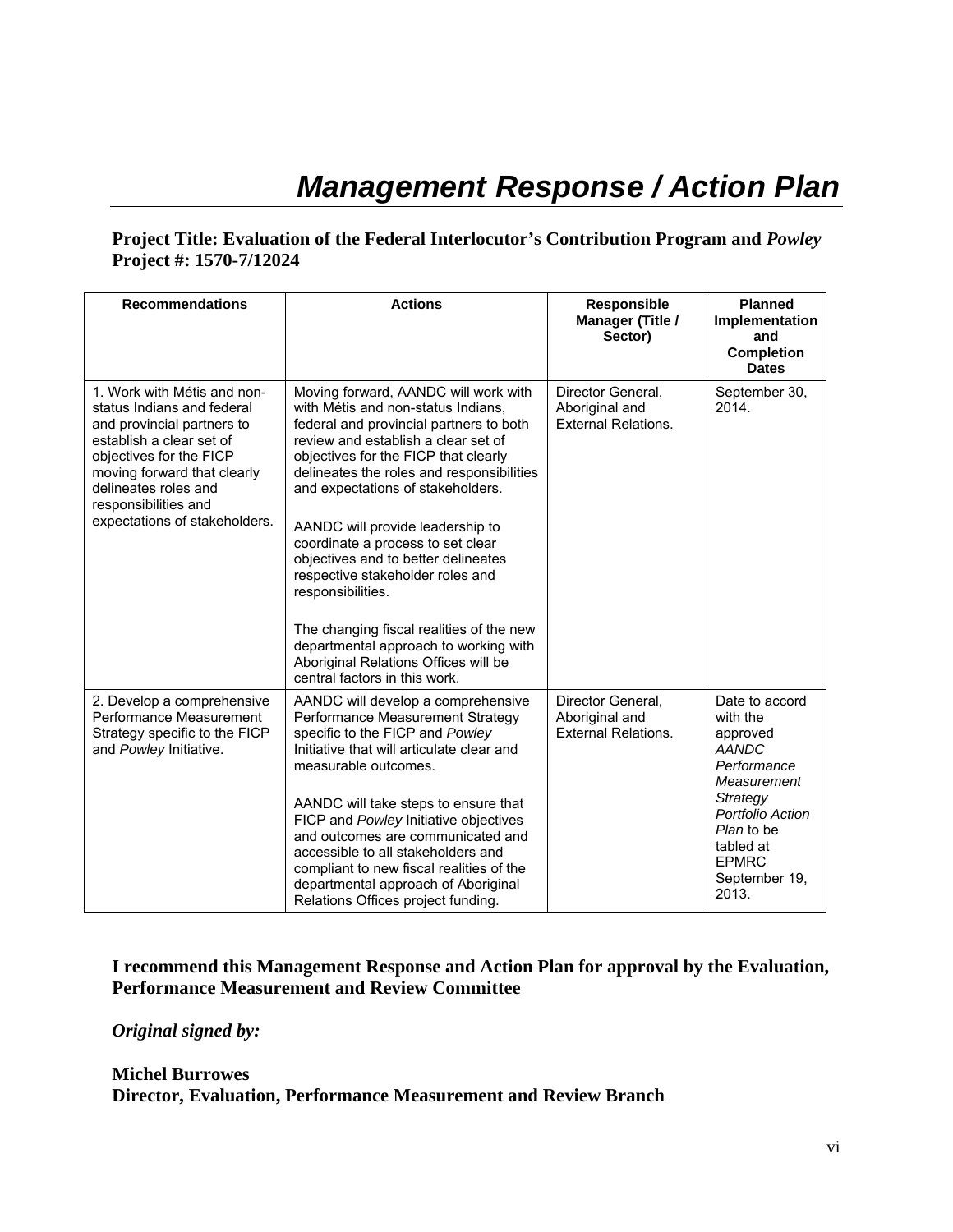# *Management Response / Action Plan*

**Project Title: Evaluation of the Federal Interlocutor's Contribution Program and *Powley***
**Project #: 1570-7/12024**

| Recommendations | Actions | Responsible Manager (Title / Sector) | Planned Implementation and Completion Dates |
|---|---|---|---|
| 1. Work with Métis and non-status Indians and federal and provincial partners to establish a clear set of objectives for the FICP moving forward that clearly delineates roles and responsibilities and expectations of stakeholders. | Moving forward, AANDC will work with with Métis and non-status Indians, federal and provincial partners to both review and establish a clear set of objectives for the FICP that clearly delineates the roles and responsibilities and expectations of stakeholders.<br><br>AANDC will provide leadership to coordinate a process to set clear objectives and to better delineates respective stakeholder roles and responsibilities.<br><br>The changing fiscal realities of the new departmental approach to working with Aboriginal Relations Offices will be central factors in this work. | Director General, Aboriginal and External Relations. | September 30, 2014. |
| 2. Develop a comprehensive Performance Measurement Strategy specific to the FICP and *Powley* Initiative. | AANDC will develop a comprehensive Performance Measurement Strategy specific to the FICP and *Powley* Initiative that will articulate clear and measurable outcomes.<br><br>AANDC will take steps to ensure that FICP and *Powley* Initiative objectives and outcomes are communicated and accessible to all stakeholders and compliant to new fiscal realities of the departmental approach of Aboriginal Relations Offices project funding. | Director General, Aboriginal and External Relations. | Date to accord with the approved *AANDC Performance Measurement Strategy Portfolio Action Plan* to be tabled at EPMRC September 19, 2013. |

**I recommend this Management Response and Action Plan for approval by the Evaluation, Performance Measurement and Review Committee**

***Original signed by:***

**Michel Burrowes**
**Director, Evaluation, Performance Measurement and Review Branch**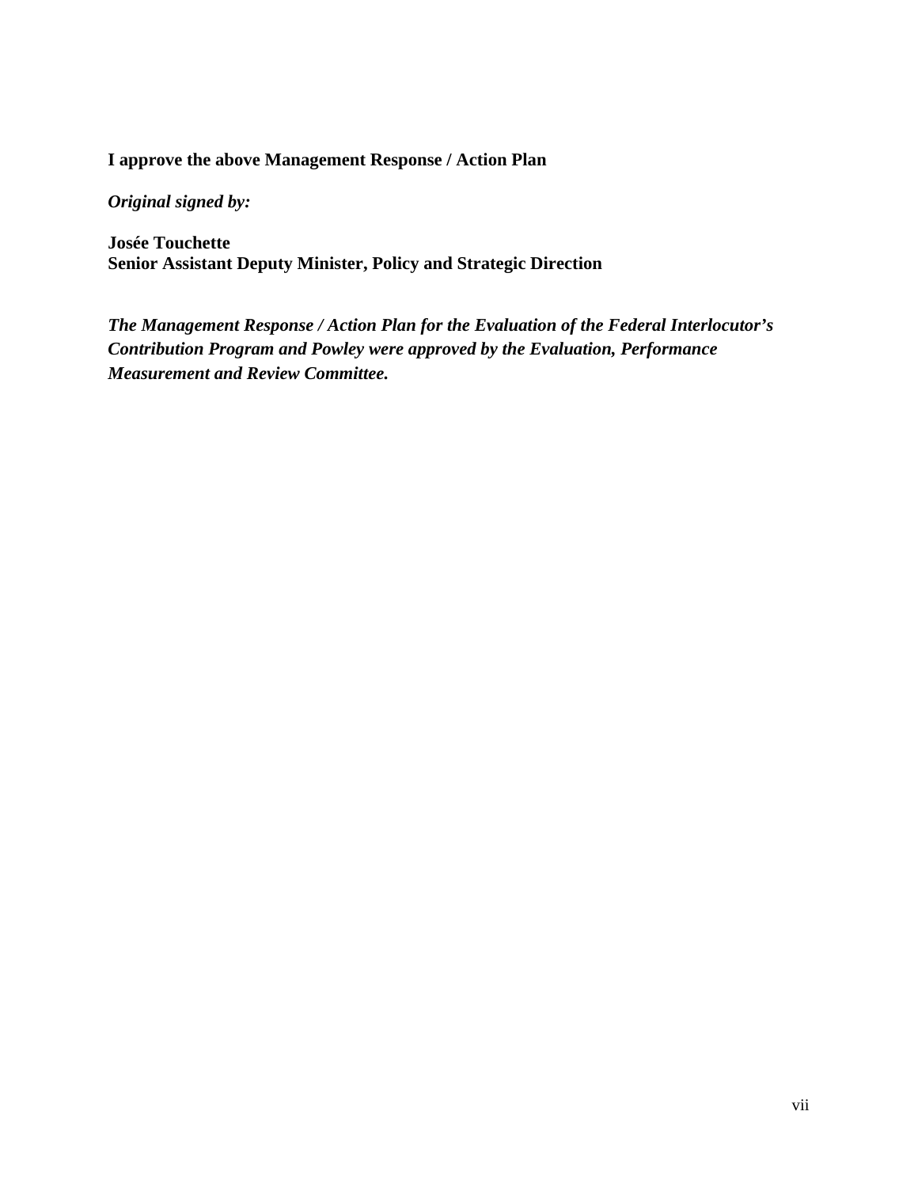**I approve the above Management Response / Action Plan**

***Original signed by:***

**Josée Touchette**
**Senior Assistant Deputy Minister, Policy and Strategic Direction**

***The Management Response / Action Plan for the Evaluation of the Federal Interlocutor's Contribution Program and Powley were approved by the Evaluation, Performance Measurement and Review Committee.***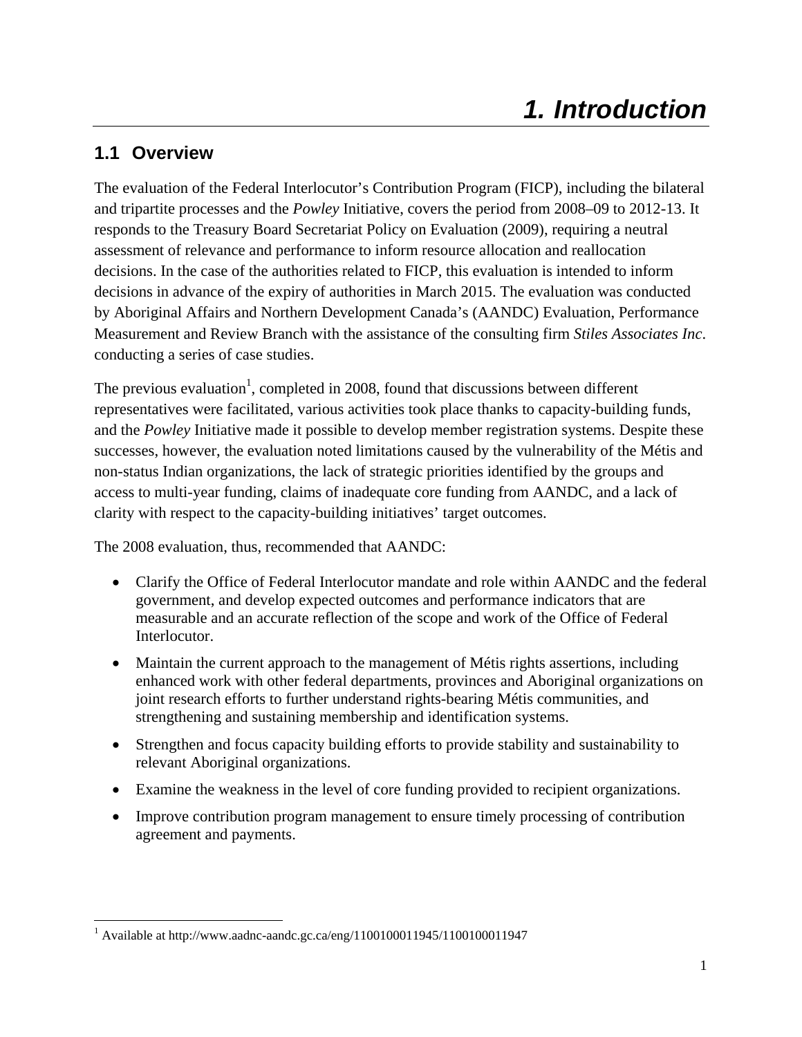# 1. Introduction

## 1.1 Overview

The evaluation of the Federal Interlocutor's Contribution Program (FICP), including the bilateral and tripartite processes and the *Powley* Initiative, covers the period from 2008–09 to 2012-13. It responds to the Treasury Board Secretariat Policy on Evaluation (2009), requiring a neutral assessment of relevance and performance to inform resource allocation and reallocation decisions. In the case of the authorities related to FICP, this evaluation is intended to inform decisions in advance of the expiry of authorities in March 2015. The evaluation was conducted by Aboriginal Affairs and Northern Development Canada's (AANDC) Evaluation, Performance Measurement and Review Branch with the assistance of the consulting firm *Stiles Associates Inc*. conducting a series of case studies.

The previous evaluation[1], completed in 2008, found that discussions between different representatives were facilitated, various activities took place thanks to capacity-building funds, and the *Powley* Initiative made it possible to develop member registration systems. Despite these successes, however, the evaluation noted limitations caused by the vulnerability of the Métis and non-status Indian organizations, the lack of strategic priorities identified by the groups and access to multi-year funding, claims of inadequate core funding from AANDC, and a lack of clarity with respect to the capacity-building initiatives' target outcomes.

The 2008 evaluation, thus, recommended that AANDC:

- Clarify the Office of Federal Interlocutor mandate and role within AANDC and the federal government, and develop expected outcomes and performance indicators that are measurable and an accurate reflection of the scope and work of the Office of Federal Interlocutor.
- Maintain the current approach to the management of Métis rights assertions, including enhanced work with other federal departments, provinces and Aboriginal organizations on joint research efforts to further understand rights-bearing Métis communities, and strengthening and sustaining membership and identification systems.
- Strengthen and focus capacity building efforts to provide stability and sustainability to relevant Aboriginal organizations.
- Examine the weakness in the level of core funding provided to recipient organizations.
- Improve contribution program management to ensure timely processing of contribution agreement and payments.

[1] Available at http://www.aadnc-aandc.gc.ca/eng/1100100011945/1100100011947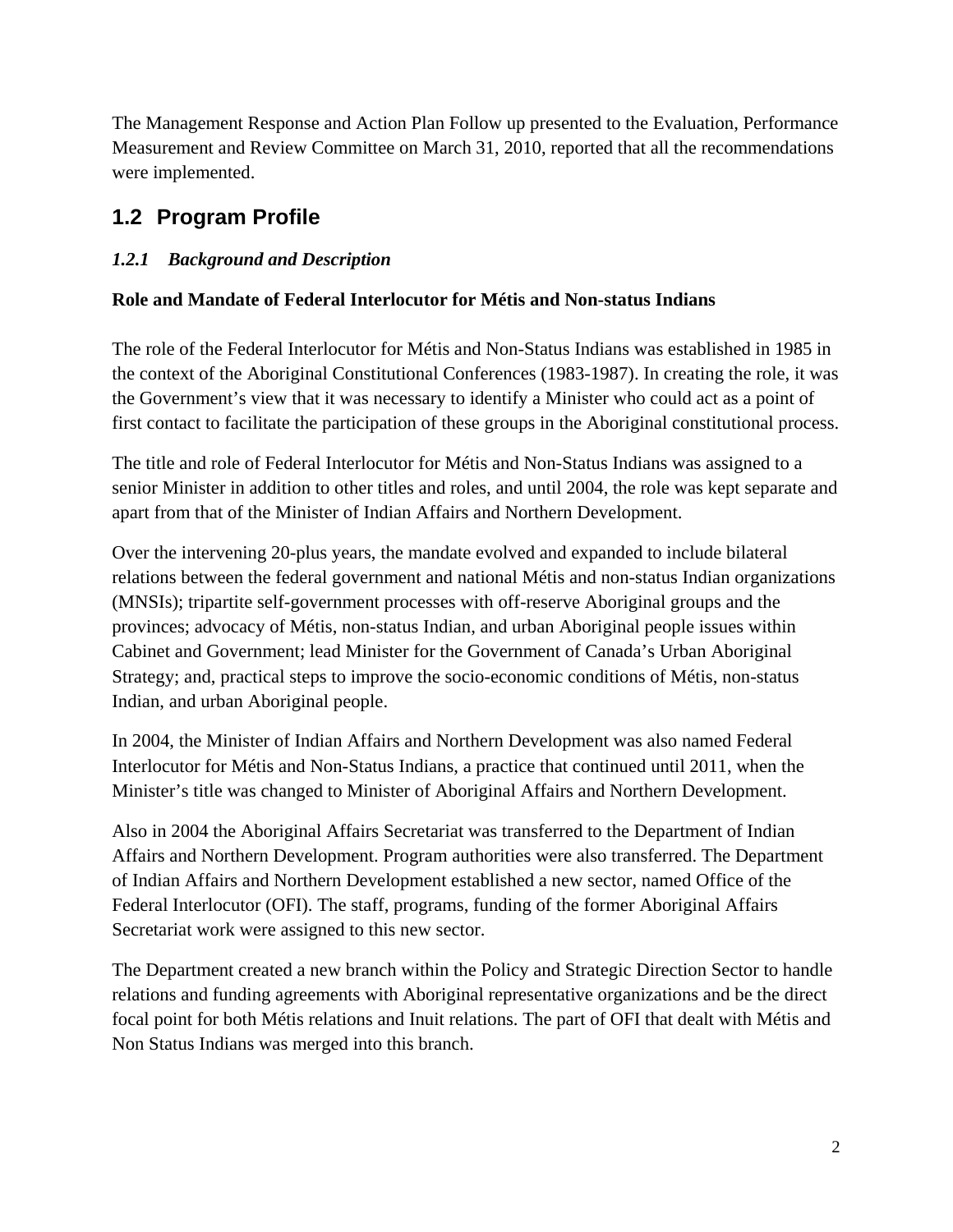The Management Response and Action Plan Follow up presented to the Evaluation, Performance Measurement and Review Committee on March 31, 2010, reported that all the recommendations were implemented.

## 1.2 Program Profile

### *1.2.1 Background and Description*

**Role and Mandate of Federal Interlocutor for Métis and Non-status Indians**

The role of the Federal Interlocutor for Métis and Non-Status Indians was established in 1985 in the context of the Aboriginal Constitutional Conferences (1983-1987). In creating the role, it was the Government's view that it was necessary to identify a Minister who could act as a point of first contact to facilitate the participation of these groups in the Aboriginal constitutional process.

The title and role of Federal Interlocutor for Métis and Non-Status Indians was assigned to a senior Minister in addition to other titles and roles, and until 2004, the role was kept separate and apart from that of the Minister of Indian Affairs and Northern Development.

Over the intervening 20-plus years, the mandate evolved and expanded to include bilateral relations between the federal government and national Métis and non-status Indian organizations (MNSIs); tripartite self-government processes with off-reserve Aboriginal groups and the provinces; advocacy of Métis, non-status Indian, and urban Aboriginal people issues within Cabinet and Government; lead Minister for the Government of Canada's Urban Aboriginal Strategy; and, practical steps to improve the socio-economic conditions of Métis, non-status Indian, and urban Aboriginal people.

In 2004, the Minister of Indian Affairs and Northern Development was also named Federal Interlocutor for Métis and Non-Status Indians, a practice that continued until 2011, when the Minister's title was changed to Minister of Aboriginal Affairs and Northern Development.

Also in 2004 the Aboriginal Affairs Secretariat was transferred to the Department of Indian Affairs and Northern Development. Program authorities were also transferred. The Department of Indian Affairs and Northern Development established a new sector, named Office of the Federal Interlocutor (OFI). The staff, programs, funding of the former Aboriginal Affairs Secretariat work were assigned to this new sector.

The Department created a new branch within the Policy and Strategic Direction Sector to handle relations and funding agreements with Aboriginal representative organizations and be the direct focal point for both Métis relations and Inuit relations. The part of OFI that dealt with Métis and Non Status Indians was merged into this branch.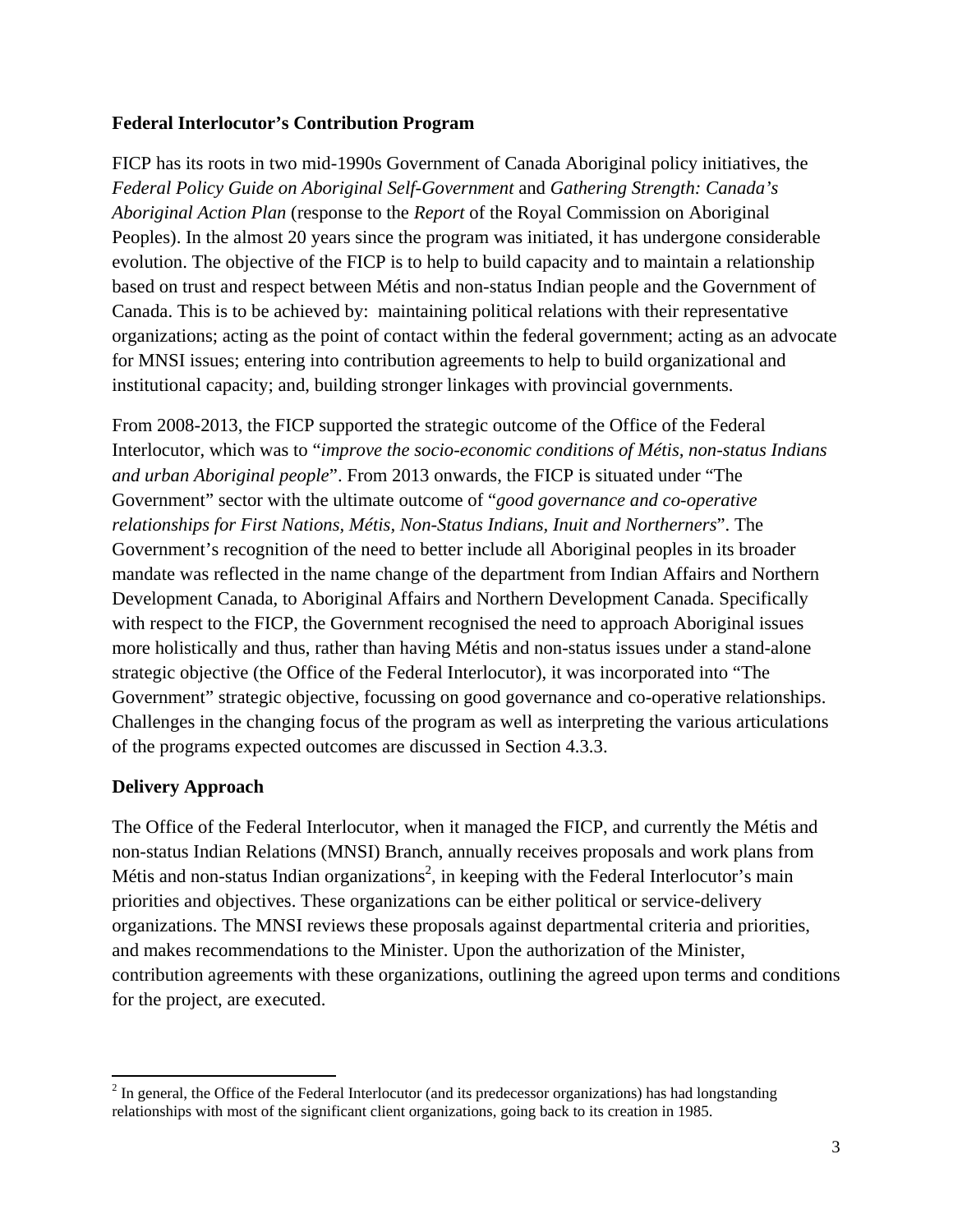**Federal Interlocutor's Contribution Program**

FICP has its roots in two mid-1990s Government of Canada Aboriginal policy initiatives, the *Federal Policy Guide on Aboriginal Self-Government* and *Gathering Strength: Canada's Aboriginal Action Plan* (response to the *Report* of the Royal Commission on Aboriginal Peoples). In the almost 20 years since the program was initiated, it has undergone considerable evolution. The objective of the FICP is to help to build capacity and to maintain a relationship based on trust and respect between Métis and non-status Indian people and the Government of Canada. This is to be achieved by: maintaining political relations with their representative organizations; acting as the point of contact within the federal government; acting as an advocate for MNSI issues; entering into contribution agreements to help to build organizational and institutional capacity; and, building stronger linkages with provincial governments.

From 2008-2013, the FICP supported the strategic outcome of the Office of the Federal Interlocutor, which was to "*improve the socio-economic conditions of Métis, non-status Indians and urban Aboriginal people*". From 2013 onwards, the FICP is situated under "The Government" sector with the ultimate outcome of "*good governance and co-operative relationships for First Nations, Métis, Non-Status Indians, Inuit and Northerners*". The Government's recognition of the need to better include all Aboriginal peoples in its broader mandate was reflected in the name change of the department from Indian Affairs and Northern Development Canada, to Aboriginal Affairs and Northern Development Canada. Specifically with respect to the FICP, the Government recognised the need to approach Aboriginal issues more holistically and thus, rather than having Métis and non-status issues under a stand-alone strategic objective (the Office of the Federal Interlocutor), it was incorporated into "The Government" strategic objective, focussing on good governance and co-operative relationships. Challenges in the changing focus of the program as well as interpreting the various articulations of the programs expected outcomes are discussed in Section 4.3.3.

**Delivery Approach**

The Office of the Federal Interlocutor, when it managed the FICP, and currently the Métis and non-status Indian Relations (MNSI) Branch, annually receives proposals and work plans from Métis and non-status Indian organizations[2], in keeping with the Federal Interlocutor's main priorities and objectives. These organizations can be either political or service-delivery organizations. The MNSI reviews these proposals against departmental criteria and priorities, and makes recommendations to the Minister. Upon the authorization of the Minister, contribution agreements with these organizations, outlining the agreed upon terms and conditions for the project, are executed.

[2] In general, the Office of the Federal Interlocutor (and its predecessor organizations) has had longstanding relationships with most of the significant client organizations, going back to its creation in 1985.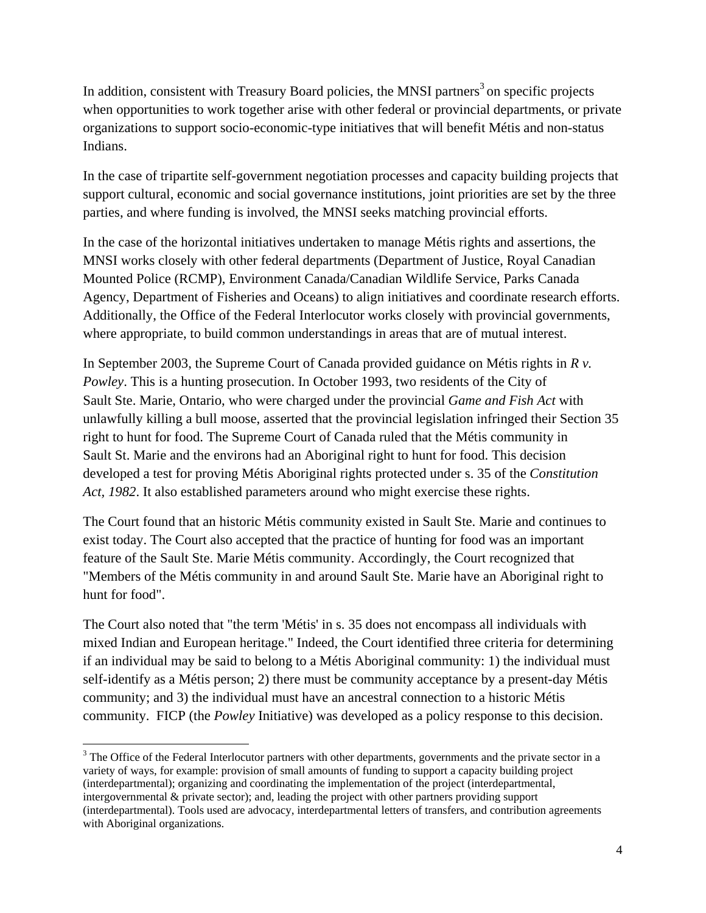In addition, consistent with Treasury Board policies, the MNSI partners[3] on specific projects when opportunities to work together arise with other federal or provincial departments, or private organizations to support socio-economic-type initiatives that will benefit Métis and non-status Indians.

In the case of tripartite self-government negotiation processes and capacity building projects that support cultural, economic and social governance institutions, joint priorities are set by the three parties, and where funding is involved, the MNSI seeks matching provincial efforts.

In the case of the horizontal initiatives undertaken to manage Métis rights and assertions, the MNSI works closely with other federal departments (Department of Justice, Royal Canadian Mounted Police (RCMP), Environment Canada/Canadian Wildlife Service, Parks Canada Agency, Department of Fisheries and Oceans) to align initiatives and coordinate research efforts. Additionally, the Office of the Federal Interlocutor works closely with provincial governments, where appropriate, to build common understandings in areas that are of mutual interest.

In September 2003, the Supreme Court of Canada provided guidance on Métis rights in *R v. Powley*. This is a hunting prosecution. In October 1993, two residents of the City of Sault Ste. Marie, Ontario, who were charged under the provincial *Game and Fish Act* with unlawfully killing a bull moose, asserted that the provincial legislation infringed their Section 35 right to hunt for food. The Supreme Court of Canada ruled that the Métis community in Sault St. Marie and the environs had an Aboriginal right to hunt for food. This decision developed a test for proving Métis Aboriginal rights protected under s. 35 of the *Constitution Act, 1982*. It also established parameters around who might exercise these rights.

The Court found that an historic Métis community existed in Sault Ste. Marie and continues to exist today. The Court also accepted that the practice of hunting for food was an important feature of the Sault Ste. Marie Métis community. Accordingly, the Court recognized that "Members of the Métis community in and around Sault Ste. Marie have an Aboriginal right to hunt for food".

The Court also noted that "the term 'Métis' in s. 35 does not encompass all individuals with mixed Indian and European heritage." Indeed, the Court identified three criteria for determining if an individual may be said to belong to a Métis Aboriginal community: 1) the individual must self-identify as a Métis person; 2) there must be community acceptance by a present-day Métis community; and 3) the individual must have an ancestral connection to a historic Métis community. FICP (the *Powley* Initiative) was developed as a policy response to this decision.

---

[3] The Office of the Federal Interlocutor partners with other departments, governments and the private sector in a variety of ways, for example: provision of small amounts of funding to support a capacity building project (interdepartmental); organizing and coordinating the implementation of the project (interdepartmental, intergovernmental & private sector); and, leading the project with other partners providing support (interdepartmental). Tools used are advocacy, interdepartmental letters of transfers, and contribution agreements with Aboriginal organizations.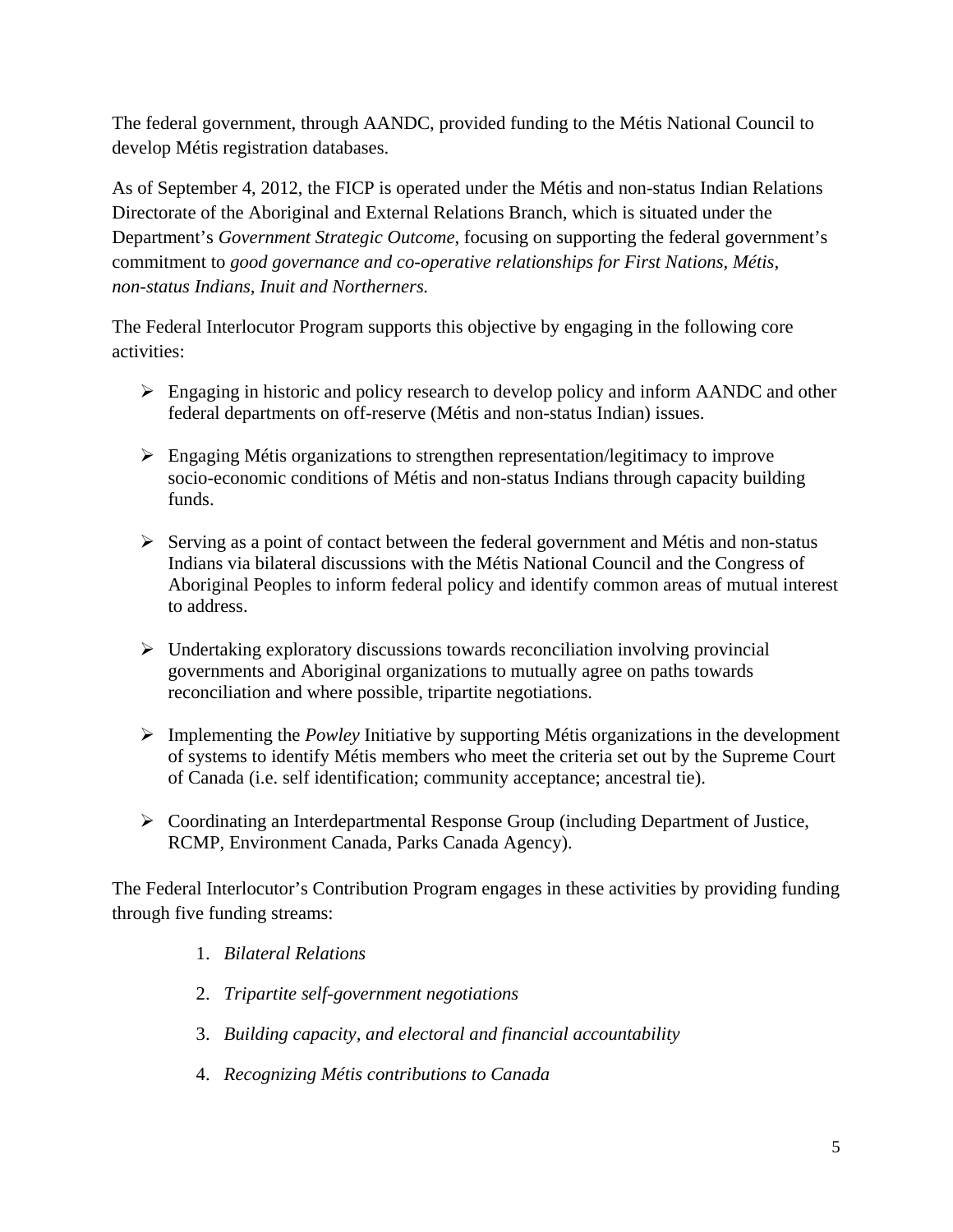The federal government, through AANDC, provided funding to the Métis National Council to develop Métis registration databases.

As of September 4, 2012, the FICP is operated under the Métis and non-status Indian Relations Directorate of the Aboriginal and External Relations Branch, which is situated under the Department's *Government Strategic Outcome*, focusing on supporting the federal government's commitment to *good governance and co-operative relationships for First Nations, Métis, non-status Indians, Inuit and Northerners.*

The Federal Interlocutor Program supports this objective by engaging in the following core activities:

- Engaging in historic and policy research to develop policy and inform AANDC and other federal departments on off-reserve (Métis and non-status Indian) issues.
- Engaging Métis organizations to strengthen representation/legitimacy to improve socio-economic conditions of Métis and non-status Indians through capacity building funds.
- Serving as a point of contact between the federal government and Métis and non-status Indians via bilateral discussions with the Métis National Council and the Congress of Aboriginal Peoples to inform federal policy and identify common areas of mutual interest to address.
- Undertaking exploratory discussions towards reconciliation involving provincial governments and Aboriginal organizations to mutually agree on paths towards reconciliation and where possible, tripartite negotiations.
- Implementing the *Powley* Initiative by supporting Métis organizations in the development of systems to identify Métis members who meet the criteria set out by the Supreme Court of Canada (i.e. self identification; community acceptance; ancestral tie).
- Coordinating an Interdepartmental Response Group (including Department of Justice, RCMP, Environment Canada, Parks Canada Agency).

The Federal Interlocutor's Contribution Program engages in these activities by providing funding through five funding streams:

1. *Bilateral Relations*
2. *Tripartite self-government negotiations*
3. *Building capacity, and electoral and financial accountability*
4. *Recognizing Métis contributions to Canada*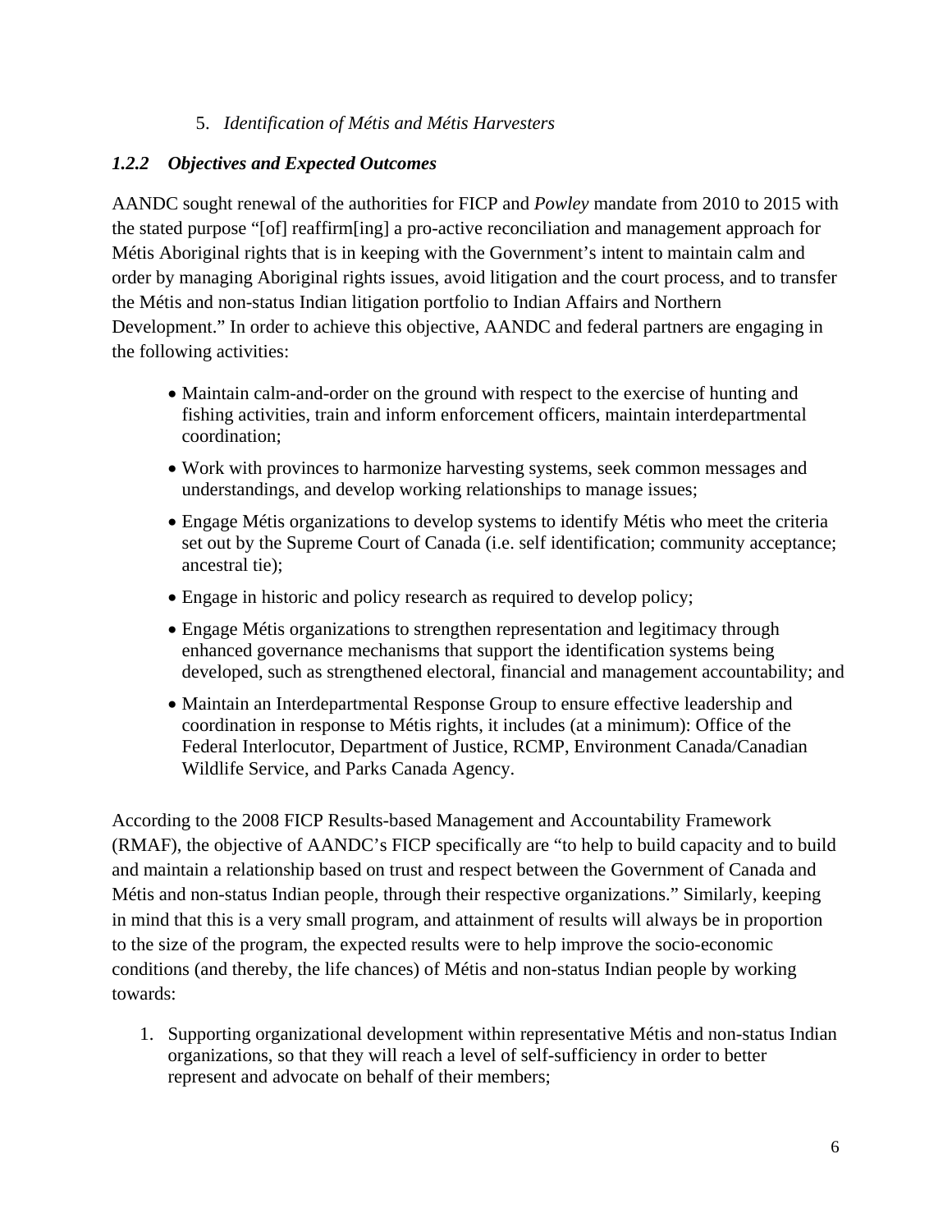5. *Identification of Métis and Métis Harvesters*

### *1.2.2 Objectives and Expected Outcomes*

AANDC sought renewal of the authorities for FICP and *Powley* mandate from 2010 to 2015 with the stated purpose "[of] reaffirm[ing] a pro-active reconciliation and management approach for Métis Aboriginal rights that is in keeping with the Government's intent to maintain calm and order by managing Aboriginal rights issues, avoid litigation and the court process, and to transfer the Métis and non-status Indian litigation portfolio to Indian Affairs and Northern Development." In order to achieve this objective, AANDC and federal partners are engaging in the following activities:

- Maintain calm-and-order on the ground with respect to the exercise of hunting and fishing activities, train and inform enforcement officers, maintain interdepartmental coordination;
- Work with provinces to harmonize harvesting systems, seek common messages and understandings, and develop working relationships to manage issues;
- Engage Métis organizations to develop systems to identify Métis who meet the criteria set out by the Supreme Court of Canada (i.e. self identification; community acceptance; ancestral tie);
- Engage in historic and policy research as required to develop policy;
- Engage Métis organizations to strengthen representation and legitimacy through enhanced governance mechanisms that support the identification systems being developed, such as strengthened electoral, financial and management accountability; and
- Maintain an Interdepartmental Response Group to ensure effective leadership and coordination in response to Métis rights, it includes (at a minimum): Office of the Federal Interlocutor, Department of Justice, RCMP, Environment Canada/Canadian Wildlife Service, and Parks Canada Agency.

According to the 2008 FICP Results-based Management and Accountability Framework (RMAF), the objective of AANDC's FICP specifically are "to help to build capacity and to build and maintain a relationship based on trust and respect between the Government of Canada and Métis and non-status Indian people, through their respective organizations." Similarly, keeping in mind that this is a very small program, and attainment of results will always be in proportion to the size of the program, the expected results were to help improve the socio-economic conditions (and thereby, the life chances) of Métis and non-status Indian people by working towards:

1. Supporting organizational development within representative Métis and non-status Indian organizations, so that they will reach a level of self-sufficiency in order to better represent and advocate on behalf of their members;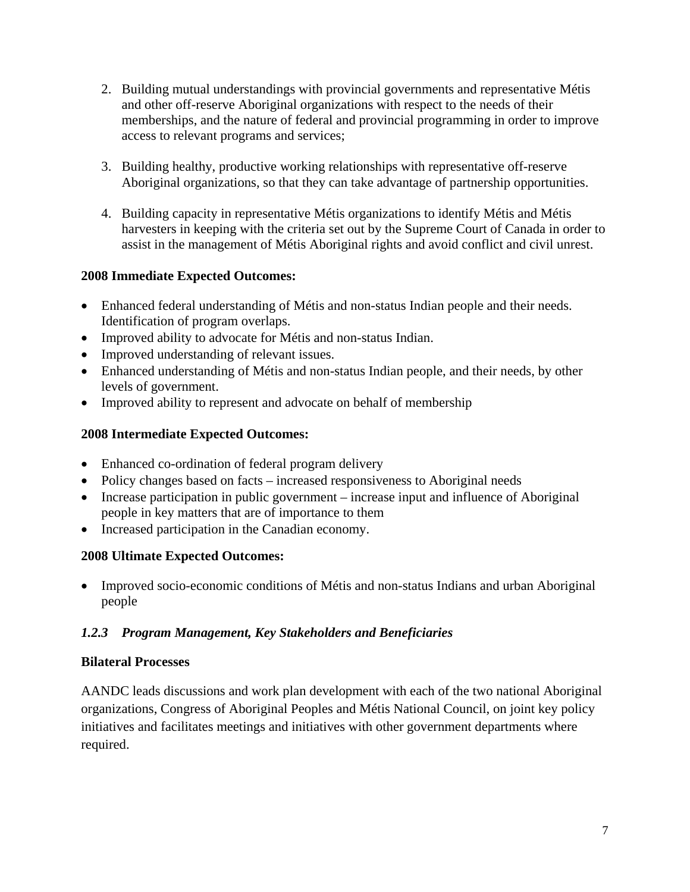2. Building mutual understandings with provincial governments and representative Métis and other off-reserve Aboriginal organizations with respect to the needs of their memberships, and the nature of federal and provincial programming in order to improve access to relevant programs and services;

3. Building healthy, productive working relationships with representative off-reserve Aboriginal organizations, so that they can take advantage of partnership opportunities.

4. Building capacity in representative Métis organizations to identify Métis and Métis harvesters in keeping with the criteria set out by the Supreme Court of Canada in order to assist in the management of Métis Aboriginal rights and avoid conflict and civil unrest.

**2008 Immediate Expected Outcomes:**

- Enhanced federal understanding of Métis and non-status Indian people and their needs. Identification of program overlaps.
- Improved ability to advocate for Métis and non-status Indian.
- Improved understanding of relevant issues.
- Enhanced understanding of Métis and non-status Indian people, and their needs, by other levels of government.
- Improved ability to represent and advocate on behalf of membership

**2008 Intermediate Expected Outcomes:**

- Enhanced co-ordination of federal program delivery
- Policy changes based on facts – increased responsiveness to Aboriginal needs
- Increase participation in public government – increase input and influence of Aboriginal people in key matters that are of importance to them
- Increased participation in the Canadian economy.

**2008 Ultimate Expected Outcomes:**

- Improved socio-economic conditions of Métis and non-status Indians and urban Aboriginal people

### *1.2.3 Program Management, Key Stakeholders and Beneficiaries*

**Bilateral Processes**

AANDC leads discussions and work plan development with each of the two national Aboriginal organizations, Congress of Aboriginal Peoples and Métis National Council, on joint key policy initiatives and facilitates meetings and initiatives with other government departments where required.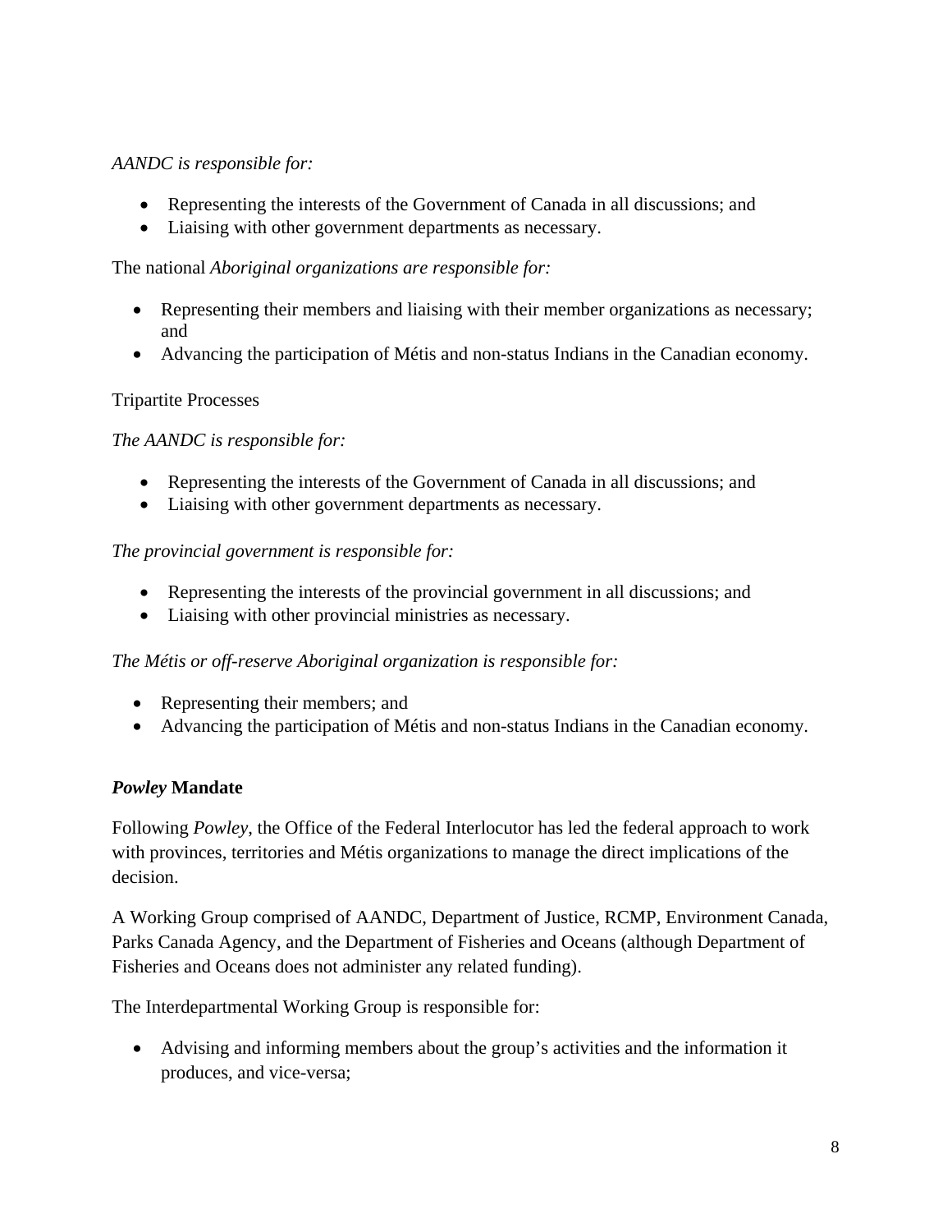*AANDC is responsible for:*

- Representing the interests of the Government of Canada in all discussions; and
- Liaising with other government departments as necessary.

The national *Aboriginal organizations are responsible for:*

- Representing their members and liaising with their member organizations as necessary; and
- Advancing the participation of Métis and non-status Indians in the Canadian economy.

Tripartite Processes

*The AANDC is responsible for:*

- Representing the interests of the Government of Canada in all discussions; and
- Liaising with other government departments as necessary.

*The provincial government is responsible for:*

- Representing the interests of the provincial government in all discussions; and
- Liaising with other provincial ministries as necessary.

*The Métis or off-reserve Aboriginal organization is responsible for:*

- Representing their members; and
- Advancing the participation of Métis and non-status Indians in the Canadian economy.

### ***Powley* Mandate**

Following *Powley*, the Office of the Federal Interlocutor has led the federal approach to work with provinces, territories and Métis organizations to manage the direct implications of the decision.

A Working Group comprised of AANDC, Department of Justice, RCMP, Environment Canada, Parks Canada Agency, and the Department of Fisheries and Oceans (although Department of Fisheries and Oceans does not administer any related funding).

The Interdepartmental Working Group is responsible for:

- Advising and informing members about the group's activities and the information it produces, and vice-versa;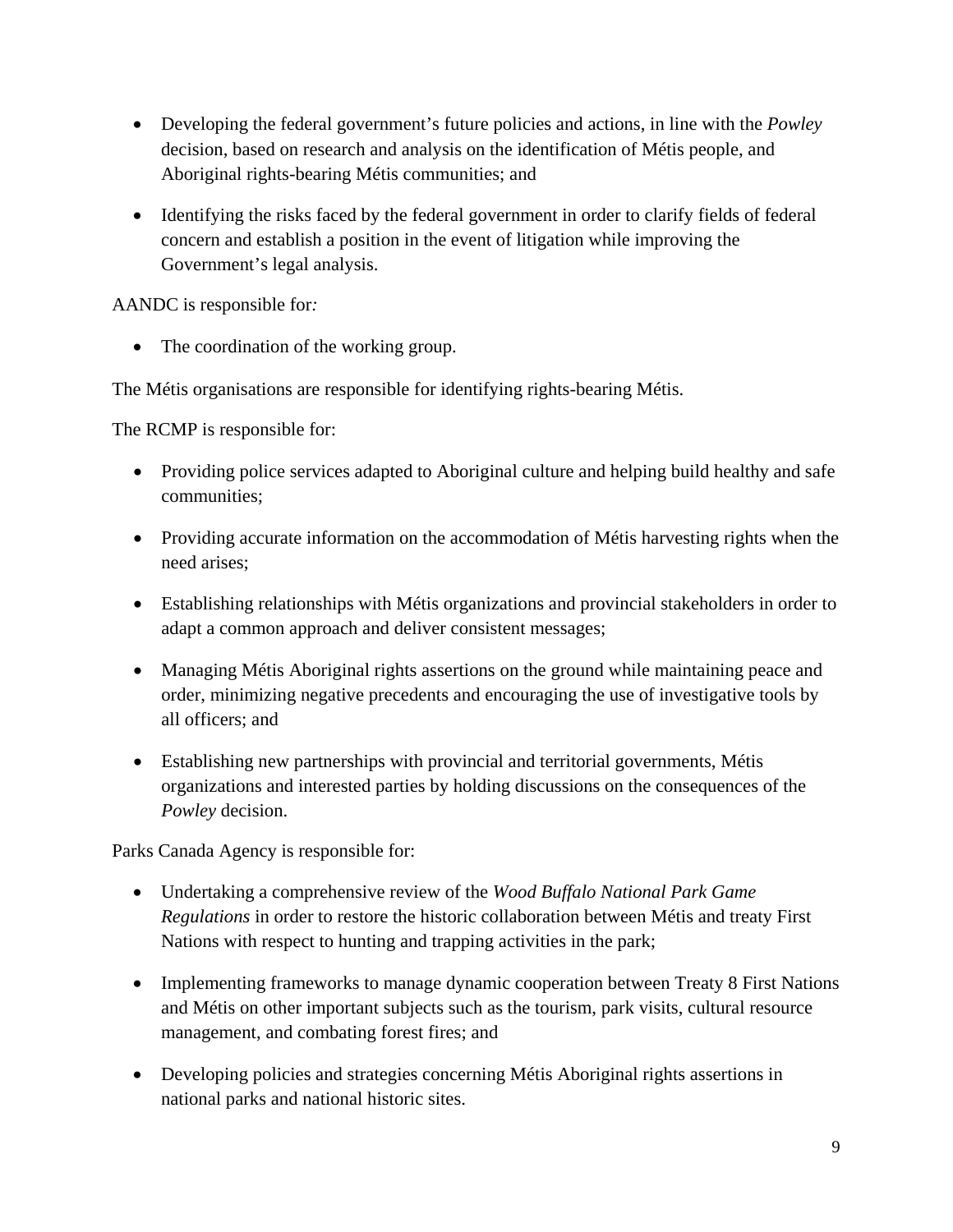- Developing the federal government's future policies and actions, in line with the *Powley* decision, based on research and analysis on the identification of Métis people, and Aboriginal rights-bearing Métis communities; and
- Identifying the risks faced by the federal government in order to clarify fields of federal concern and establish a position in the event of litigation while improving the Government's legal analysis.

AANDC is responsible for*:*

- The coordination of the working group.

The Métis organisations are responsible for identifying rights-bearing Métis.

The RCMP is responsible for:

- Providing police services adapted to Aboriginal culture and helping build healthy and safe communities;
- Providing accurate information on the accommodation of Métis harvesting rights when the need arises;
- Establishing relationships with Métis organizations and provincial stakeholders in order to adapt a common approach and deliver consistent messages;
- Managing Métis Aboriginal rights assertions on the ground while maintaining peace and order, minimizing negative precedents and encouraging the use of investigative tools by all officers; and
- Establishing new partnerships with provincial and territorial governments, Métis organizations and interested parties by holding discussions on the consequences of the *Powley* decision.

Parks Canada Agency is responsible for:

- Undertaking a comprehensive review of the *Wood Buffalo National Park Game Regulations* in order to restore the historic collaboration between Métis and treaty First Nations with respect to hunting and trapping activities in the park;
- Implementing frameworks to manage dynamic cooperation between Treaty 8 First Nations and Métis on other important subjects such as the tourism, park visits, cultural resource management, and combating forest fires; and
- Developing policies and strategies concerning Métis Aboriginal rights assertions in national parks and national historic sites.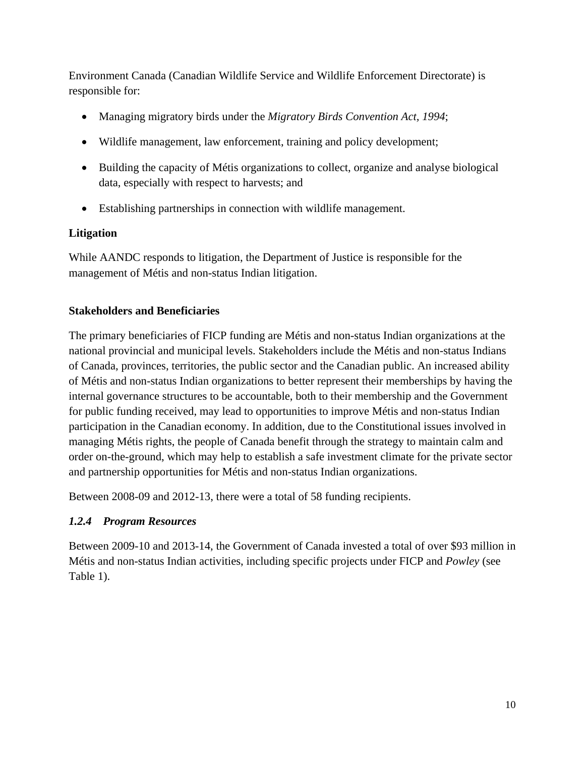Environment Canada (Canadian Wildlife Service and Wildlife Enforcement Directorate) is responsible for:

- Managing migratory birds under the *Migratory Birds Convention Act, 1994*;
- Wildlife management, law enforcement, training and policy development;
- Building the capacity of Métis organizations to collect, organize and analyse biological data, especially with respect to harvests; and
- Establishing partnerships in connection with wildlife management.

**Litigation**

While AANDC responds to litigation, the Department of Justice is responsible for the management of Métis and non-status Indian litigation.

**Stakeholders and Beneficiaries**

The primary beneficiaries of FICP funding are Métis and non-status Indian organizations at the national provincial and municipal levels. Stakeholders include the Métis and non-status Indians of Canada, provinces, territories, the public sector and the Canadian public. An increased ability of Métis and non-status Indian organizations to better represent their memberships by having the internal governance structures to be accountable, both to their membership and the Government for public funding received, may lead to opportunities to improve Métis and non-status Indian participation in the Canadian economy. In addition, due to the Constitutional issues involved in managing Métis rights, the people of Canada benefit through the strategy to maintain calm and order on-the-ground, which may help to establish a safe investment climate for the private sector and partnership opportunities for Métis and non-status Indian organizations.

Between 2008-09 and 2012-13, there were a total of 58 funding recipients.

### *1.2.4 Program Resources*

Between 2009-10 and 2013-14, the Government of Canada invested a total of over $93 million in Métis and non-status Indian activities, including specific projects under FICP and *Powley* (see Table 1).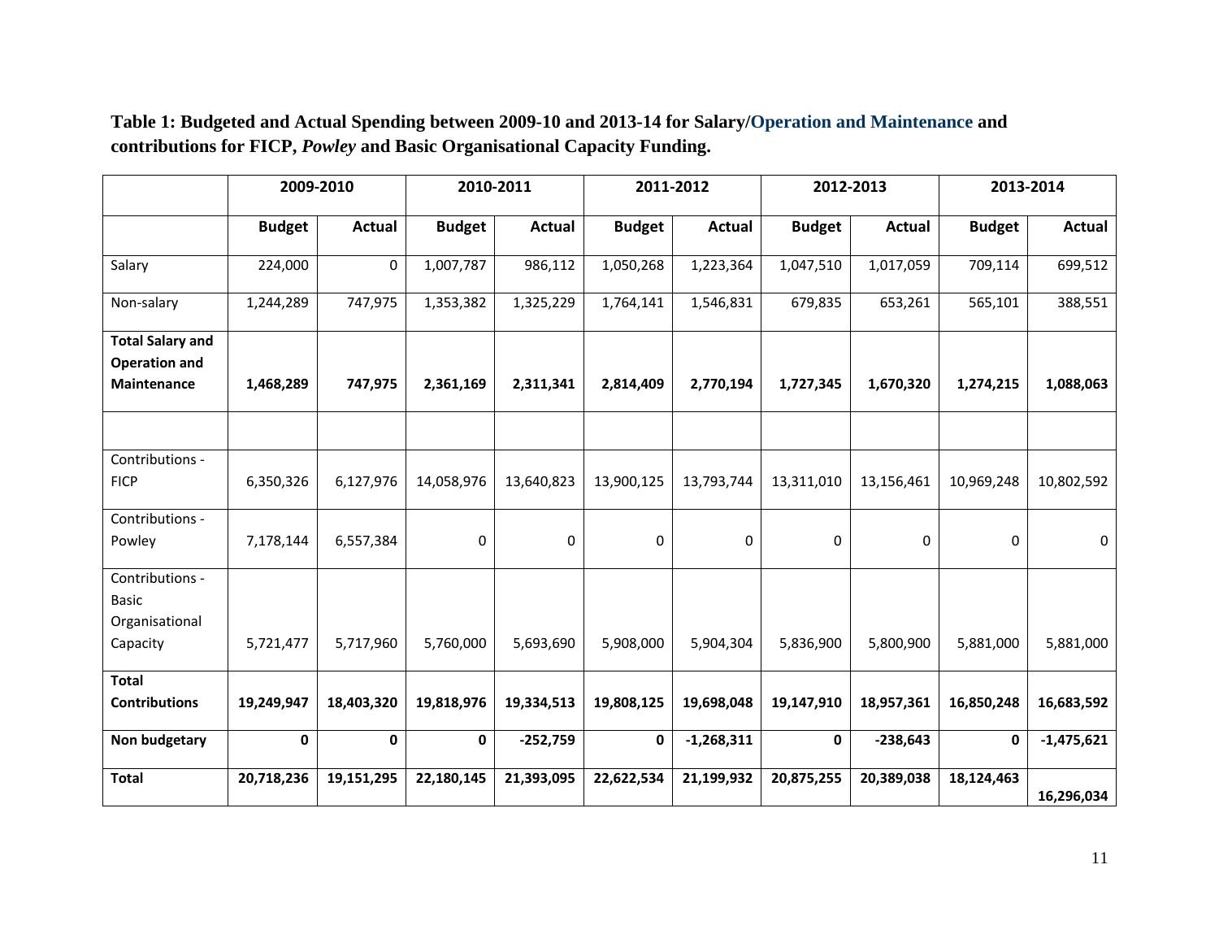**Table 1: Budgeted and Actual Spending between 2009-10 and 2013-14 for Salary/Operation and Maintenance and contributions for FICP, *Powley* and Basic Organisational Capacity Funding.**

| | 2009-2010 | | 2010-2011 | | 2011-2012 | | 2012-2013 | | 2013-2014 | |
|---|---|---|---|---|---|---|---|---|---|---|
| | **Budget** | **Actual** | **Budget** | **Actual** | **Budget** | **Actual** | **Budget** | **Actual** | **Budget** | **Actual** |
| Salary | 224,000 | 0 | 1,007,787 | 986,112 | 1,050,268 | 1,223,364 | 1,047,510 | 1,017,059 | 709,114 | 699,512 |
| Non-salary | 1,244,289 | 747,975 | 1,353,382 | 1,325,229 | 1,764,141 | 1,546,831 | 679,835 | 653,261 | 565,101 | 388,551 |
| **Total Salary and Operation and Maintenance** | **1,468,289** | **747,975** | **2,361,169** | **2,311,341** | **2,814,409** | **2,770,194** | **1,727,345** | **1,670,320** | **1,274,215** | **1,088,063** |
| | | | | | | | | | | |
| Contributions - FICP | 6,350,326 | 6,127,976 | 14,058,976 | 13,640,823 | 13,900,125 | 13,793,744 | 13,311,010 | 13,156,461 | 10,969,248 | 10,802,592 |
| Contributions - Powley | 7,178,144 | 6,557,384 | 0 | 0 | 0 | 0 | 0 | 0 | 0 | 0 |
| Contributions - Basic Organisational Capacity | 5,721,477 | 5,717,960 | 5,760,000 | 5,693,690 | 5,908,000 | 5,904,304 | 5,836,900 | 5,800,900 | 5,881,000 | 5,881,000 |
| **Total Contributions** | **19,249,947** | **18,403,320** | **19,818,976** | **19,334,513** | **19,808,125** | **19,698,048** | **19,147,910** | **18,957,361** | **16,850,248** | **16,683,592** |
| **Non budgetary** | **0** | **0** | **0** | **-252,759** | **0** | **-1,268,311** | **0** | **-238,643** | **0** | **-1,475,621** |
| **Total** | **20,718,236** | **19,151,295** | **22,180,145** | **21,393,095** | **22,622,534** | **21,199,932** | **20,875,255** | **20,389,038** | **18,124,463** | **16,296,034** |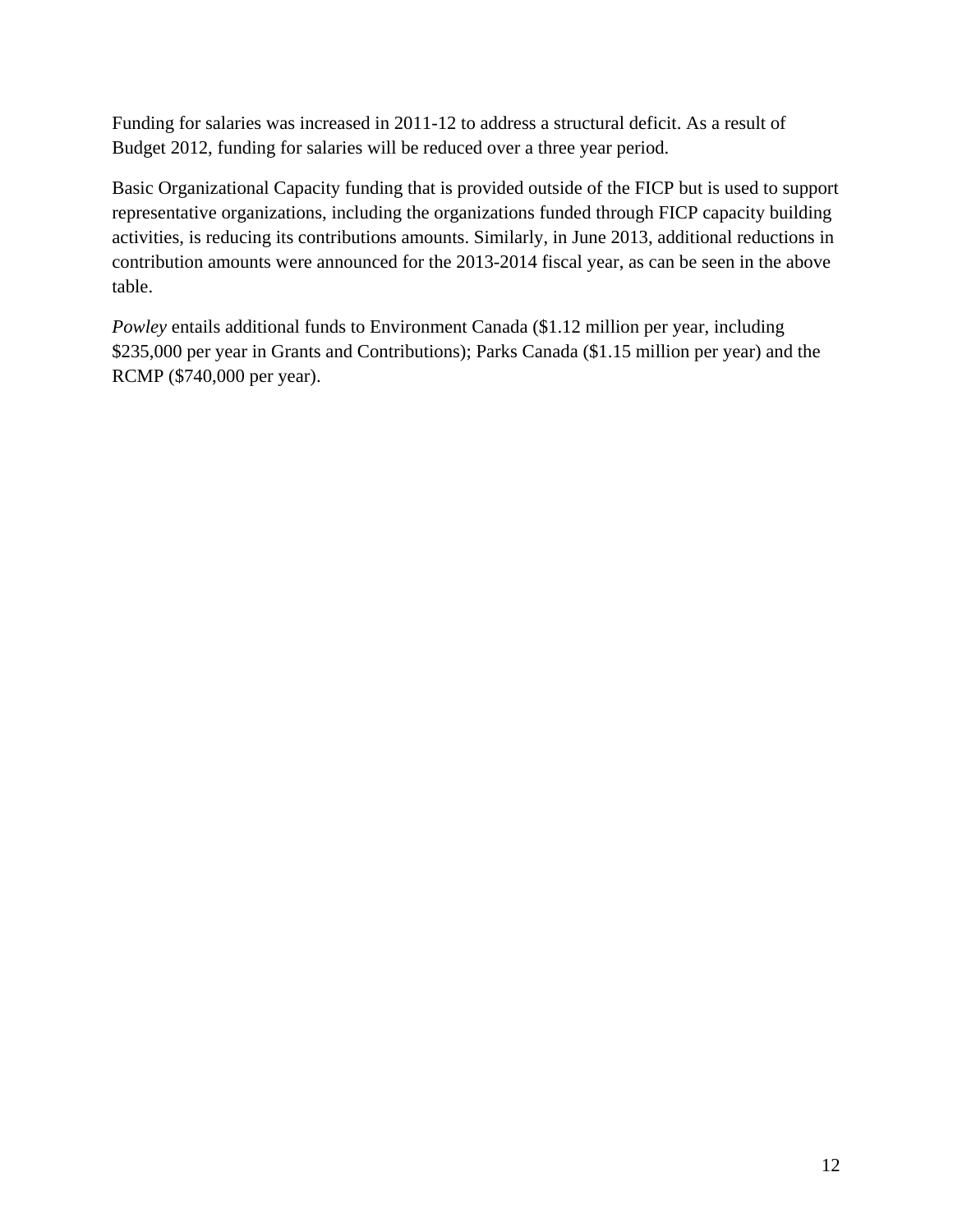Funding for salaries was increased in 2011-12 to address a structural deficit. As a result of Budget 2012, funding for salaries will be reduced over a three year period.

Basic Organizational Capacity funding that is provided outside of the FICP but is used to support representative organizations, including the organizations funded through FICP capacity building activities, is reducing its contributions amounts. Similarly, in June 2013, additional reductions in contribution amounts were announced for the 2013-2014 fiscal year, as can be seen in the above table.

*Powley* entails additional funds to Environment Canada ($1.12 million per year, including $235,000 per year in Grants and Contributions); Parks Canada ($1.15 million per year) and the RCMP ($740,000 per year).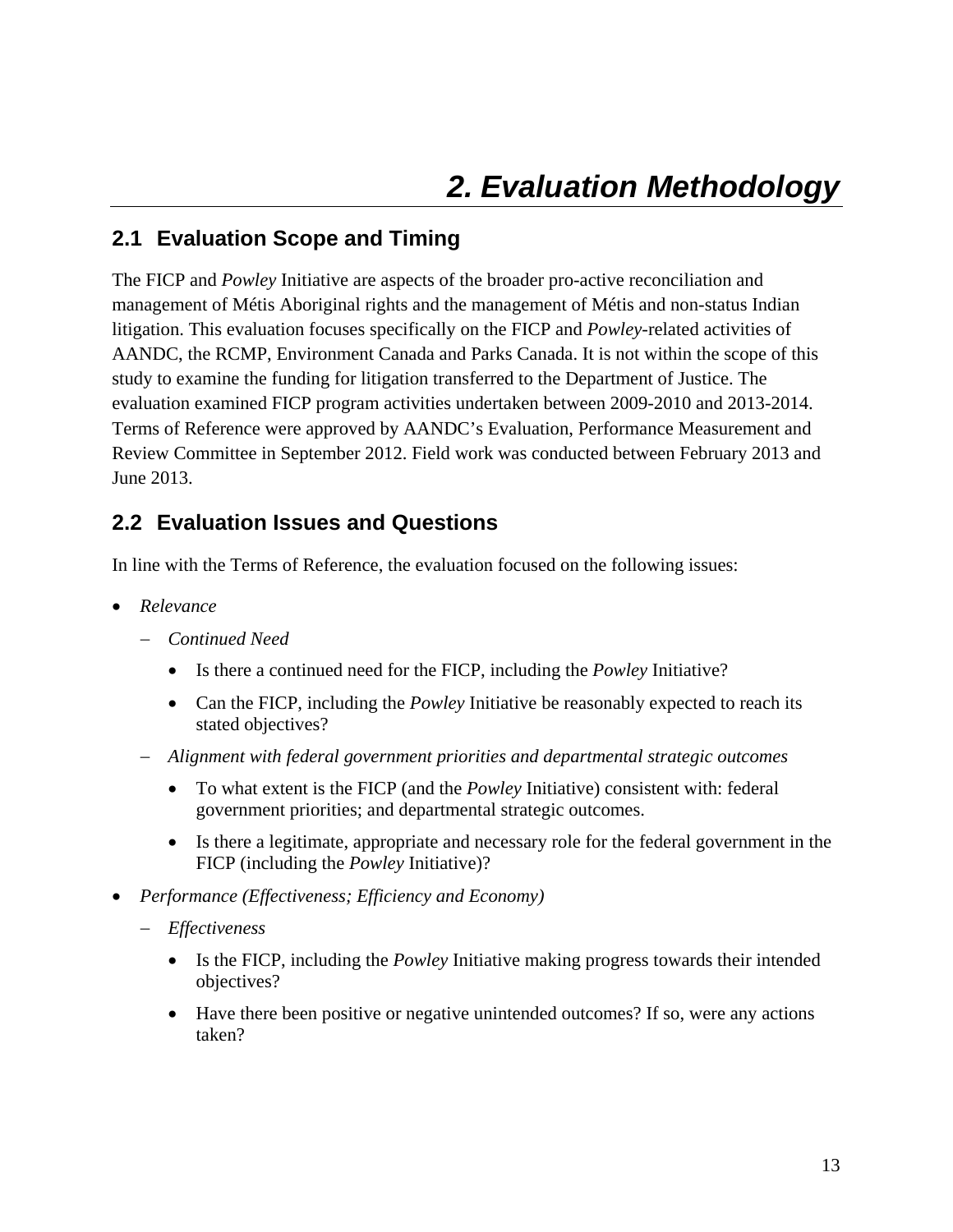# 2. Evaluation Methodology

## 2.1 Evaluation Scope and Timing

The FICP and *Powley* Initiative are aspects of the broader pro-active reconciliation and management of Métis Aboriginal rights and the management of Métis and non-status Indian litigation. This evaluation focuses specifically on the FICP and *Powley*-related activities of AANDC, the RCMP, Environment Canada and Parks Canada. It is not within the scope of this study to examine the funding for litigation transferred to the Department of Justice. The evaluation examined FICP program activities undertaken between 2009-2010 and 2013-2014. Terms of Reference were approved by AANDC's Evaluation, Performance Measurement and Review Committee in September 2012. Field work was conducted between February 2013 and June 2013.

## 2.2 Evaluation Issues and Questions

In line with the Terms of Reference, the evaluation focused on the following issues:

- *Relevance*
  - *Continued Need*
    - Is there a continued need for the FICP, including the *Powley* Initiative?
    - Can the FICP, including the *Powley* Initiative be reasonably expected to reach its stated objectives?
  - *Alignment with federal government priorities and departmental strategic outcomes*
    - To what extent is the FICP (and the *Powley* Initiative) consistent with: federal government priorities; and departmental strategic outcomes.
    - Is there a legitimate, appropriate and necessary role for the federal government in the FICP (including the *Powley* Initiative)?
- *Performance (Effectiveness; Efficiency and Economy)*
  - *Effectiveness*
    - Is the FICP, including the *Powley* Initiative making progress towards their intended objectives?
    - Have there been positive or negative unintended outcomes? If so, were any actions taken?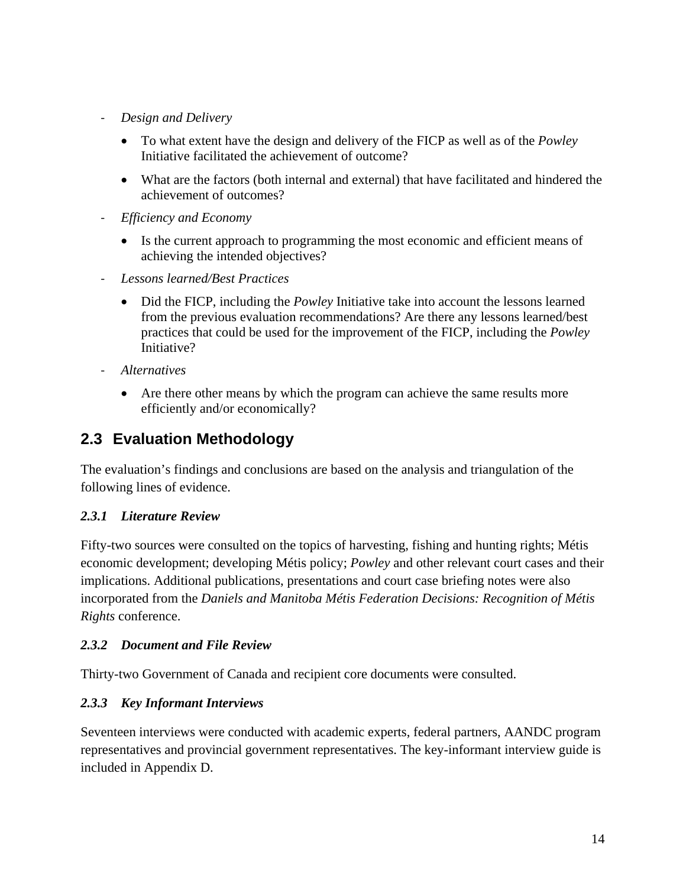- *Design and Delivery*
    - To what extent have the design and delivery of the FICP as well as of the *Powley* Initiative facilitated the achievement of outcome?
    - What are the factors (both internal and external) that have facilitated and hindered the achievement of outcomes?
- *Efficiency and Economy*
    - Is the current approach to programming the most economic and efficient means of achieving the intended objectives?
- *Lessons learned/Best Practices*
    - Did the FICP, including the *Powley* Initiative take into account the lessons learned from the previous evaluation recommendations? Are there any lessons learned/best practices that could be used for the improvement of the FICP, including the *Powley* Initiative?
- *Alternatives*
    - Are there other means by which the program can achieve the same results more efficiently and/or economically?

## 2.3 Evaluation Methodology

The evaluation's findings and conclusions are based on the analysis and triangulation of the following lines of evidence.

### *2.3.1 Literature Review*

Fifty-two sources were consulted on the topics of harvesting, fishing and hunting rights; Métis economic development; developing Métis policy; *Powley* and other relevant court cases and their implications. Additional publications, presentations and court case briefing notes were also incorporated from the *Daniels and Manitoba Métis Federation Decisions: Recognition of Métis Rights* conference.

### *2.3.2 Document and File Review*

Thirty-two Government of Canada and recipient core documents were consulted.

### *2.3.3 Key Informant Interviews*

Seventeen interviews were conducted with academic experts, federal partners, AANDC program representatives and provincial government representatives. The key-informant interview guide is included in Appendix D.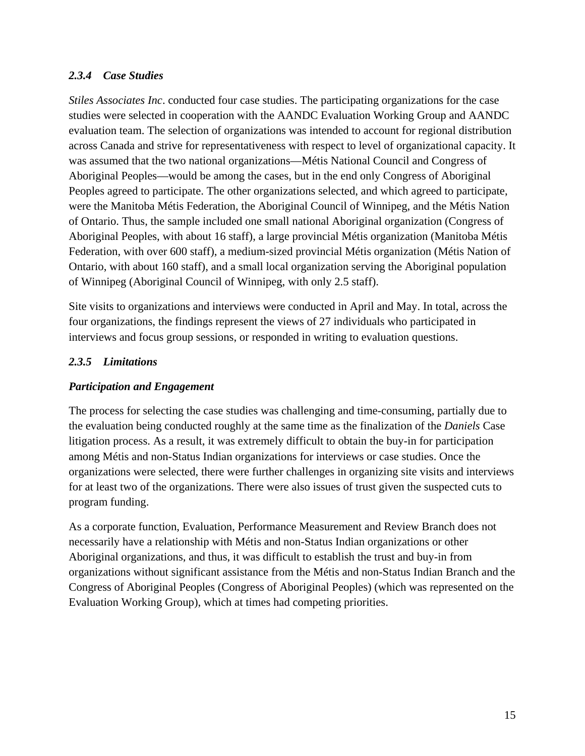#### *2.3.4 Case Studies*

*Stiles Associates Inc*. conducted four case studies. The participating organizations for the case studies were selected in cooperation with the AANDC Evaluation Working Group and AANDC evaluation team. The selection of organizations was intended to account for regional distribution across Canada and strive for representativeness with respect to level of organizational capacity. It was assumed that the two national organizations—Métis National Council and Congress of Aboriginal Peoples—would be among the cases, but in the end only Congress of Aboriginal Peoples agreed to participate. The other organizations selected, and which agreed to participate, were the Manitoba Métis Federation, the Aboriginal Council of Winnipeg, and the Métis Nation of Ontario. Thus, the sample included one small national Aboriginal organization (Congress of Aboriginal Peoples, with about 16 staff), a large provincial Métis organization (Manitoba Métis Federation, with over 600 staff), a medium-sized provincial Métis organization (Métis Nation of Ontario, with about 160 staff), and a small local organization serving the Aboriginal population of Winnipeg (Aboriginal Council of Winnipeg, with only 2.5 staff).

Site visits to organizations and interviews were conducted in April and May. In total, across the four organizations, the findings represent the views of 27 individuals who participated in interviews and focus group sessions, or responded in writing to evaluation questions.

#### *2.3.5 Limitations*

***Participation and Engagement***

The process for selecting the case studies was challenging and time-consuming, partially due to the evaluation being conducted roughly at the same time as the finalization of the *Daniels* Case litigation process. As a result, it was extremely difficult to obtain the buy-in for participation among Métis and non-Status Indian organizations for interviews or case studies. Once the organizations were selected, there were further challenges in organizing site visits and interviews for at least two of the organizations. There were also issues of trust given the suspected cuts to program funding.

As a corporate function, Evaluation, Performance Measurement and Review Branch does not necessarily have a relationship with Métis and non-Status Indian organizations or other Aboriginal organizations, and thus, it was difficult to establish the trust and buy-in from organizations without significant assistance from the Métis and non-Status Indian Branch and the Congress of Aboriginal Peoples (Congress of Aboriginal Peoples) (which was represented on the Evaluation Working Group), which at times had competing priorities.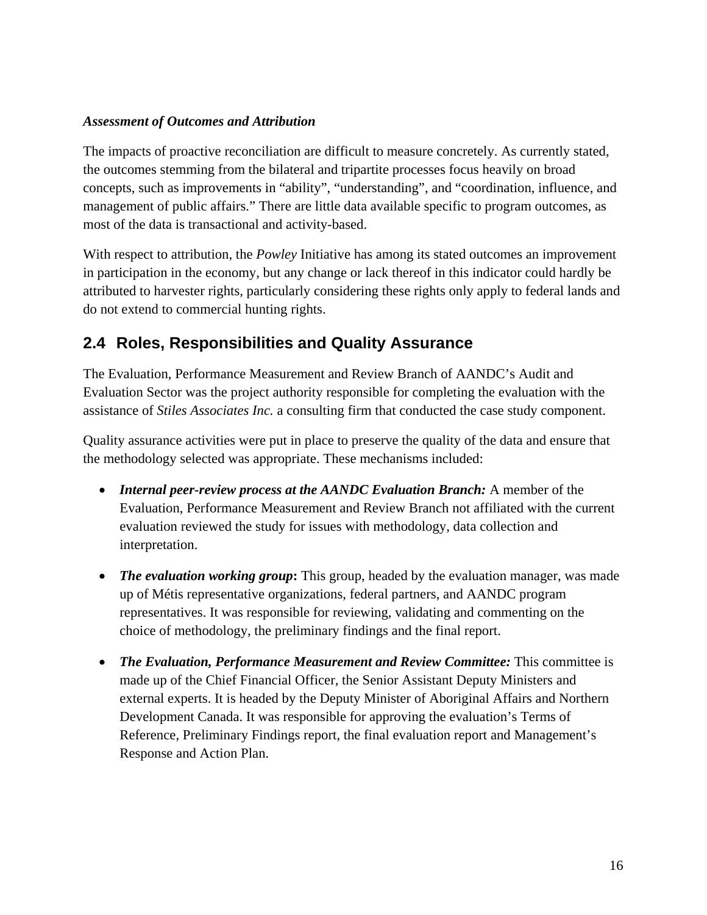*Assessment of Outcomes and Attribution*

The impacts of proactive reconciliation are difficult to measure concretely. As currently stated, the outcomes stemming from the bilateral and tripartite processes focus heavily on broad concepts, such as improvements in "ability", "understanding", and "coordination, influence, and management of public affairs." There are little data available specific to program outcomes, as most of the data is transactional and activity-based.

With respect to attribution, the *Powley* Initiative has among its stated outcomes an improvement in participation in the economy, but any change or lack thereof in this indicator could hardly be attributed to harvester rights, particularly considering these rights only apply to federal lands and do not extend to commercial hunting rights.

## 2.4 Roles, Responsibilities and Quality Assurance

The Evaluation, Performance Measurement and Review Branch of AANDC's Audit and Evaluation Sector was the project authority responsible for completing the evaluation with the assistance of *Stiles Associates Inc.* a consulting firm that conducted the case study component.

Quality assurance activities were put in place to preserve the quality of the data and ensure that the methodology selected was appropriate. These mechanisms included:

- ***Internal peer-review process at the AANDC Evaluation Branch:*** A member of the Evaluation, Performance Measurement and Review Branch not affiliated with the current evaluation reviewed the study for issues with methodology, data collection and interpretation.
- ***The evaluation working group*:** This group, headed by the evaluation manager, was made up of Métis representative organizations, federal partners, and AANDC program representatives. It was responsible for reviewing, validating and commenting on the choice of methodology, the preliminary findings and the final report.
- ***The Evaluation, Performance Measurement and Review Committee:*** This committee is made up of the Chief Financial Officer, the Senior Assistant Deputy Ministers and external experts. It is headed by the Deputy Minister of Aboriginal Affairs and Northern Development Canada. It was responsible for approving the evaluation's Terms of Reference, Preliminary Findings report, the final evaluation report and Management's Response and Action Plan.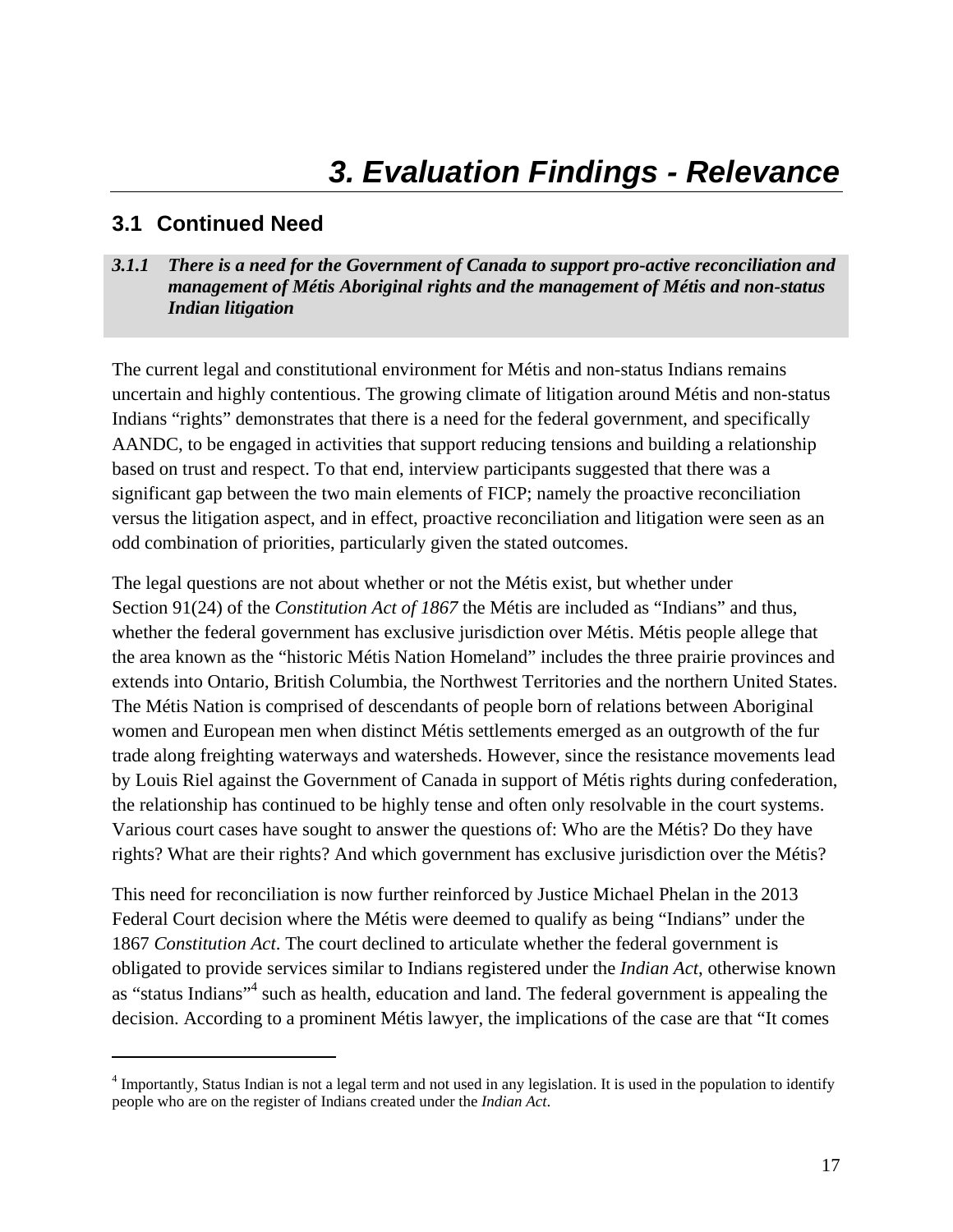# 3. Evaluation Findings - Relevance

## 3.1 Continued Need

### *3.1.1 There is a need for the Government of Canada to support pro-active reconciliation and management of Métis Aboriginal rights and the management of Métis and non-status Indian litigation*

The current legal and constitutional environment for Métis and non-status Indians remains uncertain and highly contentious. The growing climate of litigation around Métis and non-status Indians "rights" demonstrates that there is a need for the federal government, and specifically AANDC, to be engaged in activities that support reducing tensions and building a relationship based on trust and respect. To that end, interview participants suggested that there was a significant gap between the two main elements of FICP; namely the proactive reconciliation versus the litigation aspect, and in effect, proactive reconciliation and litigation were seen as an odd combination of priorities, particularly given the stated outcomes.

The legal questions are not about whether or not the Métis exist, but whether under Section 91(24) of the *Constitution Act of 1867* the Métis are included as "Indians" and thus, whether the federal government has exclusive jurisdiction over Métis. Métis people allege that the area known as the "historic Métis Nation Homeland" includes the three prairie provinces and extends into Ontario, British Columbia, the Northwest Territories and the northern United States. The Métis Nation is comprised of descendants of people born of relations between Aboriginal women and European men when distinct Métis settlements emerged as an outgrowth of the fur trade along freighting waterways and watersheds. However, since the resistance movements lead by Louis Riel against the Government of Canada in support of Métis rights during confederation, the relationship has continued to be highly tense and often only resolvable in the court systems. Various court cases have sought to answer the questions of: Who are the Métis? Do they have rights? What are their rights? And which government has exclusive jurisdiction over the Métis?

This need for reconciliation is now further reinforced by Justice Michael Phelan in the 2013 Federal Court decision where the Métis were deemed to qualify as being "Indians" under the 1867 *Constitution Act*. The court declined to articulate whether the federal government is obligated to provide services similar to Indians registered under the *Indian Act*, otherwise known as "status Indians"[4] such as health, education and land. The federal government is appealing the decision. According to a prominent Métis lawyer, the implications of the case are that "It comes

---

[4] Importantly, Status Indian is not a legal term and not used in any legislation. It is used in the population to identify people who are on the register of Indians created under the *Indian Act*.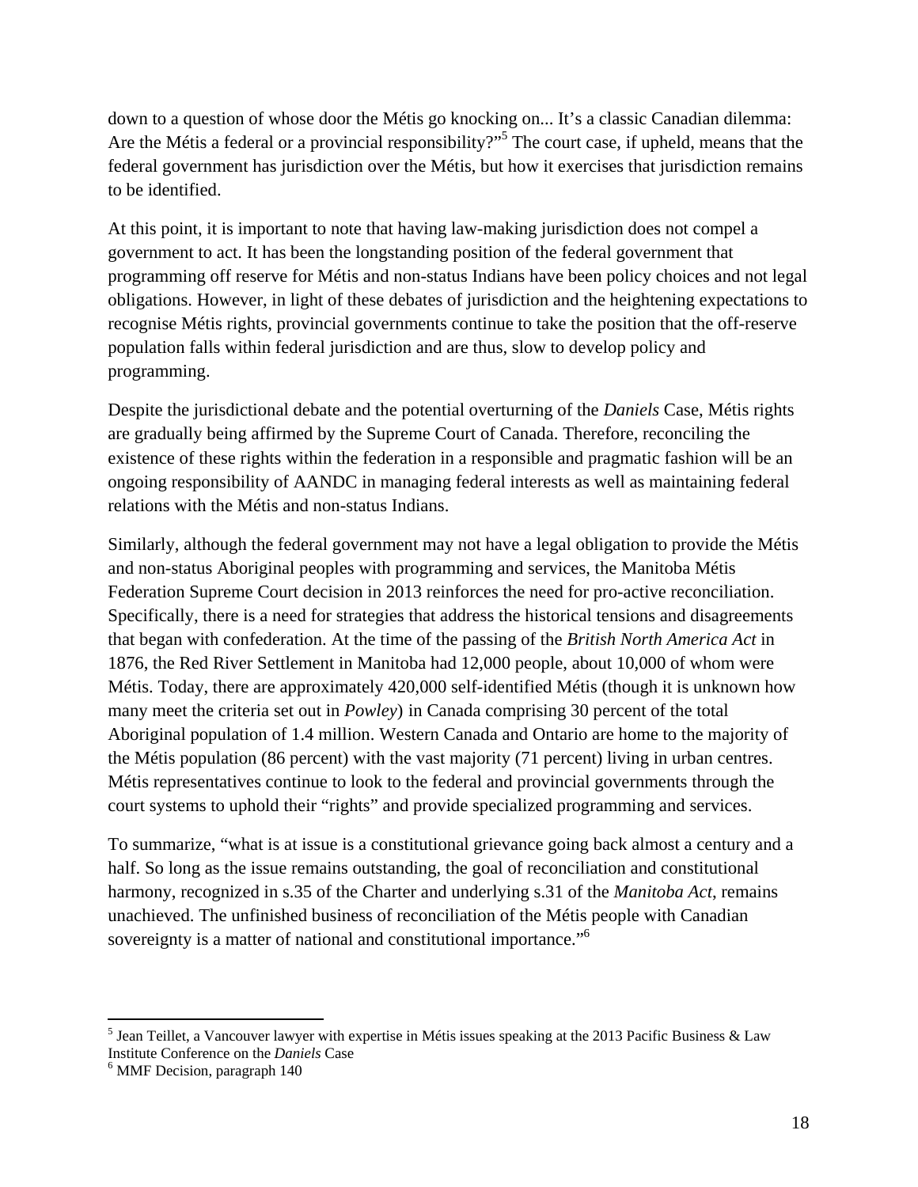down to a question of whose door the Métis go knocking on... It's a classic Canadian dilemma: Are the Métis a federal or a provincial responsibility?"[5] The court case, if upheld, means that the federal government has jurisdiction over the Métis, but how it exercises that jurisdiction remains to be identified.

At this point, it is important to note that having law-making jurisdiction does not compel a government to act. It has been the longstanding position of the federal government that programming off reserve for Métis and non-status Indians have been policy choices and not legal obligations. However, in light of these debates of jurisdiction and the heightening expectations to recognise Métis rights, provincial governments continue to take the position that the off-reserve population falls within federal jurisdiction and are thus, slow to develop policy and programming.

Despite the jurisdictional debate and the potential overturning of the *Daniels* Case, Métis rights are gradually being affirmed by the Supreme Court of Canada. Therefore, reconciling the existence of these rights within the federation in a responsible and pragmatic fashion will be an ongoing responsibility of AANDC in managing federal interests as well as maintaining federal relations with the Métis and non-status Indians.

Similarly, although the federal government may not have a legal obligation to provide the Métis and non-status Aboriginal peoples with programming and services, the Manitoba Métis Federation Supreme Court decision in 2013 reinforces the need for pro-active reconciliation. Specifically, there is a need for strategies that address the historical tensions and disagreements that began with confederation. At the time of the passing of the *British North America Act* in 1876, the Red River Settlement in Manitoba had 12,000 people, about 10,000 of whom were Métis. Today, there are approximately 420,000 self-identified Métis (though it is unknown how many meet the criteria set out in *Powley*) in Canada comprising 30 percent of the total Aboriginal population of 1.4 million. Western Canada and Ontario are home to the majority of the Métis population (86 percent) with the vast majority (71 percent) living in urban centres. Métis representatives continue to look to the federal and provincial governments through the court systems to uphold their "rights" and provide specialized programming and services.

To summarize, "what is at issue is a constitutional grievance going back almost a century and a half. So long as the issue remains outstanding, the goal of reconciliation and constitutional harmony, recognized in s.35 of the Charter and underlying s.31 of the *Manitoba Act*, remains unachieved. The unfinished business of reconciliation of the Métis people with Canadian sovereignty is a matter of national and constitutional importance."[6]

---

[5] Jean Teillet, a Vancouver lawyer with expertise in Métis issues speaking at the 2013 Pacific Business & Law Institute Conference on the *Daniels* Case

[6] MMF Decision, paragraph 140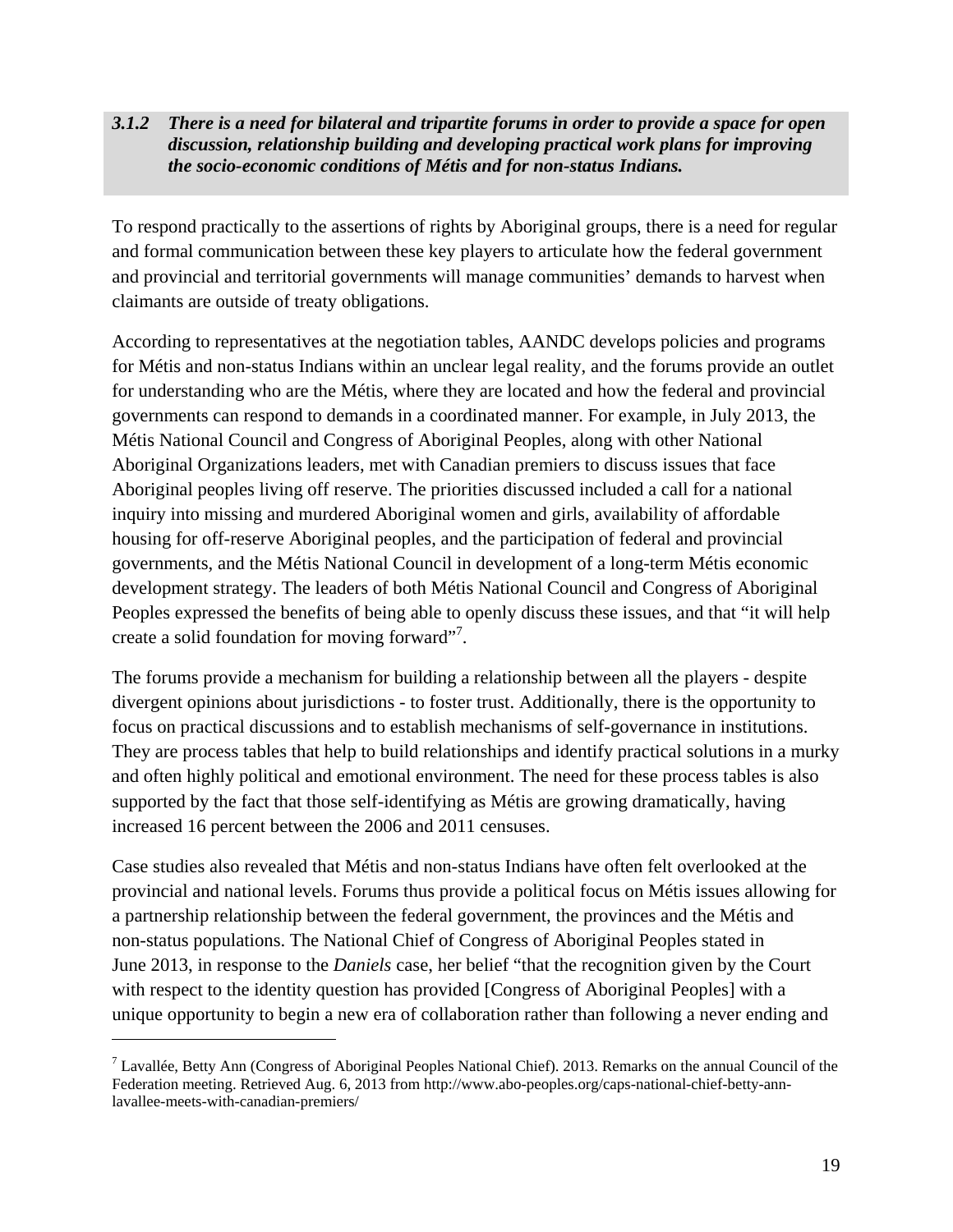### *3.1.2 There is a need for bilateral and tripartite forums in order to provide a space for open discussion, relationship building and developing practical work plans for improving the socio-economic conditions of Métis and for non-status Indians.*

To respond practically to the assertions of rights by Aboriginal groups, there is a need for regular and formal communication between these key players to articulate how the federal government and provincial and territorial governments will manage communities' demands to harvest when claimants are outside of treaty obligations.

According to representatives at the negotiation tables, AANDC develops policies and programs for Métis and non-status Indians within an unclear legal reality, and the forums provide an outlet for understanding who are the Métis, where they are located and how the federal and provincial governments can respond to demands in a coordinated manner. For example, in July 2013, the Métis National Council and Congress of Aboriginal Peoples, along with other National Aboriginal Organizations leaders, met with Canadian premiers to discuss issues that face Aboriginal peoples living off reserve. The priorities discussed included a call for a national inquiry into missing and murdered Aboriginal women and girls, availability of affordable housing for off-reserve Aboriginal peoples, and the participation of federal and provincial governments, and the Métis National Council in development of a long-term Métis economic development strategy. The leaders of both Métis National Council and Congress of Aboriginal Peoples expressed the benefits of being able to openly discuss these issues, and that "it will help create a solid foundation for moving forward"[7].

The forums provide a mechanism for building a relationship between all the players - despite divergent opinions about jurisdictions - to foster trust. Additionally, there is the opportunity to focus on practical discussions and to establish mechanisms of self-governance in institutions. They are process tables that help to build relationships and identify practical solutions in a murky and often highly political and emotional environment. The need for these process tables is also supported by the fact that those self-identifying as Métis are growing dramatically, having increased 16 percent between the 2006 and 2011 censuses.

Case studies also revealed that Métis and non-status Indians have often felt overlooked at the provincial and national levels. Forums thus provide a political focus on Métis issues allowing for a partnership relationship between the federal government, the provinces and the Métis and non-status populations. The National Chief of Congress of Aboriginal Peoples stated in June 2013, in response to the *Daniels* case, her belief "that the recognition given by the Court with respect to the identity question has provided [Congress of Aboriginal Peoples] with a unique opportunity to begin a new era of collaboration rather than following a never ending and

---

[7] Lavallée, Betty Ann (Congress of Aboriginal Peoples National Chief). 2013. Remarks on the annual Council of the Federation meeting. Retrieved Aug. 6, 2013 from http://www.abo-peoples.org/caps-national-chief-betty-ann-lavallee-meets-with-canadian-premiers/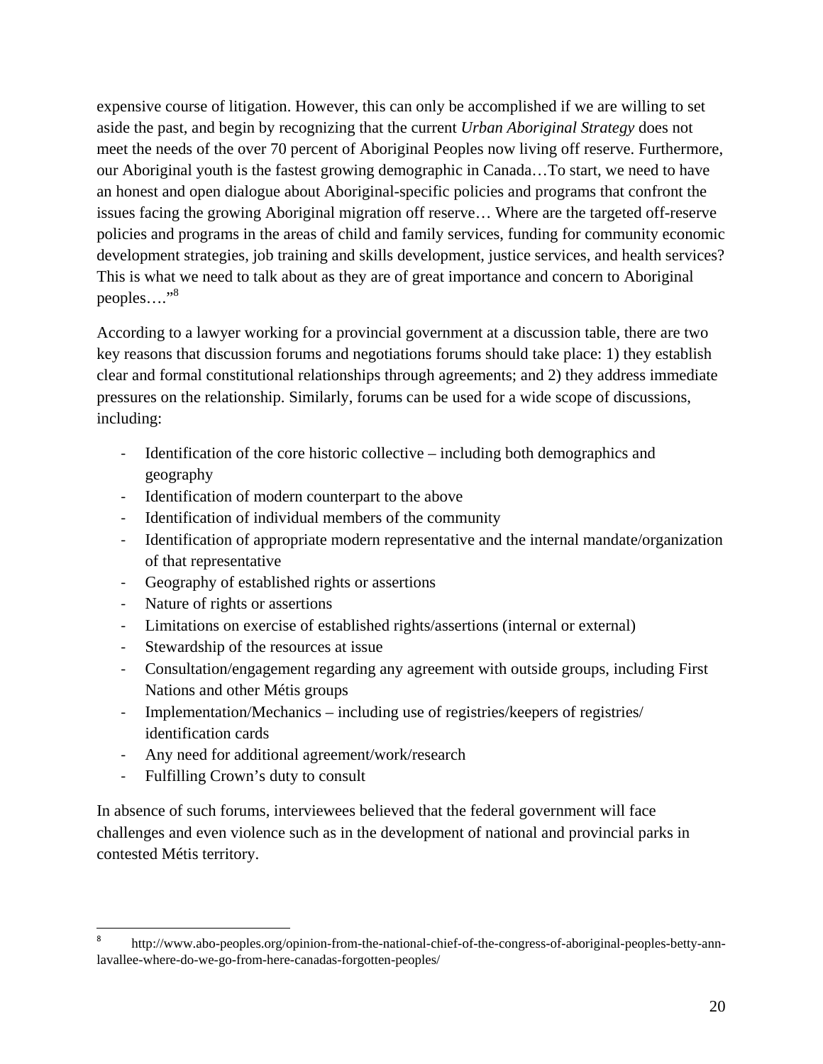expensive course of litigation. However, this can only be accomplished if we are willing to set aside the past, and begin by recognizing that the current *Urban Aboriginal Strategy* does not meet the needs of the over 70 percent of Aboriginal Peoples now living off reserve. Furthermore, our Aboriginal youth is the fastest growing demographic in Canada…To start, we need to have an honest and open dialogue about Aboriginal-specific policies and programs that confront the issues facing the growing Aboriginal migration off reserve… Where are the targeted off-reserve policies and programs in the areas of child and family services, funding for community economic development strategies, job training and skills development, justice services, and health services? This is what we need to talk about as they are of great importance and concern to Aboriginal peoples…."[8]

According to a lawyer working for a provincial government at a discussion table, there are two key reasons that discussion forums and negotiations forums should take place: 1) they establish clear and formal constitutional relationships through agreements; and 2) they address immediate pressures on the relationship. Similarly, forums can be used for a wide scope of discussions, including:

- Identification of the core historic collective – including both demographics and geography
- Identification of modern counterpart to the above
- Identification of individual members of the community
- Identification of appropriate modern representative and the internal mandate/organization of that representative
- Geography of established rights or assertions
- Nature of rights or assertions
- Limitations on exercise of established rights/assertions (internal or external)
- Stewardship of the resources at issue
- Consultation/engagement regarding any agreement with outside groups, including First Nations and other Métis groups
- Implementation/Mechanics – including use of registries/keepers of registries/ identification cards
- Any need for additional agreement/work/research
- Fulfilling Crown's duty to consult

In absence of such forums, interviewees believed that the federal government will face challenges and even violence such as in the development of national and provincial parks in contested Métis territory.

[8] http://www.abo-peoples.org/opinion-from-the-national-chief-of-the-congress-of-aboriginal-peoples-betty-ann-lavallee-where-do-we-go-from-here-canadas-forgotten-peoples/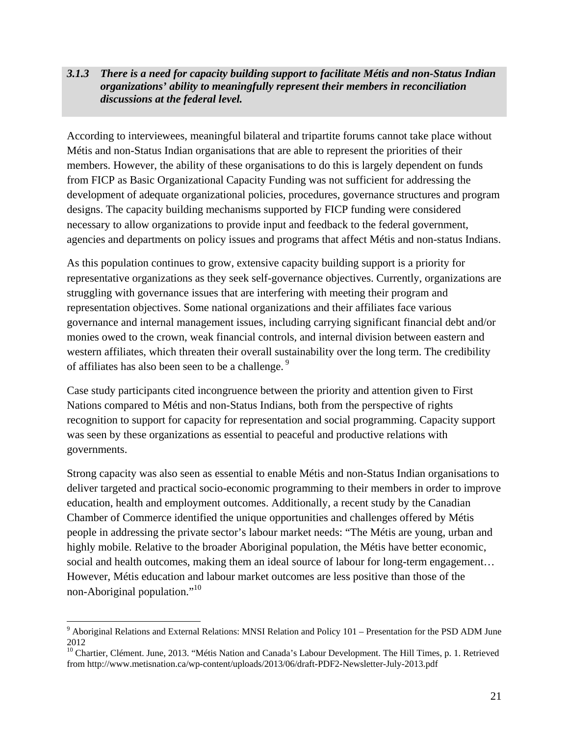### *3.1.3 There is a need for capacity building support to facilitate Métis and non-Status Indian organizations' ability to meaningfully represent their members in reconciliation discussions at the federal level.*

According to interviewees, meaningful bilateral and tripartite forums cannot take place without Métis and non-Status Indian organisations that are able to represent the priorities of their members. However, the ability of these organisations to do this is largely dependent on funds from FICP as Basic Organizational Capacity Funding was not sufficient for addressing the development of adequate organizational policies, procedures, governance structures and program designs. The capacity building mechanisms supported by FICP funding were considered necessary to allow organizations to provide input and feedback to the federal government, agencies and departments on policy issues and programs that affect Métis and non-status Indians.

As this population continues to grow, extensive capacity building support is a priority for representative organizations as they seek self-governance objectives. Currently, organizations are struggling with governance issues that are interfering with meeting their program and representation objectives. Some national organizations and their affiliates face various governance and internal management issues, including carrying significant financial debt and/or monies owed to the crown, weak financial controls, and internal division between eastern and western affiliates, which threaten their overall sustainability over the long term. The credibility of affiliates has also been seen to be a challenge. [9]

Case study participants cited incongruence between the priority and attention given to First Nations compared to Métis and non-Status Indians, both from the perspective of rights recognition to support for capacity for representation and social programming. Capacity support was seen by these organizations as essential to peaceful and productive relations with governments.

Strong capacity was also seen as essential to enable Métis and non-Status Indian organisations to deliver targeted and practical socio-economic programming to their members in order to improve education, health and employment outcomes. Additionally, a recent study by the Canadian Chamber of Commerce identified the unique opportunities and challenges offered by Métis people in addressing the private sector's labour market needs: "The Métis are young, urban and highly mobile. Relative to the broader Aboriginal population, the Métis have better economic, social and health outcomes, making them an ideal source of labour for long-term engagement… However, Métis education and labour market outcomes are less positive than those of the non-Aboriginal population."[10]

---

[9] Aboriginal Relations and External Relations: MNSI Relation and Policy 101 – Presentation for the PSD ADM June 2012

[10] Chartier, Clément. June, 2013. "Métis Nation and Canada's Labour Development. The Hill Times, p. 1. Retrieved from http://www.metisnation.ca/wp-content/uploads/2013/06/draft-PDF2-Newsletter-July-2013.pdf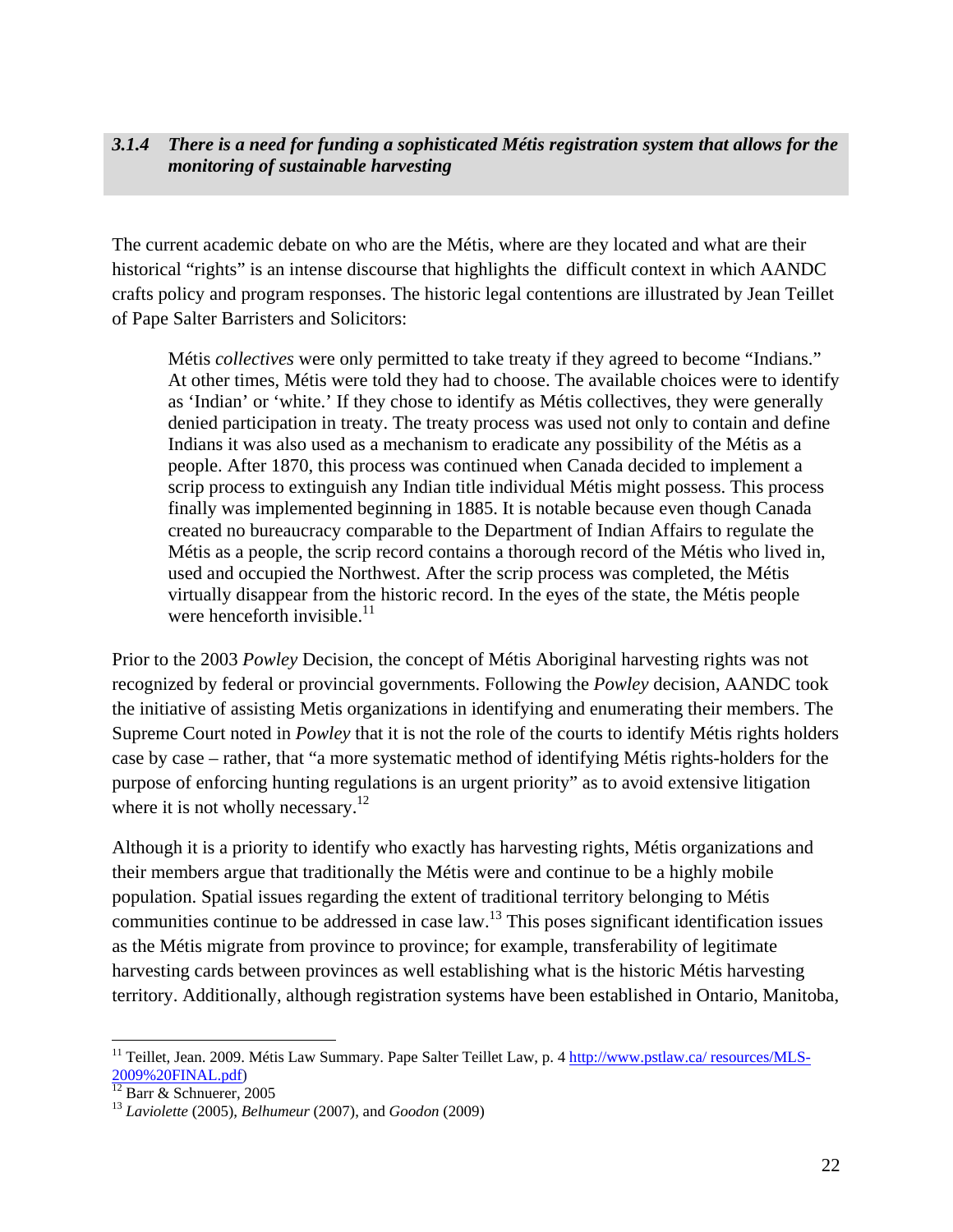### *3.1.4 There is a need for funding a sophisticated Métis registration system that allows for the monitoring of sustainable harvesting*

The current academic debate on who are the Métis, where are they located and what are their historical "rights" is an intense discourse that highlights the difficult context in which AANDC crafts policy and program responses. The historic legal contentions are illustrated by Jean Teillet of Pape Salter Barristers and Solicitors:

> Métis *collectives* were only permitted to take treaty if they agreed to become "Indians." At other times, Métis were told they had to choose. The available choices were to identify as 'Indian' or 'white.' If they chose to identify as Métis collectives, they were generally denied participation in treaty. The treaty process was used not only to contain and define Indians it was also used as a mechanism to eradicate any possibility of the Métis as a people. After 1870, this process was continued when Canada decided to implement a scrip process to extinguish any Indian title individual Métis might possess. This process finally was implemented beginning in 1885. It is notable because even though Canada created no bureaucracy comparable to the Department of Indian Affairs to regulate the Métis as a people, the scrip record contains a thorough record of the Métis who lived in, used and occupied the Northwest. After the scrip process was completed, the Métis virtually disappear from the historic record. In the eyes of the state, the Métis people were henceforth invisible.[11]

Prior to the 2003 *Powley* Decision, the concept of Métis Aboriginal harvesting rights was not recognized by federal or provincial governments. Following the *Powley* decision, AANDC took the initiative of assisting Metis organizations in identifying and enumerating their members. The Supreme Court noted in *Powley* that it is not the role of the courts to identify Métis rights holders case by case – rather, that "a more systematic method of identifying Métis rights-holders for the purpose of enforcing hunting regulations is an urgent priority" as to avoid extensive litigation where it is not wholly necessary.[12]

Although it is a priority to identify who exactly has harvesting rights, Métis organizations and their members argue that traditionally the Métis were and continue to be a highly mobile population. Spatial issues regarding the extent of traditional territory belonging to Métis communities continue to be addressed in case law.[13] This poses significant identification issues as the Métis migrate from province to province; for example, transferability of legitimate harvesting cards between provinces as well establishing what is the historic Métis harvesting territory. Additionally, although registration systems have been established in Ontario, Manitoba,

---

[11] Teillet, Jean. 2009. Métis Law Summary. Pape Salter Teillet Law, p. 4 http://www.pstlaw.ca/ resources/MLS-2009%20FINAL.pdf)

[12] Barr & Schnuerer, 2005

[13] *Laviolette* (2005), *Belhumeur* (2007), and *Goodon* (2009)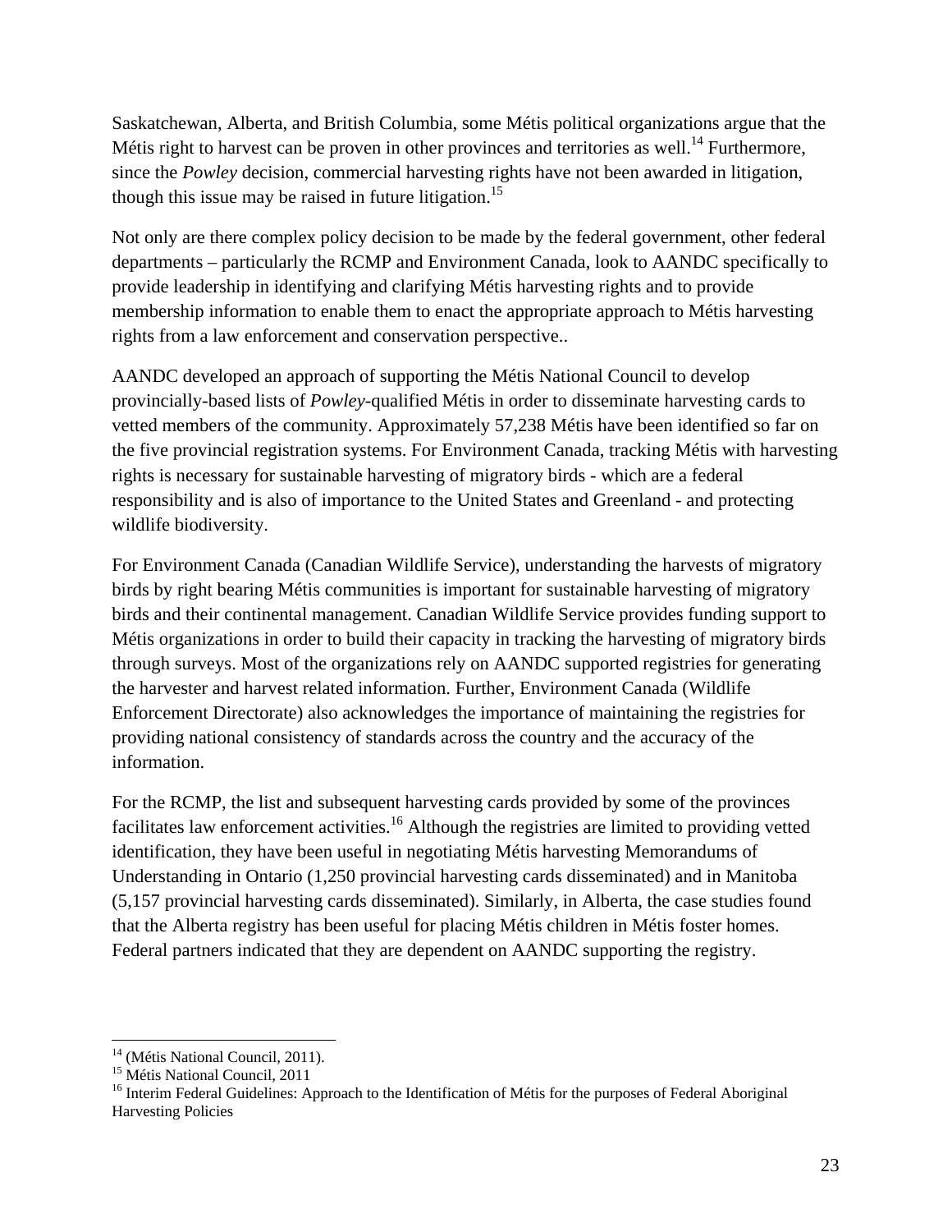Saskatchewan, Alberta, and British Columbia, some Métis political organizations argue that the Métis right to harvest can be proven in other provinces and territories as well.[14] Furthermore, since the *Powley* decision, commercial harvesting rights have not been awarded in litigation, though this issue may be raised in future litigation.[15]

Not only are there complex policy decision to be made by the federal government, other federal departments – particularly the RCMP and Environment Canada, look to AANDC specifically to provide leadership in identifying and clarifying Métis harvesting rights and to provide membership information to enable them to enact the appropriate approach to Métis harvesting rights from a law enforcement and conservation perspective..

AANDC developed an approach of supporting the Métis National Council to develop provincially-based lists of *Powley*-qualified Métis in order to disseminate harvesting cards to vetted members of the community. Approximately 57,238 Métis have been identified so far on the five provincial registration systems. For Environment Canada, tracking Métis with harvesting rights is necessary for sustainable harvesting of migratory birds - which are a federal responsibility and is also of importance to the United States and Greenland - and protecting wildlife biodiversity.

For Environment Canada (Canadian Wildlife Service), understanding the harvests of migratory birds by right bearing Métis communities is important for sustainable harvesting of migratory birds and their continental management. Canadian Wildlife Service provides funding support to Métis organizations in order to build their capacity in tracking the harvesting of migratory birds through surveys. Most of the organizations rely on AANDC supported registries for generating the harvester and harvest related information. Further, Environment Canada (Wildlife Enforcement Directorate) also acknowledges the importance of maintaining the registries for providing national consistency of standards across the country and the accuracy of the information.

For the RCMP, the list and subsequent harvesting cards provided by some of the provinces facilitates law enforcement activities.[16] Although the registries are limited to providing vetted identification, they have been useful in negotiating Métis harvesting Memorandums of Understanding in Ontario (1,250 provincial harvesting cards disseminated) and in Manitoba (5,157 provincial harvesting cards disseminated). Similarly, in Alberta, the case studies found that the Alberta registry has been useful for placing Métis children in Métis foster homes. Federal partners indicated that they are dependent on AANDC supporting the registry.

---

[14] (Métis National Council, 2011).

[15] Métis National Council, 2011

[16] Interim Federal Guidelines: Approach to the Identification of Métis for the purposes of Federal Aboriginal Harvesting Policies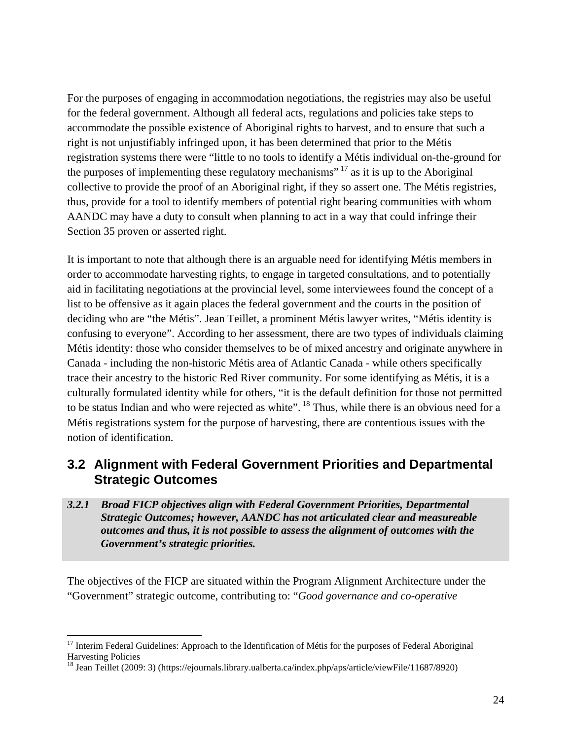For the purposes of engaging in accommodation negotiations, the registries may also be useful for the federal government. Although all federal acts, regulations and policies take steps to accommodate the possible existence of Aboriginal rights to harvest, and to ensure that such a right is not unjustifiably infringed upon, it has been determined that prior to the Métis registration systems there were "little to no tools to identify a Métis individual on-the-ground for the purposes of implementing these regulatory mechanisms" [17] as it is up to the Aboriginal collective to provide the proof of an Aboriginal right, if they so assert one. The Métis registries, thus, provide for a tool to identify members of potential right bearing communities with whom AANDC may have a duty to consult when planning to act in a way that could infringe their Section 35 proven or asserted right.

It is important to note that although there is an arguable need for identifying Métis members in order to accommodate harvesting rights, to engage in targeted consultations, and to potentially aid in facilitating negotiations at the provincial level, some interviewees found the concept of a list to be offensive as it again places the federal government and the courts in the position of deciding who are "the Métis". Jean Teillet, a prominent Métis lawyer writes, "Métis identity is confusing to everyone". According to her assessment, there are two types of individuals claiming Métis identity: those who consider themselves to be of mixed ancestry and originate anywhere in Canada - including the non-historic Métis area of Atlantic Canada - while others specifically trace their ancestry to the historic Red River community. For some identifying as Métis, it is a culturally formulated identity while for others, "it is the default definition for those not permitted to be status Indian and who were rejected as white". [18] Thus, while there is an obvious need for a Métis registrations system for the purpose of harvesting, there are contentious issues with the notion of identification.

## 3.2 Alignment with Federal Government Priorities and Departmental Strategic Outcomes

***3.2.1 Broad FICP objectives align with Federal Government Priorities, Departmental Strategic Outcomes; however, AANDC has not articulated clear and measureable outcomes and thus, it is not possible to assess the alignment of outcomes with the Government's strategic priorities.***

The objectives of the FICP are situated within the Program Alignment Architecture under the "Government" strategic outcome, contributing to: "*Good governance and co-operative*

---

[17] Interim Federal Guidelines: Approach to the Identification of Métis for the purposes of Federal Aboriginal Harvesting Policies

[18] Jean Teillet (2009: 3) (https://ejournals.library.ualberta.ca/index.php/aps/article/viewFile/11687/8920)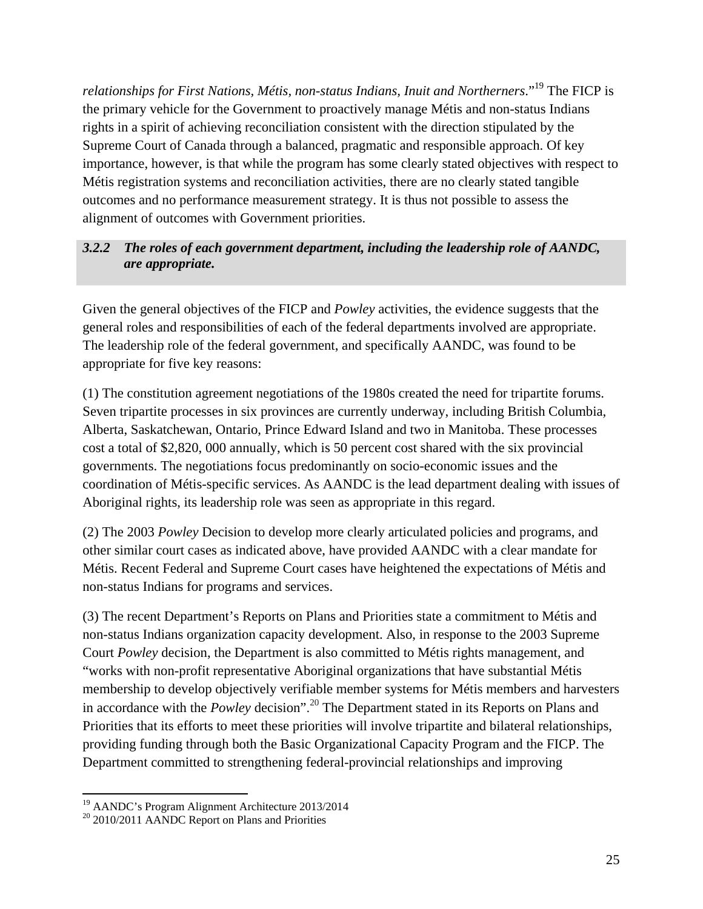*relationships for First Nations, Métis, non-status Indians, Inuit and Northerners*."[19] The FICP is the primary vehicle for the Government to proactively manage Métis and non-status Indians rights in a spirit of achieving reconciliation consistent with the direction stipulated by the Supreme Court of Canada through a balanced, pragmatic and responsible approach. Of key importance, however, is that while the program has some clearly stated objectives with respect to Métis registration systems and reconciliation activities, there are no clearly stated tangible outcomes and no performance measurement strategy. It is thus not possible to assess the alignment of outcomes with Government priorities.

#### *3.2.2 The roles of each government department, including the leadership role of AANDC, are appropriate.*

Given the general objectives of the FICP and *Powley* activities, the evidence suggests that the general roles and responsibilities of each of the federal departments involved are appropriate. The leadership role of the federal government, and specifically AANDC, was found to be appropriate for five key reasons:

(1) The constitution agreement negotiations of the 1980s created the need for tripartite forums. Seven tripartite processes in six provinces are currently underway, including British Columbia, Alberta, Saskatchewan, Ontario, Prince Edward Island and two in Manitoba. These processes cost a total of $2,820, 000 annually, which is 50 percent cost shared with the six provincial governments. The negotiations focus predominantly on socio-economic issues and the coordination of Métis-specific services. As AANDC is the lead department dealing with issues of Aboriginal rights, its leadership role was seen as appropriate in this regard.

(2) The 2003 *Powley* Decision to develop more clearly articulated policies and programs, and other similar court cases as indicated above, have provided AANDC with a clear mandate for Métis. Recent Federal and Supreme Court cases have heightened the expectations of Métis and non-status Indians for programs and services.

(3) The recent Department's Reports on Plans and Priorities state a commitment to Métis and non-status Indians organization capacity development. Also, in response to the 2003 Supreme Court *Powley* decision, the Department is also committed to Métis rights management, and "works with non-profit representative Aboriginal organizations that have substantial Métis membership to develop objectively verifiable member systems for Métis members and harvesters in accordance with the *Powley* decision".[20] The Department stated in its Reports on Plans and Priorities that its efforts to meet these priorities will involve tripartite and bilateral relationships, providing funding through both the Basic Organizational Capacity Program and the FICP. The Department committed to strengthening federal-provincial relationships and improving

---

[19] AANDC's Program Alignment Architecture 2013/2014

[20] 2010/2011 AANDC Report on Plans and Priorities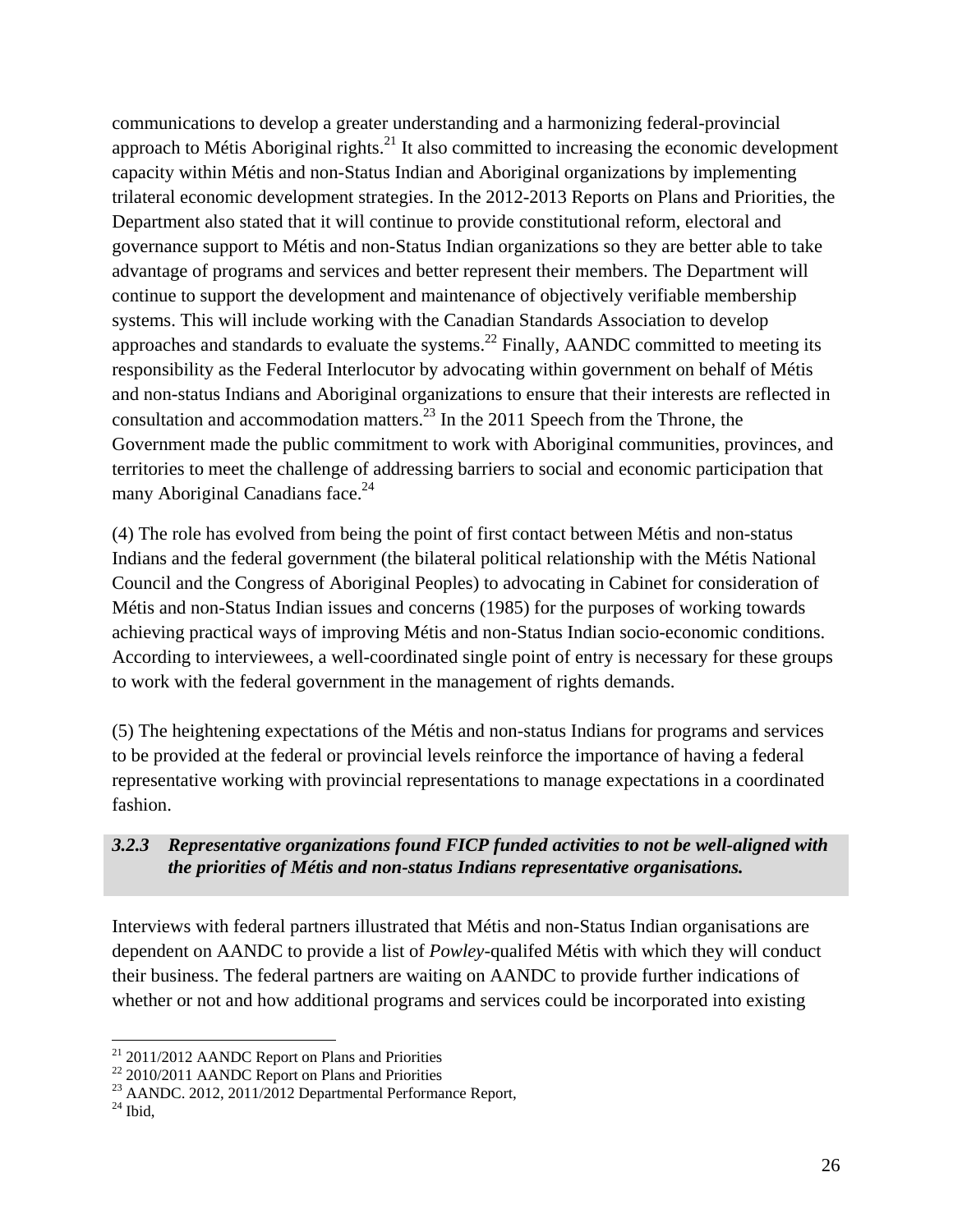communications to develop a greater understanding and a harmonizing federal-provincial approach to Métis Aboriginal rights.[21] It also committed to increasing the economic development capacity within Métis and non-Status Indian and Aboriginal organizations by implementing trilateral economic development strategies. In the 2012-2013 Reports on Plans and Priorities, the Department also stated that it will continue to provide constitutional reform, electoral and governance support to Métis and non-Status Indian organizations so they are better able to take advantage of programs and services and better represent their members. The Department will continue to support the development and maintenance of objectively verifiable membership systems. This will include working with the Canadian Standards Association to develop approaches and standards to evaluate the systems.[22] Finally, AANDC committed to meeting its responsibility as the Federal Interlocutor by advocating within government on behalf of Métis and non-status Indians and Aboriginal organizations to ensure that their interests are reflected in consultation and accommodation matters.[23] In the 2011 Speech from the Throne, the Government made the public commitment to work with Aboriginal communities, provinces, and territories to meet the challenge of addressing barriers to social and economic participation that many Aboriginal Canadians face.[24]

(4) The role has evolved from being the point of first contact between Métis and non-status Indians and the federal government (the bilateral political relationship with the Métis National Council and the Congress of Aboriginal Peoples) to advocating in Cabinet for consideration of Métis and non-Status Indian issues and concerns (1985) for the purposes of working towards achieving practical ways of improving Métis and non-Status Indian socio-economic conditions. According to interviewees, a well-coordinated single point of entry is necessary for these groups to work with the federal government in the management of rights demands.

(5) The heightening expectations of the Métis and non-status Indians for programs and services to be provided at the federal or provincial levels reinforce the importance of having a federal representative working with provincial representations to manage expectations in a coordinated fashion.

### *3.2.3 Representative organizations found FICP funded activities to not be well-aligned with the priorities of Métis and non-status Indians representative organisations.*

Interviews with federal partners illustrated that Métis and non-Status Indian organisations are dependent on AANDC to provide a list of *Powley*-qualifed Métis with which they will conduct their business. The federal partners are waiting on AANDC to provide further indications of whether or not and how additional programs and services could be incorporated into existing

[21] 2011/2012 AANDC Report on Plans and Priorities
[22] 2010/2011 AANDC Report on Plans and Priorities
[23] AANDC. 2012, 2011/2012 Departmental Performance Report,
[24] Ibid,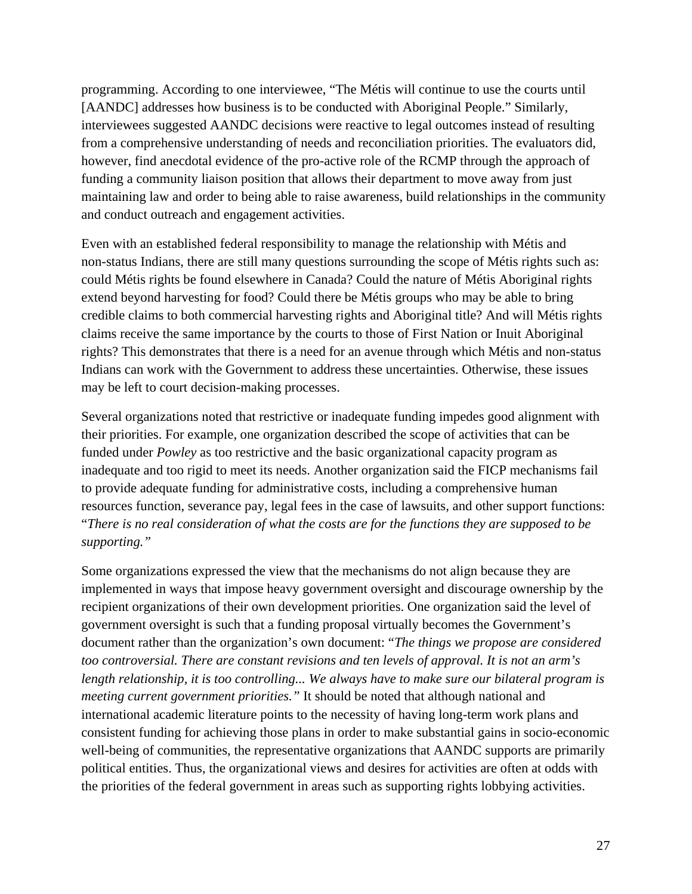programming. According to one interviewee, "The Métis will continue to use the courts until [AANDC] addresses how business is to be conducted with Aboriginal People." Similarly, interviewees suggested AANDC decisions were reactive to legal outcomes instead of resulting from a comprehensive understanding of needs and reconciliation priorities. The evaluators did, however, find anecdotal evidence of the pro-active role of the RCMP through the approach of funding a community liaison position that allows their department to move away from just maintaining law and order to being able to raise awareness, build relationships in the community and conduct outreach and engagement activities.

Even with an established federal responsibility to manage the relationship with Métis and non-status Indians, there are still many questions surrounding the scope of Métis rights such as: could Métis rights be found elsewhere in Canada? Could the nature of Métis Aboriginal rights extend beyond harvesting for food? Could there be Métis groups who may be able to bring credible claims to both commercial harvesting rights and Aboriginal title? And will Métis rights claims receive the same importance by the courts to those of First Nation or Inuit Aboriginal rights? This demonstrates that there is a need for an avenue through which Métis and non-status Indians can work with the Government to address these uncertainties. Otherwise, these issues may be left to court decision-making processes.

Several organizations noted that restrictive or inadequate funding impedes good alignment with their priorities. For example, one organization described the scope of activities that can be funded under *Powley* as too restrictive and the basic organizational capacity program as inadequate and too rigid to meet its needs. Another organization said the FICP mechanisms fail to provide adequate funding for administrative costs, including a comprehensive human resources function, severance pay, legal fees in the case of lawsuits, and other support functions: "*There is no real consideration of what the costs are for the functions they are supposed to be supporting.*"

Some organizations expressed the view that the mechanisms do not align because they are implemented in ways that impose heavy government oversight and discourage ownership by the recipient organizations of their own development priorities. One organization said the level of government oversight is such that a funding proposal virtually becomes the Government's document rather than the organization's own document: "*The things we propose are considered too controversial. There are constant revisions and ten levels of approval. It is not an arm's length relationship, it is too controlling... We always have to make sure our bilateral program is meeting current government priorities.*" It should be noted that although national and international academic literature points to the necessity of having long-term work plans and consistent funding for achieving those plans in order to make substantial gains in socio-economic well-being of communities, the representative organizations that AANDC supports are primarily political entities. Thus, the organizational views and desires for activities are often at odds with the priorities of the federal government in areas such as supporting rights lobbying activities.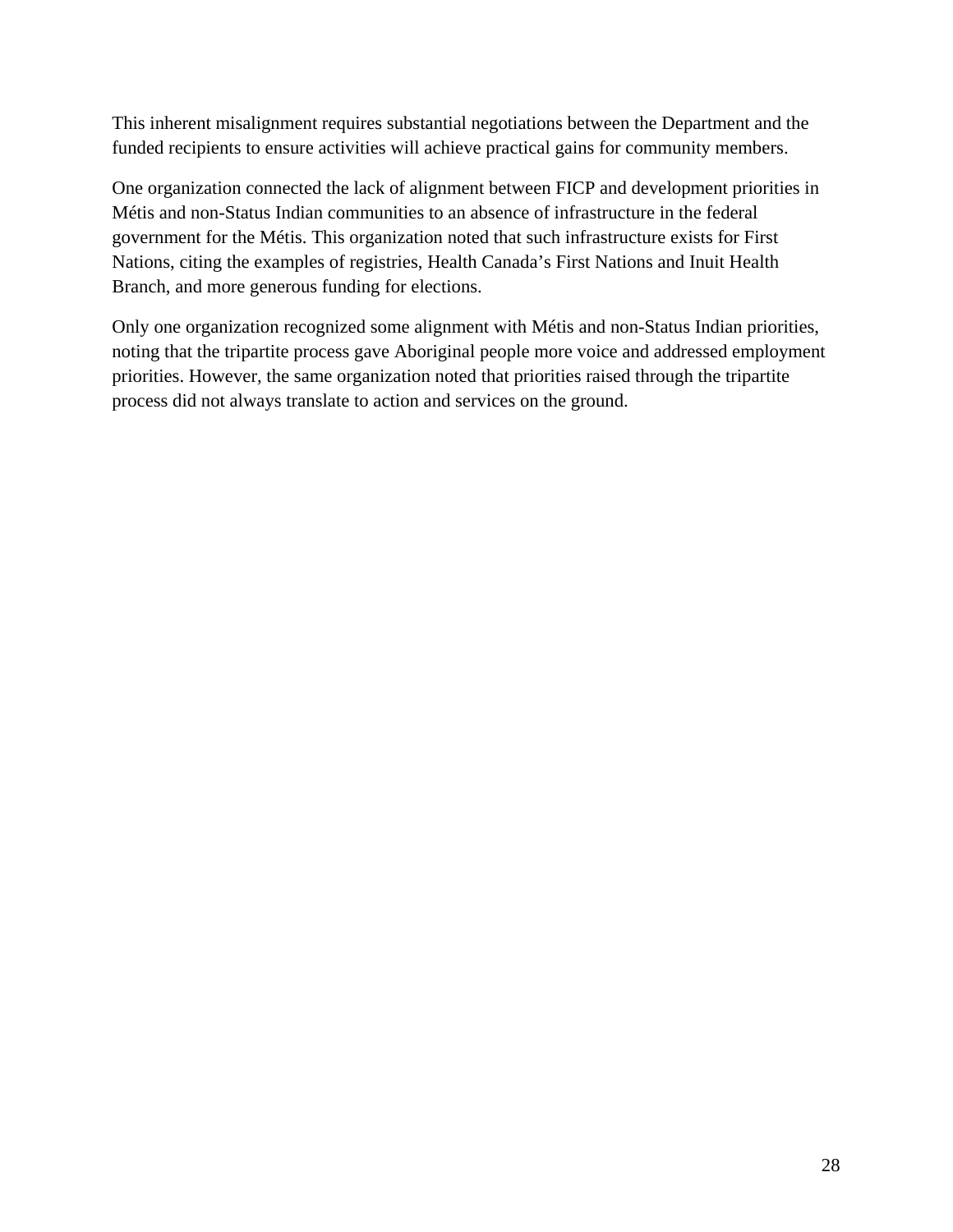This inherent misalignment requires substantial negotiations between the Department and the funded recipients to ensure activities will achieve practical gains for community members.

One organization connected the lack of alignment between FICP and development priorities in Métis and non-Status Indian communities to an absence of infrastructure in the federal government for the Métis. This organization noted that such infrastructure exists for First Nations, citing the examples of registries, Health Canada's First Nations and Inuit Health Branch, and more generous funding for elections.

Only one organization recognized some alignment with Métis and non-Status Indian priorities, noting that the tripartite process gave Aboriginal people more voice and addressed employment priorities. However, the same organization noted that priorities raised through the tripartite process did not always translate to action and services on the ground.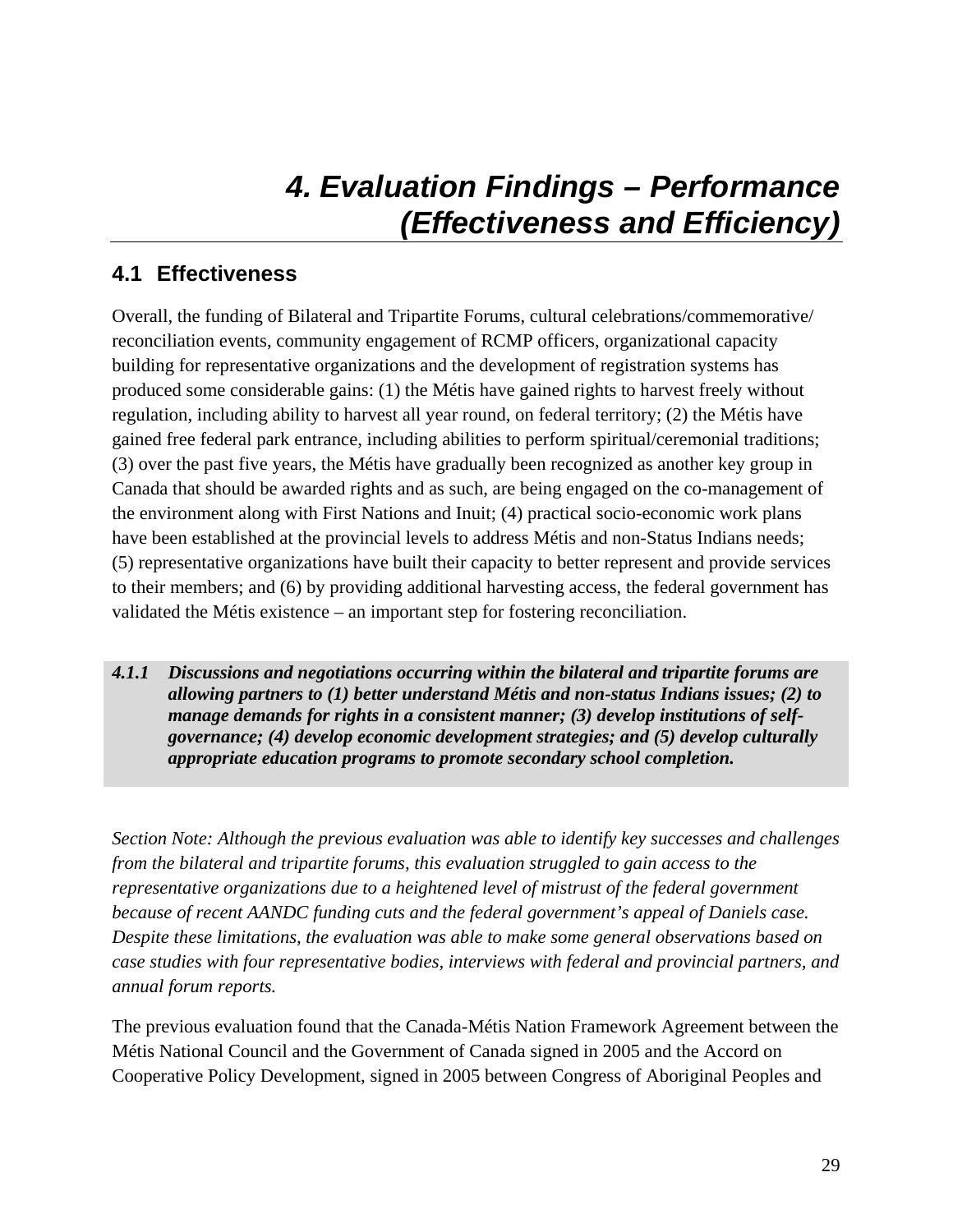# 4. Evaluation Findings – Performance (Effectiveness and Efficiency)

## 4.1 Effectiveness

Overall, the funding of Bilateral and Tripartite Forums, cultural celebrations/commemorative/ reconciliation events, community engagement of RCMP officers, organizational capacity building for representative organizations and the development of registration systems has produced some considerable gains: (1) the Métis have gained rights to harvest freely without regulation, including ability to harvest all year round, on federal territory; (2) the Métis have gained free federal park entrance, including abilities to perform spiritual/ceremonial traditions; (3) over the past five years, the Métis have gradually been recognized as another key group in Canada that should be awarded rights and as such, are being engaged on the co-management of the environment along with First Nations and Inuit; (4) practical socio-economic work plans have been established at the provincial levels to address Métis and non-Status Indians needs; (5) representative organizations have built their capacity to better represent and provide services to their members; and (6) by providing additional harvesting access, the federal government has validated the Métis existence – an important step for fostering reconciliation.

### *4.1.1 Discussions and negotiations occurring within the bilateral and tripartite forums are allowing partners to (1) better understand Métis and non-status Indians issues; (2) to manage demands for rights in a consistent manner; (3) develop institutions of self-governance; (4) develop economic development strategies; and (5) develop culturally appropriate education programs to promote secondary school completion.*

*Section Note: Although the previous evaluation was able to identify key successes and challenges from the bilateral and tripartite forums, this evaluation struggled to gain access to the representative organizations due to a heightened level of mistrust of the federal government because of recent AANDC funding cuts and the federal government's appeal of Daniels case. Despite these limitations, the evaluation was able to make some general observations based on case studies with four representative bodies, interviews with federal and provincial partners, and annual forum reports.*

The previous evaluation found that the Canada-Métis Nation Framework Agreement between the Métis National Council and the Government of Canada signed in 2005 and the Accord on Cooperative Policy Development, signed in 2005 between Congress of Aboriginal Peoples and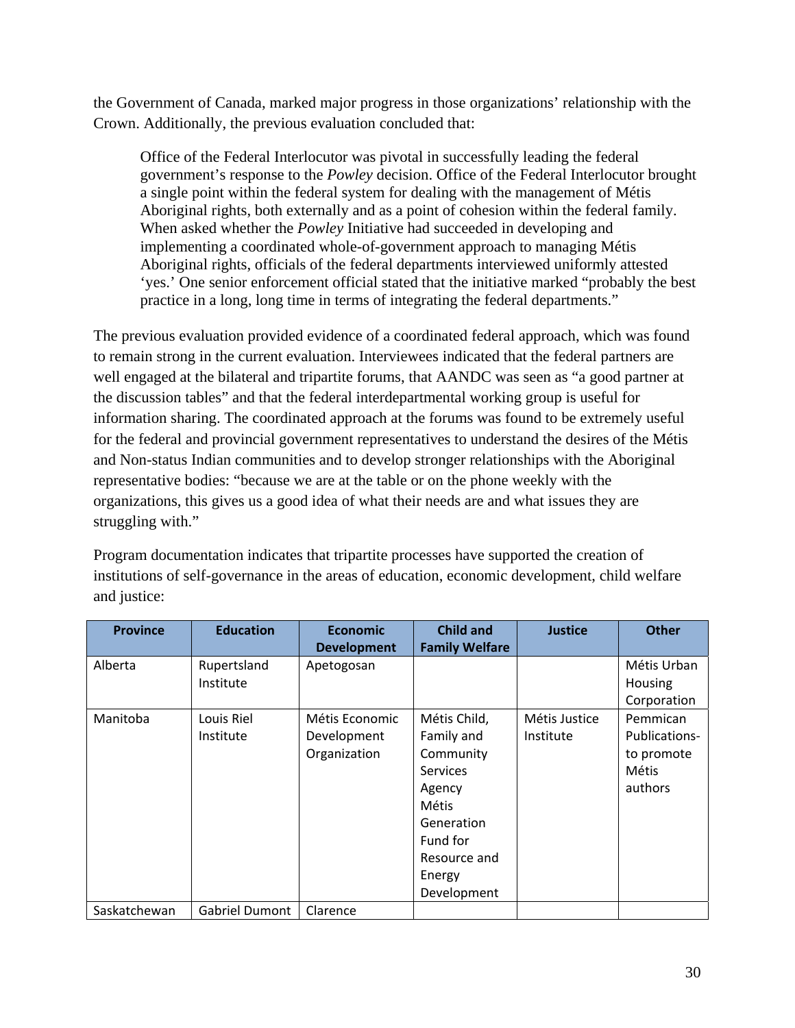the Government of Canada, marked major progress in those organizations' relationship with the Crown. Additionally, the previous evaluation concluded that:

> Office of the Federal Interlocutor was pivotal in successfully leading the federal government's response to the *Powley* decision. Office of the Federal Interlocutor brought a single point within the federal system for dealing with the management of Métis Aboriginal rights, both externally and as a point of cohesion within the federal family. When asked whether the *Powley* Initiative had succeeded in developing and implementing a coordinated whole-of-government approach to managing Métis Aboriginal rights, officials of the federal departments interviewed uniformly attested 'yes.' One senior enforcement official stated that the initiative marked "probably the best practice in a long, long time in terms of integrating the federal departments."

The previous evaluation provided evidence of a coordinated federal approach, which was found to remain strong in the current evaluation. Interviewees indicated that the federal partners are well engaged at the bilateral and tripartite forums, that AANDC was seen as "a good partner at the discussion tables" and that the federal interdepartmental working group is useful for information sharing. The coordinated approach at the forums was found to be extremely useful for the federal and provincial government representatives to understand the desires of the Métis and Non-status Indian communities and to develop stronger relationships with the Aboriginal representative bodies: "because we are at the table or on the phone weekly with the organizations, this gives us a good idea of what their needs are and what issues they are struggling with."

Program documentation indicates that tripartite processes have supported the creation of institutions of self-governance in the areas of education, economic development, child welfare and justice:

| Province | Education | Economic Development | Child and Family Welfare | Justice | Other |
|---|---|---|---|---|---|
| Alberta | Rupertsland Institute | Apetogosan | | | Métis Urban Housing Corporation |
| Manitoba | Louis Riel Institute | Métis Economic Development Organization | Métis Child, Family and Community Services Agency Métis Generation Fund for Resource and Energy Development | Métis Justice Institute | Pemmican Publications- to promote Métis authors |
| Saskatchewan | Gabriel Dumont | Clarence | | | |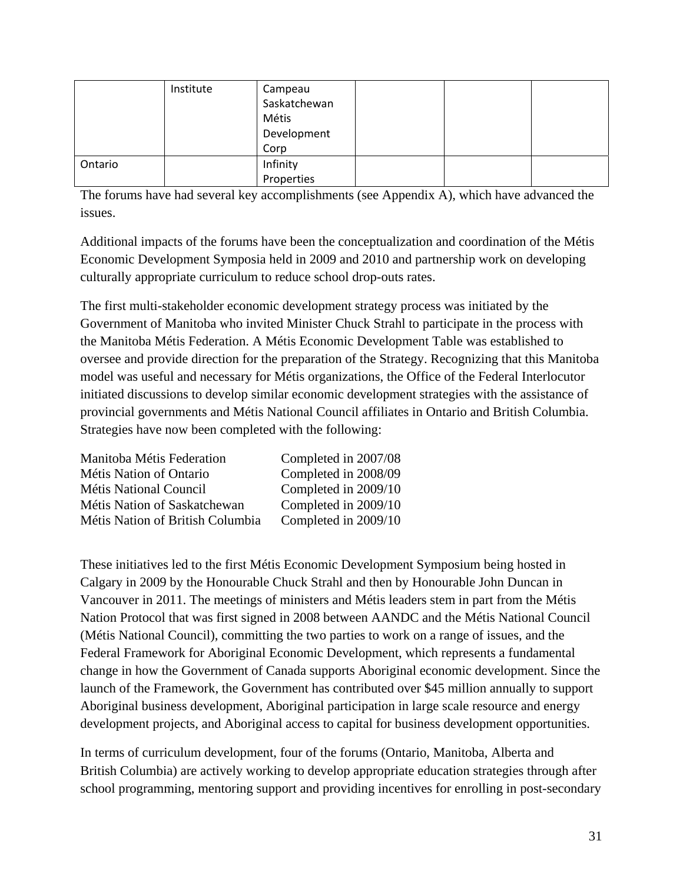|  | Institute | Campeau Saskatchewan Métis Development Corp |  |  |  |
| --- | --- | --- | --- | --- | --- |
| Ontario |  | Infinity Properties |  |  |  |

The forums have had several key accomplishments (see Appendix A), which have advanced the issues.

Additional impacts of the forums have been the conceptualization and coordination of the Métis Economic Development Symposia held in 2009 and 2010 and partnership work on developing culturally appropriate curriculum to reduce school drop-outs rates.

The first multi-stakeholder economic development strategy process was initiated by the Government of Manitoba who invited Minister Chuck Strahl to participate in the process with the Manitoba Métis Federation. A Métis Economic Development Table was established to oversee and provide direction for the preparation of the Strategy. Recognizing that this Manitoba model was useful and necessary for Métis organizations, the Office of the Federal Interlocutor initiated discussions to develop similar economic development strategies with the assistance of provincial governments and Métis National Council affiliates in Ontario and British Columbia. Strategies have now been completed with the following:

| | |
| --- | --- |
| Manitoba Métis Federation | Completed in 2007/08 |
| Métis Nation of Ontario | Completed in 2008/09 |
| Métis National Council | Completed in 2009/10 |
| Métis Nation of Saskatchewan | Completed in 2009/10 |
| Métis Nation of British Columbia | Completed in 2009/10 |

These initiatives led to the first Métis Economic Development Symposium being hosted in Calgary in 2009 by the Honourable Chuck Strahl and then by Honourable John Duncan in Vancouver in 2011. The meetings of ministers and Métis leaders stem in part from the Métis Nation Protocol that was first signed in 2008 between AANDC and the Métis National Council (Métis National Council), committing the two parties to work on a range of issues, and the Federal Framework for Aboriginal Economic Development, which represents a fundamental change in how the Government of Canada supports Aboriginal economic development. Since the launch of the Framework, the Government has contributed over $45 million annually to support Aboriginal business development, Aboriginal participation in large scale resource and energy development projects, and Aboriginal access to capital for business development opportunities.

In terms of curriculum development, four of the forums (Ontario, Manitoba, Alberta and British Columbia) are actively working to develop appropriate education strategies through after school programming, mentoring support and providing incentives for enrolling in post-secondary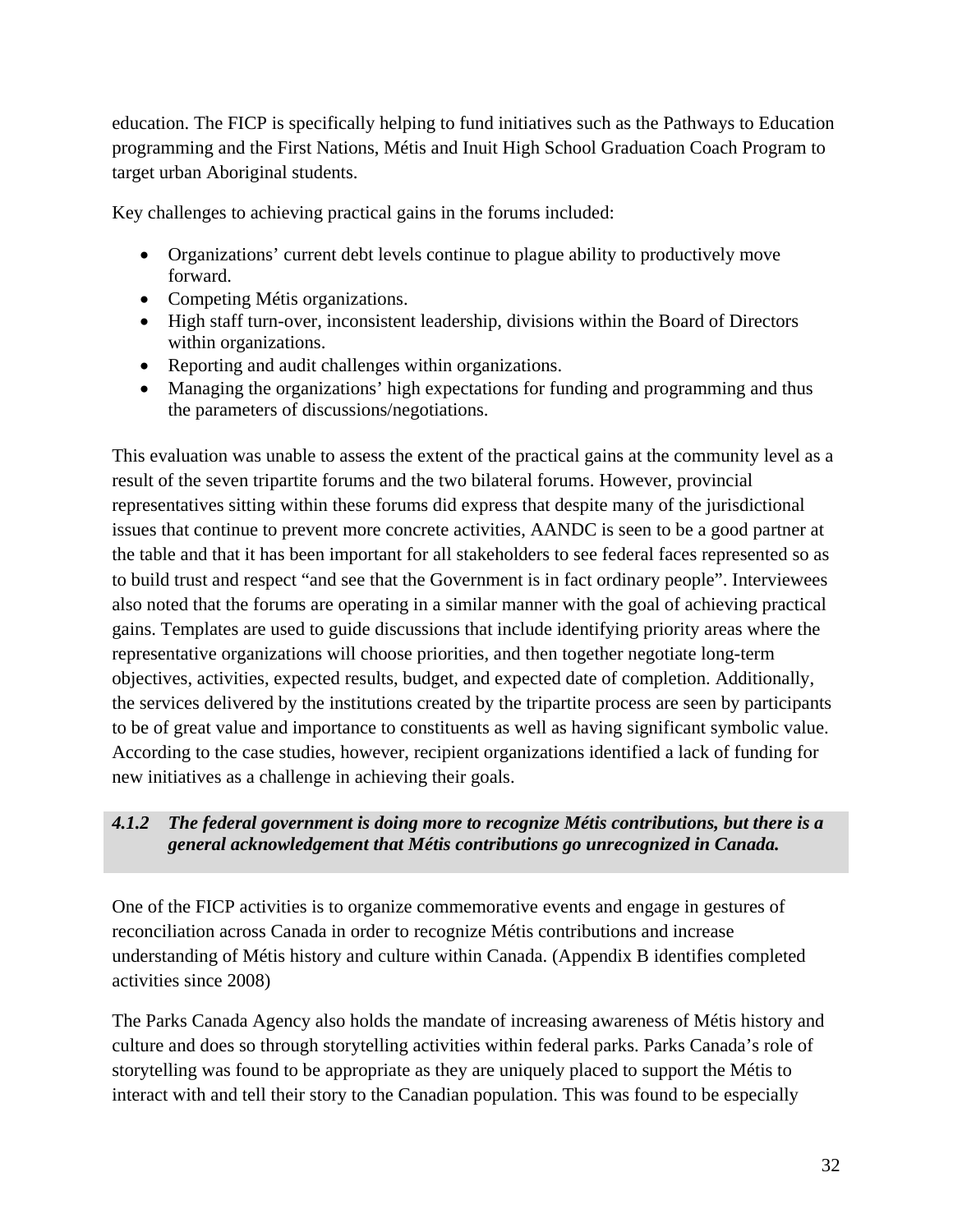education. The FICP is specifically helping to fund initiatives such as the Pathways to Education programming and the First Nations, Métis and Inuit High School Graduation Coach Program to target urban Aboriginal students.

Key challenges to achieving practical gains in the forums included:

- Organizations' current debt levels continue to plague ability to productively move forward.
- Competing Métis organizations.
- High staff turn-over, inconsistent leadership, divisions within the Board of Directors within organizations.
- Reporting and audit challenges within organizations.
- Managing the organizations' high expectations for funding and programming and thus the parameters of discussions/negotiations.

This evaluation was unable to assess the extent of the practical gains at the community level as a result of the seven tripartite forums and the two bilateral forums. However, provincial representatives sitting within these forums did express that despite many of the jurisdictional issues that continue to prevent more concrete activities, AANDC is seen to be a good partner at the table and that it has been important for all stakeholders to see federal faces represented so as to build trust and respect "and see that the Government is in fact ordinary people". Interviewees also noted that the forums are operating in a similar manner with the goal of achieving practical gains. Templates are used to guide discussions that include identifying priority areas where the representative organizations will choose priorities, and then together negotiate long-term objectives, activities, expected results, budget, and expected date of completion. Additionally, the services delivered by the institutions created by the tripartite process are seen by participants to be of great value and importance to constituents as well as having significant symbolic value. According to the case studies, however, recipient organizations identified a lack of funding for new initiatives as a challenge in achieving their goals.

#### *4.1.2 The federal government is doing more to recognize Métis contributions, but there is a general acknowledgement that Métis contributions go unrecognized in Canada.*

One of the FICP activities is to organize commemorative events and engage in gestures of reconciliation across Canada in order to recognize Métis contributions and increase understanding of Métis history and culture within Canada. (Appendix B identifies completed activities since 2008)

The Parks Canada Agency also holds the mandate of increasing awareness of Métis history and culture and does so through storytelling activities within federal parks. Parks Canada's role of storytelling was found to be appropriate as they are uniquely placed to support the Métis to interact with and tell their story to the Canadian population. This was found to be especially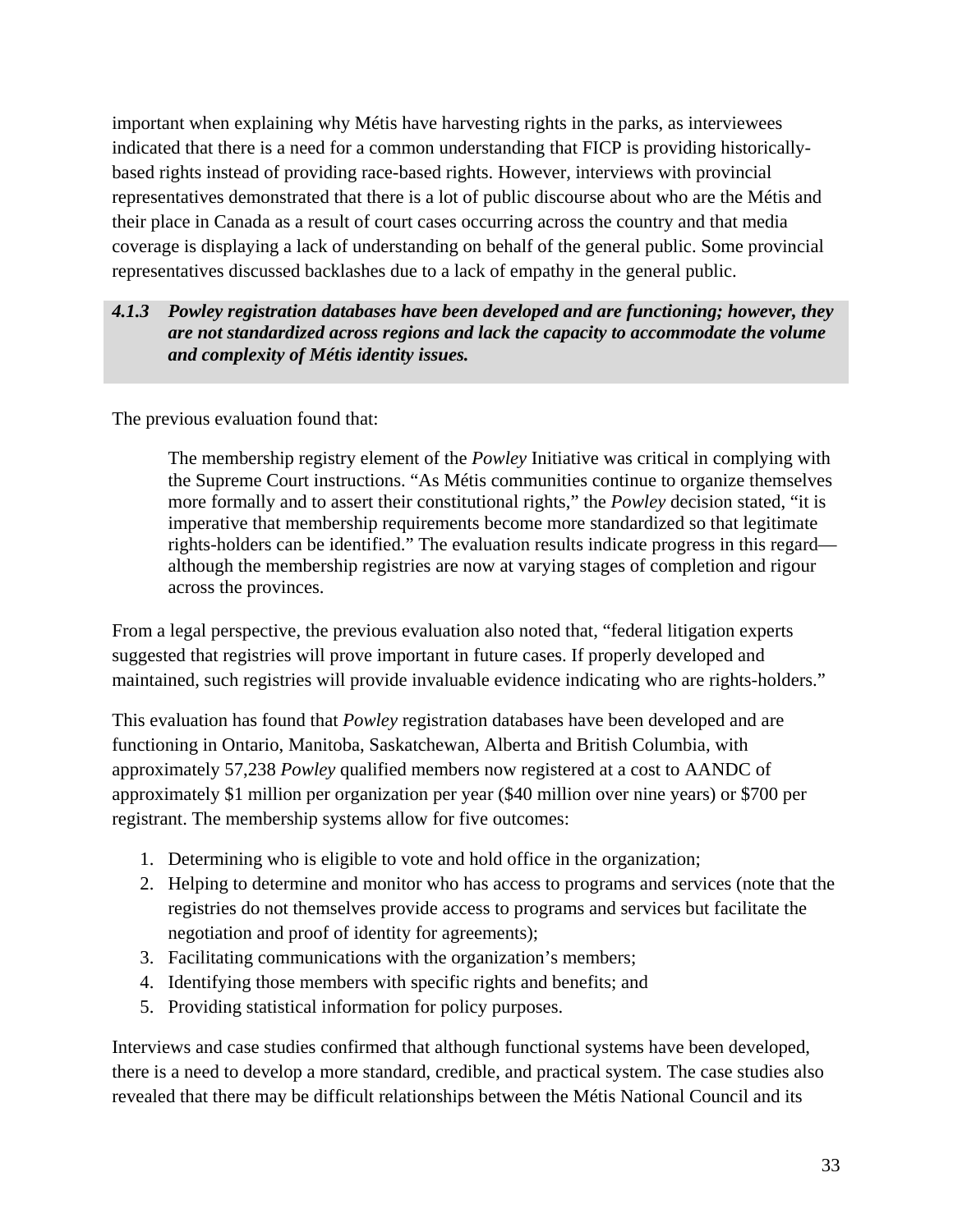important when explaining why Métis have harvesting rights in the parks, as interviewees indicated that there is a need for a common understanding that FICP is providing historically-based rights instead of providing race-based rights. However, interviews with provincial representatives demonstrated that there is a lot of public discourse about who are the Métis and their place in Canada as a result of court cases occurring across the country and that media coverage is displaying a lack of understanding on behalf of the general public. Some provincial representatives discussed backlashes due to a lack of empathy in the general public.

### *4.1.3 Powley registration databases have been developed and are functioning; however, they are not standardized across regions and lack the capacity to accommodate the volume and complexity of Métis identity issues.*

The previous evaluation found that:

> The membership registry element of the *Powley* Initiative was critical in complying with the Supreme Court instructions. "As Métis communities continue to organize themselves more formally and to assert their constitutional rights," the *Powley* decision stated, "it is imperative that membership requirements become more standardized so that legitimate rights-holders can be identified." The evaluation results indicate progress in this regard—although the membership registries are now at varying stages of completion and rigour across the provinces.

From a legal perspective, the previous evaluation also noted that, "federal litigation experts suggested that registries will prove important in future cases. If properly developed and maintained, such registries will provide invaluable evidence indicating who are rights-holders."

This evaluation has found that *Powley* registration databases have been developed and are functioning in Ontario, Manitoba, Saskatchewan, Alberta and British Columbia, with approximately 57,238 *Powley* qualified members now registered at a cost to AANDC of approximately $1 million per organization per year ($40 million over nine years) or $700 per registrant. The membership systems allow for five outcomes:

1. Determining who is eligible to vote and hold office in the organization;
2. Helping to determine and monitor who has access to programs and services (note that the registries do not themselves provide access to programs and services but facilitate the negotiation and proof of identity for agreements);
3. Facilitating communications with the organization's members;
4. Identifying those members with specific rights and benefits; and
5. Providing statistical information for policy purposes.

Interviews and case studies confirmed that although functional systems have been developed, there is a need to develop a more standard, credible, and practical system. The case studies also revealed that there may be difficult relationships between the Métis National Council and its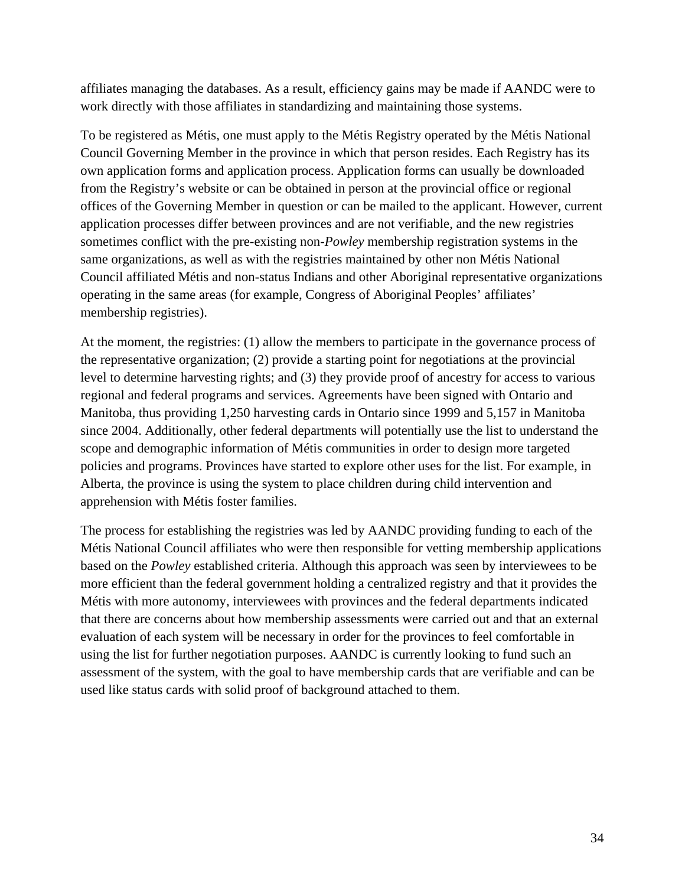affiliates managing the databases. As a result, efficiency gains may be made if AANDC were to work directly with those affiliates in standardizing and maintaining those systems.

To be registered as Métis, one must apply to the Métis Registry operated by the Métis National Council Governing Member in the province in which that person resides. Each Registry has its own application forms and application process. Application forms can usually be downloaded from the Registry's website or can be obtained in person at the provincial office or regional offices of the Governing Member in question or can be mailed to the applicant. However, current application processes differ between provinces and are not verifiable, and the new registries sometimes conflict with the pre-existing non-*Powley* membership registration systems in the same organizations, as well as with the registries maintained by other non Métis National Council affiliated Métis and non-status Indians and other Aboriginal representative organizations operating in the same areas (for example, Congress of Aboriginal Peoples' affiliates' membership registries).

At the moment, the registries: (1) allow the members to participate in the governance process of the representative organization; (2) provide a starting point for negotiations at the provincial level to determine harvesting rights; and (3) they provide proof of ancestry for access to various regional and federal programs and services. Agreements have been signed with Ontario and Manitoba, thus providing 1,250 harvesting cards in Ontario since 1999 and 5,157 in Manitoba since 2004. Additionally, other federal departments will potentially use the list to understand the scope and demographic information of Métis communities in order to design more targeted policies and programs. Provinces have started to explore other uses for the list. For example, in Alberta, the province is using the system to place children during child intervention and apprehension with Métis foster families.

The process for establishing the registries was led by AANDC providing funding to each of the Métis National Council affiliates who were then responsible for vetting membership applications based on the *Powley* established criteria. Although this approach was seen by interviewees to be more efficient than the federal government holding a centralized registry and that it provides the Métis with more autonomy, interviewees with provinces and the federal departments indicated that there are concerns about how membership assessments were carried out and that an external evaluation of each system will be necessary in order for the provinces to feel comfortable in using the list for further negotiation purposes. AANDC is currently looking to fund such an assessment of the system, with the goal to have membership cards that are verifiable and can be used like status cards with solid proof of background attached to them.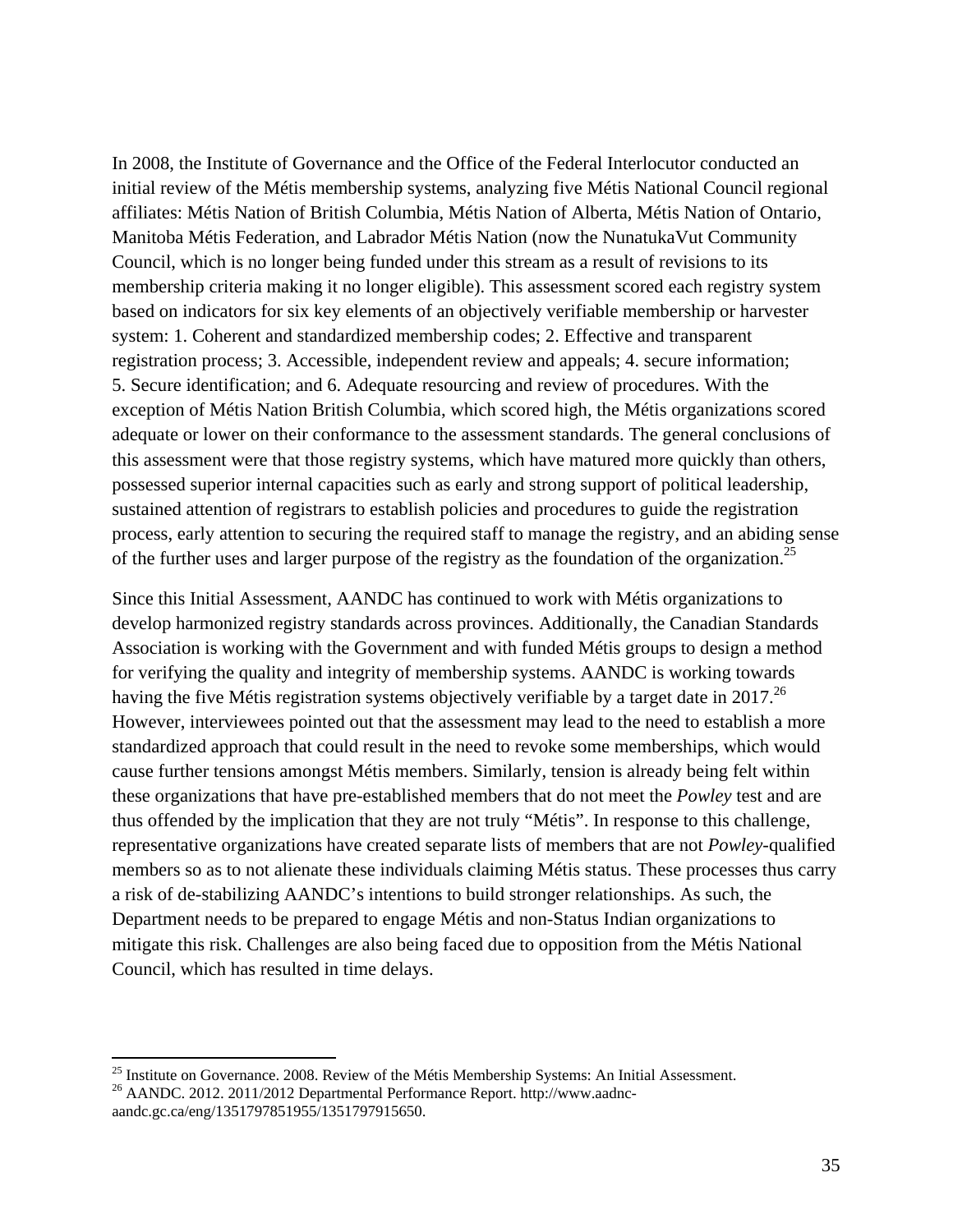In 2008, the Institute of Governance and the Office of the Federal Interlocutor conducted an initial review of the Métis membership systems, analyzing five Métis National Council regional affiliates: Métis Nation of British Columbia, Métis Nation of Alberta, Métis Nation of Ontario, Manitoba Métis Federation, and Labrador Métis Nation (now the NunatukaVut Community Council, which is no longer being funded under this stream as a result of revisions to its membership criteria making it no longer eligible). This assessment scored each registry system based on indicators for six key elements of an objectively verifiable membership or harvester system: 1. Coherent and standardized membership codes; 2. Effective and transparent registration process; 3. Accessible, independent review and appeals; 4. secure information; 5. Secure identification; and 6. Adequate resourcing and review of procedures. With the exception of Métis Nation British Columbia, which scored high, the Métis organizations scored adequate or lower on their conformance to the assessment standards. The general conclusions of this assessment were that those registry systems, which have matured more quickly than others, possessed superior internal capacities such as early and strong support of political leadership, sustained attention of registrars to establish policies and procedures to guide the registration process, early attention to securing the required staff to manage the registry, and an abiding sense of the further uses and larger purpose of the registry as the foundation of the organization.[25]

Since this Initial Assessment, AANDC has continued to work with Métis organizations to develop harmonized registry standards across provinces. Additionally, the Canadian Standards Association is working with the Government and with funded Métis groups to design a method for verifying the quality and integrity of membership systems. AANDC is working towards having the five Métis registration systems objectively verifiable by a target date in 2017.[26] However, interviewees pointed out that the assessment may lead to the need to establish a more standardized approach that could result in the need to revoke some memberships, which would cause further tensions amongst Métis members. Similarly, tension is already being felt within these organizations that have pre-established members that do not meet the *Powley* test and are thus offended by the implication that they are not truly "Métis". In response to this challenge, representative organizations have created separate lists of members that are not *Powley*-qualified members so as to not alienate these individuals claiming Métis status. These processes thus carry a risk of de-stabilizing AANDC's intentions to build stronger relationships. As such, the Department needs to be prepared to engage Métis and non-Status Indian organizations to mitigate this risk. Challenges are also being faced due to opposition from the Métis National Council, which has resulted in time delays.

---

[25] Institute on Governance. 2008. Review of the Métis Membership Systems: An Initial Assessment.

[26] AANDC. 2012. 2011/2012 Departmental Performance Report. http://www.aadnc-aandc.gc.ca/eng/1351797851955/1351797915650.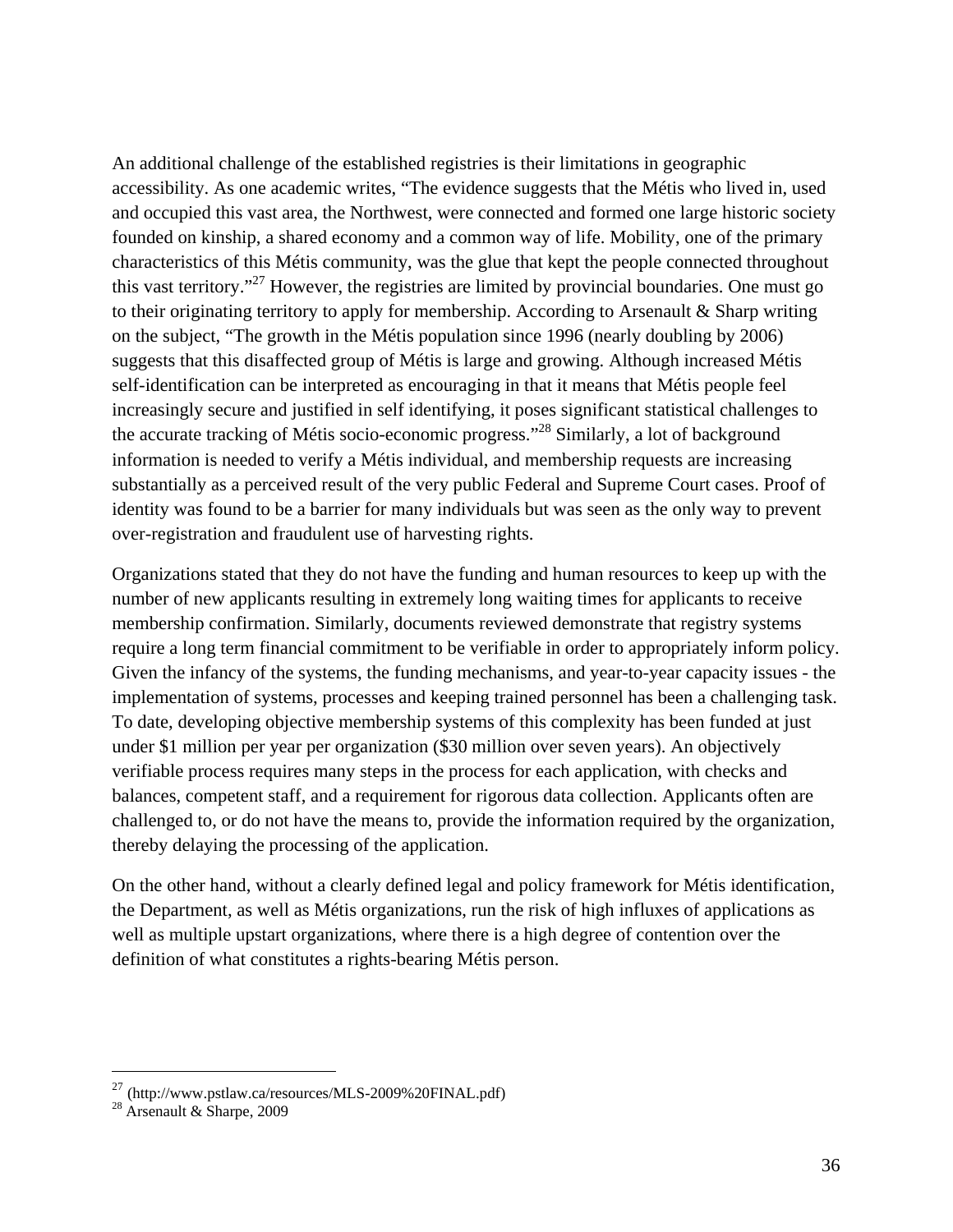An additional challenge of the established registries is their limitations in geographic accessibility. As one academic writes, "The evidence suggests that the Métis who lived in, used and occupied this vast area, the Northwest, were connected and formed one large historic society founded on kinship, a shared economy and a common way of life. Mobility, one of the primary characteristics of this Métis community, was the glue that kept the people connected throughout this vast territory."[27] However, the registries are limited by provincial boundaries. One must go to their originating territory to apply for membership. According to Arsenault & Sharp writing on the subject, "The growth in the Métis population since 1996 (nearly doubling by 2006) suggests that this disaffected group of Métis is large and growing. Although increased Métis self-identification can be interpreted as encouraging in that it means that Métis people feel increasingly secure and justified in self identifying, it poses significant statistical challenges to the accurate tracking of Métis socio-economic progress."[28] Similarly, a lot of background information is needed to verify a Métis individual, and membership requests are increasing substantially as a perceived result of the very public Federal and Supreme Court cases. Proof of identity was found to be a barrier for many individuals but was seen as the only way to prevent over-registration and fraudulent use of harvesting rights.

Organizations stated that they do not have the funding and human resources to keep up with the number of new applicants resulting in extremely long waiting times for applicants to receive membership confirmation. Similarly, documents reviewed demonstrate that registry systems require a long term financial commitment to be verifiable in order to appropriately inform policy. Given the infancy of the systems, the funding mechanisms, and year-to-year capacity issues - the implementation of systems, processes and keeping trained personnel has been a challenging task. To date, developing objective membership systems of this complexity has been funded at just under $1 million per year per organization ($30 million over seven years). An objectively verifiable process requires many steps in the process for each application, with checks and balances, competent staff, and a requirement for rigorous data collection. Applicants often are challenged to, or do not have the means to, provide the information required by the organization, thereby delaying the processing of the application.

On the other hand, without a clearly defined legal and policy framework for Métis identification, the Department, as well as Métis organizations, run the risk of high influxes of applications as well as multiple upstart organizations, where there is a high degree of contention over the definition of what constitutes a rights-bearing Métis person.

---

[27] (http://www.pstlaw.ca/resources/MLS-2009%20FINAL.pdf)

[28] Arsenault & Sharpe, 2009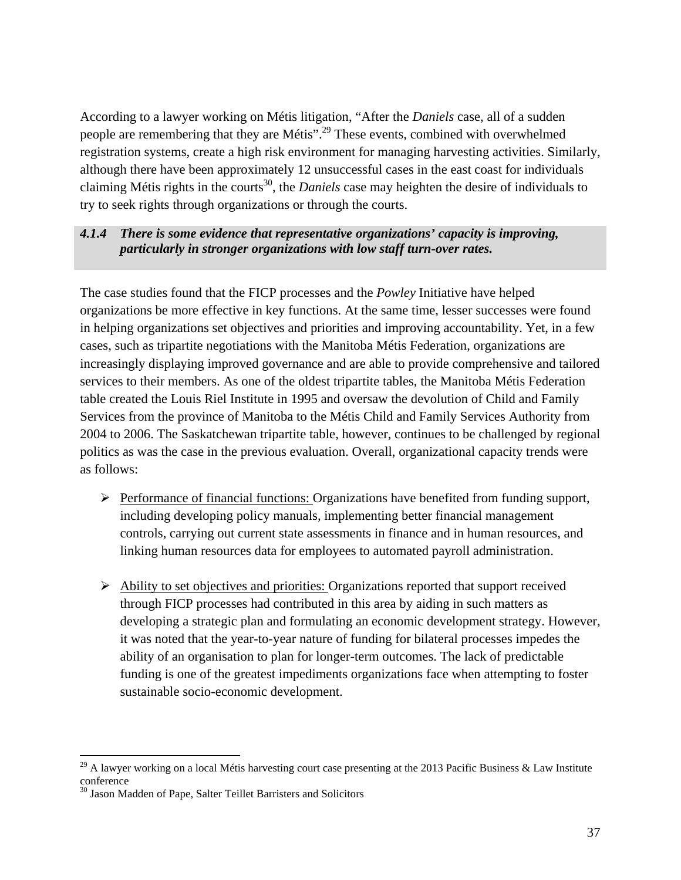According to a lawyer working on Métis litigation, "After the *Daniels* case, all of a sudden people are remembering that they are Métis".[29] These events, combined with overwhelmed registration systems, create a high risk environment for managing harvesting activities. Similarly, although there have been approximately 12 unsuccessful cases in the east coast for individuals claiming Métis rights in the courts[30], the *Daniels* case may heighten the desire of individuals to try to seek rights through organizations or through the courts.

#### *4.1.4 There is some evidence that representative organizations' capacity is improving, particularly in stronger organizations with low staff turn-over rates.*

The case studies found that the FICP processes and the *Powley* Initiative have helped organizations be more effective in key functions. At the same time, lesser successes were found in helping organizations set objectives and priorities and improving accountability. Yet, in a few cases, such as tripartite negotiations with the Manitoba Métis Federation, organizations are increasingly displaying improved governance and are able to provide comprehensive and tailored services to their members. As one of the oldest tripartite tables, the Manitoba Métis Federation table created the Louis Riel Institute in 1995 and oversaw the devolution of Child and Family Services from the province of Manitoba to the Métis Child and Family Services Authority from 2004 to 2006. The Saskatchewan tripartite table, however, continues to be challenged by regional politics as was the case in the previous evaluation. Overall, organizational capacity trends were as follows:

- Performance of financial functions: Organizations have benefited from funding support, including developing policy manuals, implementing better financial management controls, carrying out current state assessments in finance and in human resources, and linking human resources data for employees to automated payroll administration.

- Ability to set objectives and priorities: Organizations reported that support received through FICP processes had contributed in this area by aiding in such matters as developing a strategic plan and formulating an economic development strategy. However, it was noted that the year-to-year nature of funding for bilateral processes impedes the ability of an organisation to plan for longer-term outcomes. The lack of predictable funding is one of the greatest impediments organizations face when attempting to foster sustainable socio-economic development.

[29] A lawyer working on a local Métis harvesting court case presenting at the 2013 Pacific Business & Law Institute conference

[30] Jason Madden of Pape, Salter Teillet Barristers and Solicitors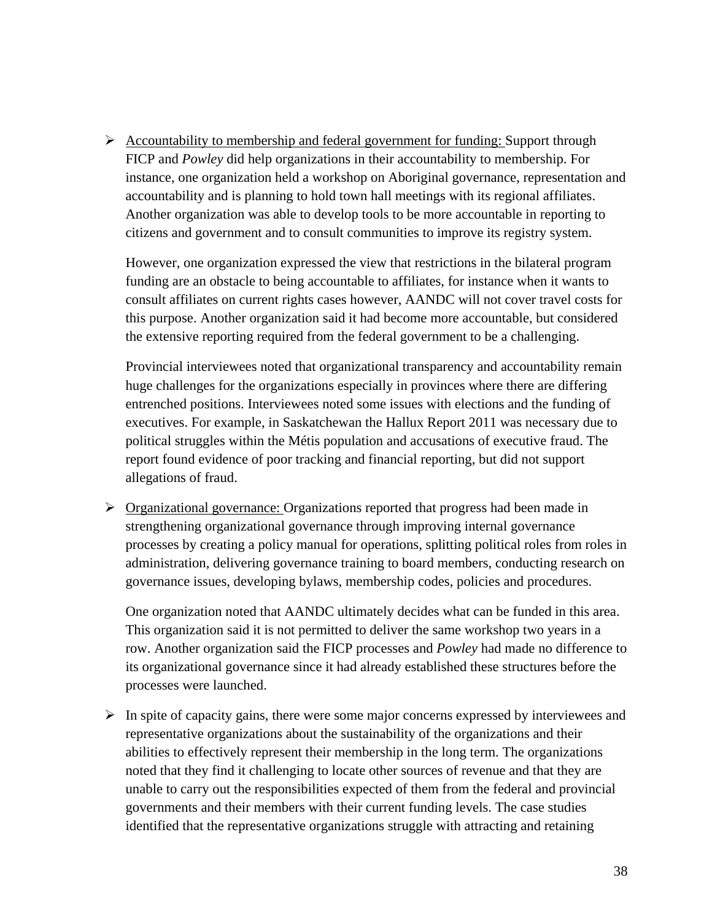- Accountability to membership and federal government for funding: Support through FICP and *Powley* did help organizations in their accountability to membership. For instance, one organization held a workshop on Aboriginal governance, representation and accountability and is planning to hold town hall meetings with its regional affiliates. Another organization was able to develop tools to be more accountable in reporting to citizens and government and to consult communities to improve its registry system.

  However, one organization expressed the view that restrictions in the bilateral program funding are an obstacle to being accountable to affiliates, for instance when it wants to consult affiliates on current rights cases however, AANDC will not cover travel costs for this purpose. Another organization said it had become more accountable, but considered the extensive reporting required from the federal government to be a challenging.

  Provincial interviewees noted that organizational transparency and accountability remain huge challenges for the organizations especially in provinces where there are differing entrenched positions. Interviewees noted some issues with elections and the funding of executives. For example, in Saskatchewan the Hallux Report 2011 was necessary due to political struggles within the Métis population and accusations of executive fraud. The report found evidence of poor tracking and financial reporting, but did not support allegations of fraud.

- Organizational governance: Organizations reported that progress had been made in strengthening organizational governance through improving internal governance processes by creating a policy manual for operations, splitting political roles from roles in administration, delivering governance training to board members, conducting research on governance issues, developing bylaws, membership codes, policies and procedures.

  One organization noted that AANDC ultimately decides what can be funded in this area. This organization said it is not permitted to deliver the same workshop two years in a row. Another organization said the FICP processes and *Powley* had made no difference to its organizational governance since it had already established these structures before the processes were launched.

- In spite of capacity gains, there were some major concerns expressed by interviewees and representative organizations about the sustainability of the organizations and their abilities to effectively represent their membership in the long term. The organizations noted that they find it challenging to locate other sources of revenue and that they are unable to carry out the responsibilities expected of them from the federal and provincial governments and their members with their current funding levels. The case studies identified that the representative organizations struggle with attracting and retaining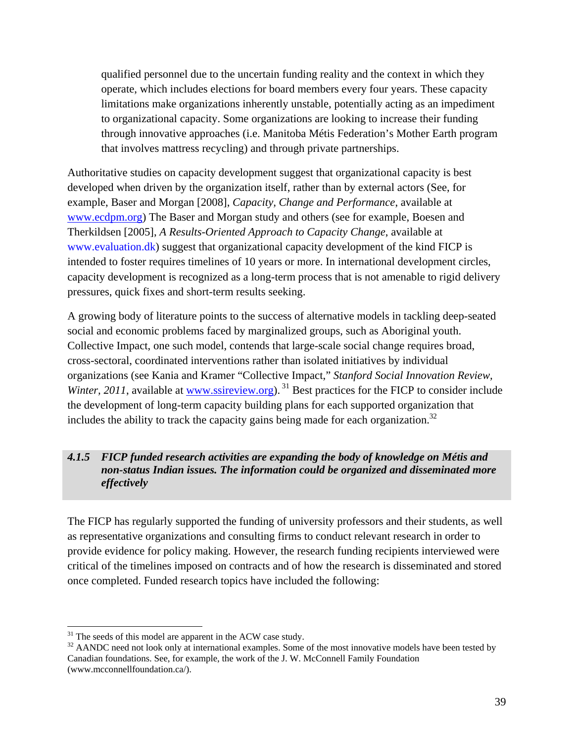qualified personnel due to the uncertain funding reality and the context in which they operate, which includes elections for board members every four years. These capacity limitations make organizations inherently unstable, potentially acting as an impediment to organizational capacity. Some organizations are looking to increase their funding through innovative approaches (i.e. Manitoba Métis Federation's Mother Earth program that involves mattress recycling) and through private partnerships.

Authoritative studies on capacity development suggest that organizational capacity is best developed when driven by the organization itself, rather than by external actors (See, for example, Baser and Morgan [2008], *Capacity, Change and Performance*, available at www.ecdpm.org) The Baser and Morgan study and others (see for example, Boesen and Therkildsen [2005], *A Results-Oriented Approach to Capacity Change*, available at www.evaluation.dk) suggest that organizational capacity development of the kind FICP is intended to foster requires timelines of 10 years or more. In international development circles, capacity development is recognized as a long-term process that is not amenable to rigid delivery pressures, quick fixes and short-term results seeking.

A growing body of literature points to the success of alternative models in tackling deep-seated social and economic problems faced by marginalized groups, such as Aboriginal youth. Collective Impact, one such model, contends that large-scale social change requires broad, cross-sectoral, coordinated interventions rather than isolated initiatives by individual organizations (see Kania and Kramer "Collective Impact," *Stanford Social Innovation Review, Winter, 2011*, available at www.ssireview.org). [31] Best practices for the FICP to consider include the development of long-term capacity building plans for each supported organization that includes the ability to track the capacity gains being made for each organization.[32]

#### *4.1.5 FICP funded research activities are expanding the body of knowledge on Métis and non-status Indian issues. The information could be organized and disseminated more effectively*

The FICP has regularly supported the funding of university professors and their students, as well as representative organizations and consulting firms to conduct relevant research in order to provide evidence for policy making. However, the research funding recipients interviewed were critical of the timelines imposed on contracts and of how the research is disseminated and stored once completed. Funded research topics have included the following:

---

[31] The seeds of this model are apparent in the ACW case study.

[32] AANDC need not look only at international examples. Some of the most innovative models have been tested by Canadian foundations. See, for example, the work of the J. W. McConnell Family Foundation (www.mcconnellfoundation.ca/).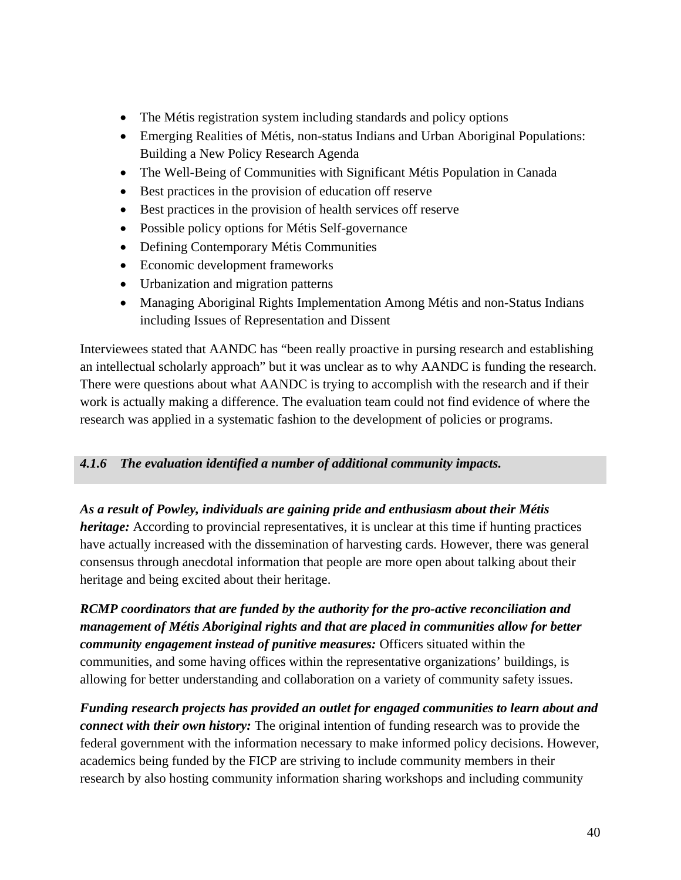- The Métis registration system including standards and policy options
- Emerging Realities of Métis, non-status Indians and Urban Aboriginal Populations: Building a New Policy Research Agenda
- The Well-Being of Communities with Significant Métis Population in Canada
- Best practices in the provision of education off reserve
- Best practices in the provision of health services off reserve
- Possible policy options for Métis Self-governance
- Defining Contemporary Métis Communities
- Economic development frameworks
- Urbanization and migration patterns
- Managing Aboriginal Rights Implementation Among Métis and non-Status Indians including Issues of Representation and Dissent

Interviewees stated that AANDC has "been really proactive in pursing research and establishing an intellectual scholarly approach" but it was unclear as to why AANDC is funding the research. There were questions about what AANDC is trying to accomplish with the research and if their work is actually making a difference. The evaluation team could not find evidence of where the research was applied in a systematic fashion to the development of policies or programs.

#### *4.1.6 The evaluation identified a number of additional community impacts.*

***As a result of Powley, individuals are gaining pride and enthusiasm about their Métis heritage:*** According to provincial representatives, it is unclear at this time if hunting practices have actually increased with the dissemination of harvesting cards. However, there was general consensus through anecdotal information that people are more open about talking about their heritage and being excited about their heritage.

***RCMP coordinators that are funded by the authority for the pro-active reconciliation and management of Métis Aboriginal rights and that are placed in communities allow for better community engagement instead of punitive measures:*** Officers situated within the communities, and some having offices within the representative organizations' buildings, is allowing for better understanding and collaboration on a variety of community safety issues.

***Funding research projects has provided an outlet for engaged communities to learn about and connect with their own history:*** The original intention of funding research was to provide the federal government with the information necessary to make informed policy decisions. However, academics being funded by the FICP are striving to include community members in their research by also hosting community information sharing workshops and including community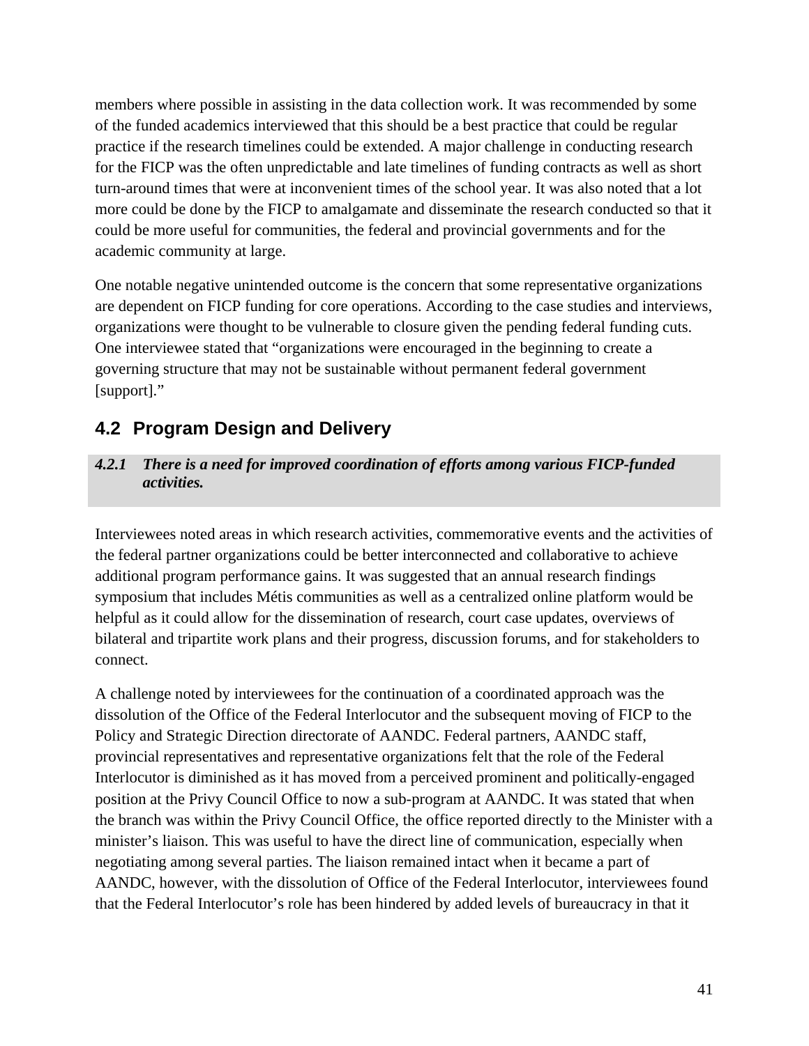members where possible in assisting in the data collection work. It was recommended by some of the funded academics interviewed that this should be a best practice that could be regular practice if the research timelines could be extended. A major challenge in conducting research for the FICP was the often unpredictable and late timelines of funding contracts as well as short turn-around times that were at inconvenient times of the school year. It was also noted that a lot more could be done by the FICP to amalgamate and disseminate the research conducted so that it could be more useful for communities, the federal and provincial governments and for the academic community at large.

One notable negative unintended outcome is the concern that some representative organizations are dependent on FICP funding for core operations. According to the case studies and interviews, organizations were thought to be vulnerable to closure given the pending federal funding cuts. One interviewee stated that "organizations were encouraged in the beginning to create a governing structure that may not be sustainable without permanent federal government [support]."

## 4.2 Program Design and Delivery

### *4.2.1 There is a need for improved coordination of efforts among various FICP-funded activities.*

Interviewees noted areas in which research activities, commemorative events and the activities of the federal partner organizations could be better interconnected and collaborative to achieve additional program performance gains. It was suggested that an annual research findings symposium that includes Métis communities as well as a centralized online platform would be helpful as it could allow for the dissemination of research, court case updates, overviews of bilateral and tripartite work plans and their progress, discussion forums, and for stakeholders to connect.

A challenge noted by interviewees for the continuation of a coordinated approach was the dissolution of the Office of the Federal Interlocutor and the subsequent moving of FICP to the Policy and Strategic Direction directorate of AANDC. Federal partners, AANDC staff, provincial representatives and representative organizations felt that the role of the Federal Interlocutor is diminished as it has moved from a perceived prominent and politically-engaged position at the Privy Council Office to now a sub-program at AANDC. It was stated that when the branch was within the Privy Council Office, the office reported directly to the Minister with a minister's liaison. This was useful to have the direct line of communication, especially when negotiating among several parties. The liaison remained intact when it became a part of AANDC, however, with the dissolution of Office of the Federal Interlocutor, interviewees found that the Federal Interlocutor's role has been hindered by added levels of bureaucracy in that it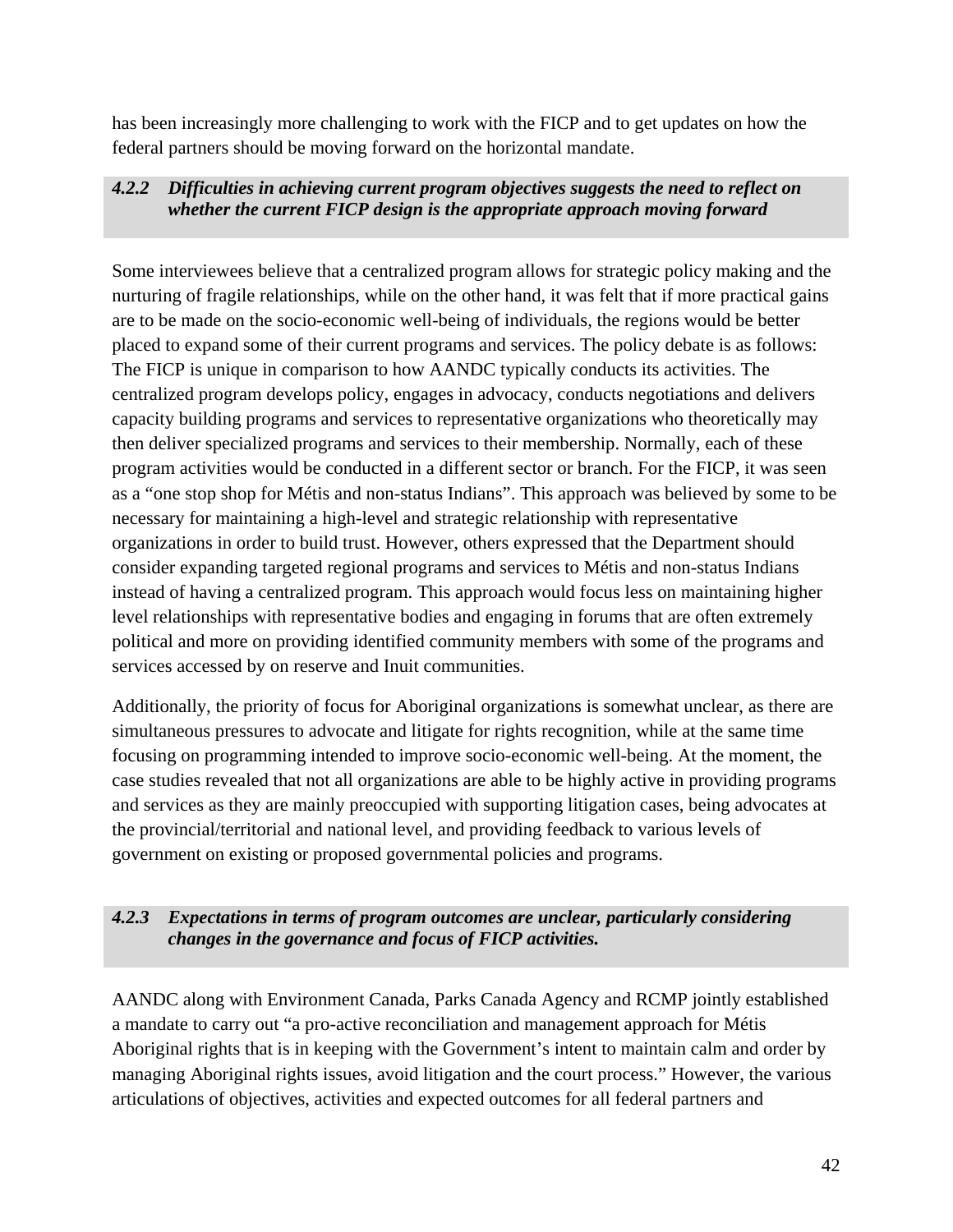has been increasingly more challenging to work with the FICP and to get updates on how the federal partners should be moving forward on the horizontal mandate.

### *4.2.2 Difficulties in achieving current program objectives suggests the need to reflect on whether the current FICP design is the appropriate approach moving forward*

Some interviewees believe that a centralized program allows for strategic policy making and the nurturing of fragile relationships, while on the other hand, it was felt that if more practical gains are to be made on the socio-economic well-being of individuals, the regions would be better placed to expand some of their current programs and services. The policy debate is as follows: The FICP is unique in comparison to how AANDC typically conducts its activities. The centralized program develops policy, engages in advocacy, conducts negotiations and delivers capacity building programs and services to representative organizations who theoretically may then deliver specialized programs and services to their membership. Normally, each of these program activities would be conducted in a different sector or branch. For the FICP, it was seen as a "one stop shop for Métis and non-status Indians". This approach was believed by some to be necessary for maintaining a high-level and strategic relationship with representative organizations in order to build trust. However, others expressed that the Department should consider expanding targeted regional programs and services to Métis and non-status Indians instead of having a centralized program. This approach would focus less on maintaining higher level relationships with representative bodies and engaging in forums that are often extremely political and more on providing identified community members with some of the programs and services accessed by on reserve and Inuit communities.

Additionally, the priority of focus for Aboriginal organizations is somewhat unclear, as there are simultaneous pressures to advocate and litigate for rights recognition, while at the same time focusing on programming intended to improve socio-economic well-being. At the moment, the case studies revealed that not all organizations are able to be highly active in providing programs and services as they are mainly preoccupied with supporting litigation cases, being advocates at the provincial/territorial and national level, and providing feedback to various levels of government on existing or proposed governmental policies and programs.

### *4.2.3 Expectations in terms of program outcomes are unclear, particularly considering changes in the governance and focus of FICP activities.*

AANDC along with Environment Canada, Parks Canada Agency and RCMP jointly established a mandate to carry out "a pro-active reconciliation and management approach for Métis Aboriginal rights that is in keeping with the Government's intent to maintain calm and order by managing Aboriginal rights issues, avoid litigation and the court process." However, the various articulations of objectives, activities and expected outcomes for all federal partners and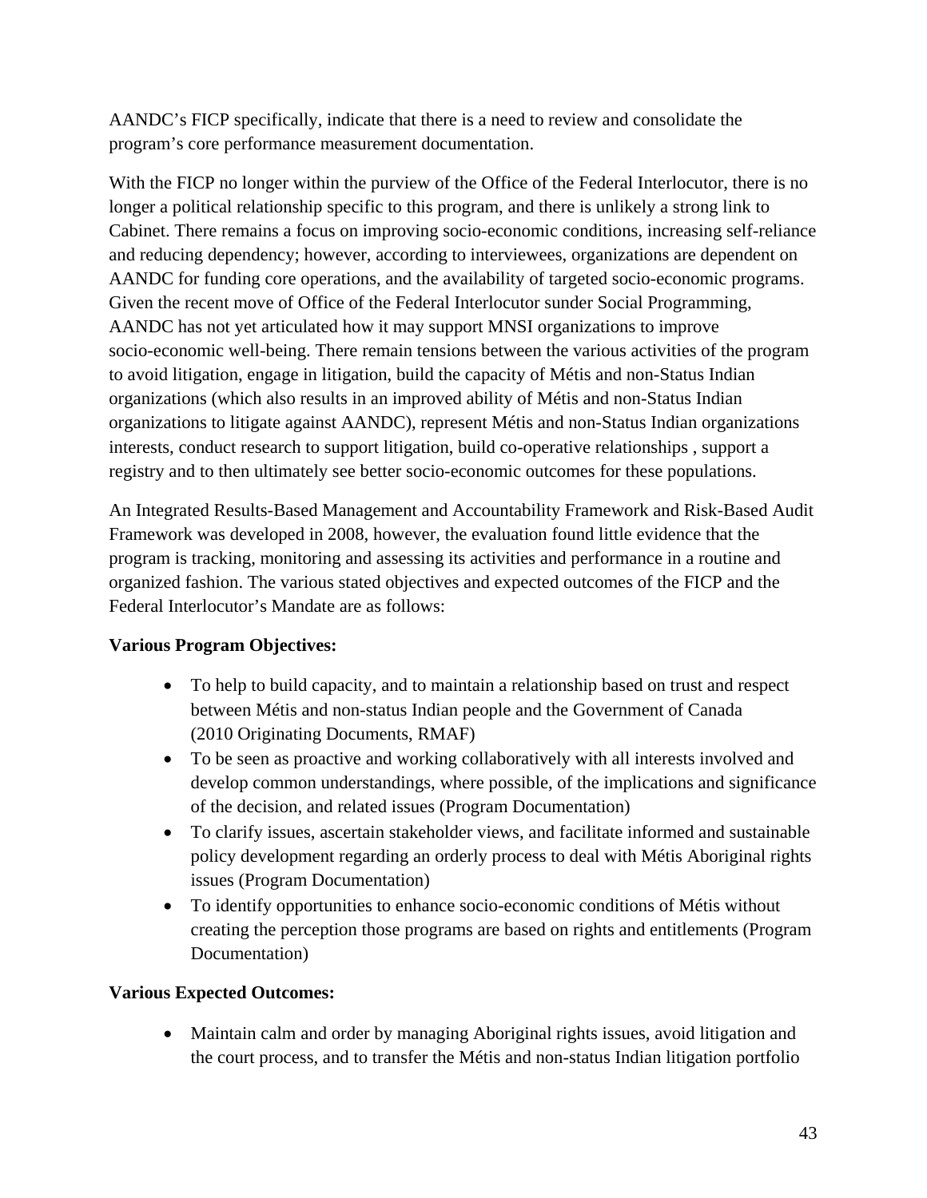AANDC's FICP specifically, indicate that there is a need to review and consolidate the program's core performance measurement documentation.

With the FICP no longer within the purview of the Office of the Federal Interlocutor, there is no longer a political relationship specific to this program, and there is unlikely a strong link to Cabinet. There remains a focus on improving socio-economic conditions, increasing self-reliance and reducing dependency; however, according to interviewees, organizations are dependent on AANDC for funding core operations, and the availability of targeted socio-economic programs. Given the recent move of Office of the Federal Interlocutor sunder Social Programming, AANDC has not yet articulated how it may support MNSI organizations to improve socio-economic well-being. There remain tensions between the various activities of the program to avoid litigation, engage in litigation, build the capacity of Métis and non-Status Indian organizations (which also results in an improved ability of Métis and non-Status Indian organizations to litigate against AANDC), represent Métis and non-Status Indian organizations interests, conduct research to support litigation, build co-operative relationships , support a registry and to then ultimately see better socio-economic outcomes for these populations.

An Integrated Results-Based Management and Accountability Framework and Risk-Based Audit Framework was developed in 2008, however, the evaluation found little evidence that the program is tracking, monitoring and assessing its activities and performance in a routine and organized fashion. The various stated objectives and expected outcomes of the FICP and the Federal Interlocutor's Mandate are as follows:

**Various Program Objectives:**

- To help to build capacity, and to maintain a relationship based on trust and respect between Métis and non-status Indian people and the Government of Canada (2010 Originating Documents, RMAF)
- To be seen as proactive and working collaboratively with all interests involved and develop common understandings, where possible, of the implications and significance of the decision, and related issues (Program Documentation)
- To clarify issues, ascertain stakeholder views, and facilitate informed and sustainable policy development regarding an orderly process to deal with Métis Aboriginal rights issues (Program Documentation)
- To identify opportunities to enhance socio-economic conditions of Métis without creating the perception those programs are based on rights and entitlements (Program Documentation)

**Various Expected Outcomes:**

- Maintain calm and order by managing Aboriginal rights issues, avoid litigation and the court process, and to transfer the Métis and non-status Indian litigation portfolio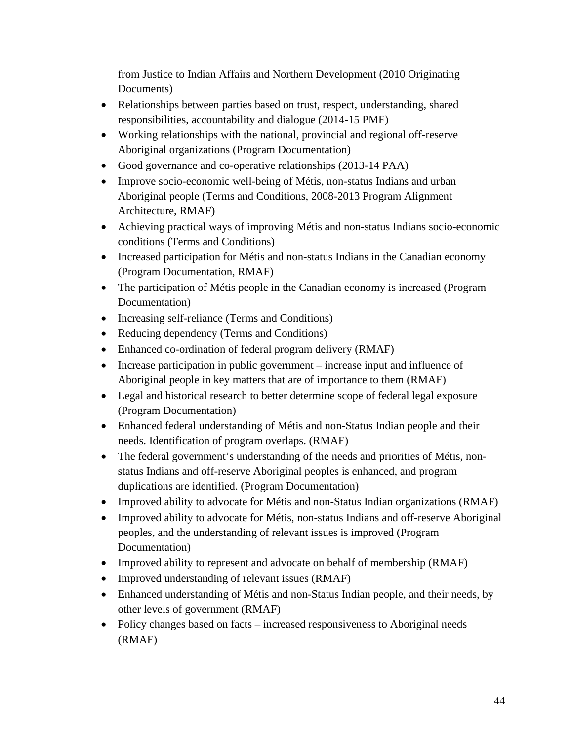from Justice to Indian Affairs and Northern Development (2010 Originating Documents)

- Relationships between parties based on trust, respect, understanding, shared responsibilities, accountability and dialogue (2014-15 PMF)
- Working relationships with the national, provincial and regional off-reserve Aboriginal organizations (Program Documentation)
- Good governance and co-operative relationships (2013-14 PAA)
- Improve socio-economic well-being of Métis, non-status Indians and urban Aboriginal people (Terms and Conditions, 2008-2013 Program Alignment Architecture, RMAF)
- Achieving practical ways of improving Métis and non-status Indians socio-economic conditions (Terms and Conditions)
- Increased participation for Métis and non-status Indians in the Canadian economy (Program Documentation, RMAF)
- The participation of Métis people in the Canadian economy is increased (Program Documentation)
- Increasing self-reliance (Terms and Conditions)
- Reducing dependency (Terms and Conditions)
- Enhanced co-ordination of federal program delivery (RMAF)
- Increase participation in public government – increase input and influence of Aboriginal people in key matters that are of importance to them (RMAF)
- Legal and historical research to better determine scope of federal legal exposure (Program Documentation)
- Enhanced federal understanding of Métis and non-Status Indian people and their needs. Identification of program overlaps. (RMAF)
- The federal government's understanding of the needs and priorities of Métis, non-status Indians and off-reserve Aboriginal peoples is enhanced, and program duplications are identified. (Program Documentation)
- Improved ability to advocate for Métis and non-Status Indian organizations (RMAF)
- Improved ability to advocate for Métis, non-status Indians and off-reserve Aboriginal peoples, and the understanding of relevant issues is improved (Program Documentation)
- Improved ability to represent and advocate on behalf of membership (RMAF)
- Improved understanding of relevant issues (RMAF)
- Enhanced understanding of Métis and non-Status Indian people, and their needs, by other levels of government (RMAF)
- Policy changes based on facts – increased responsiveness to Aboriginal needs (RMAF)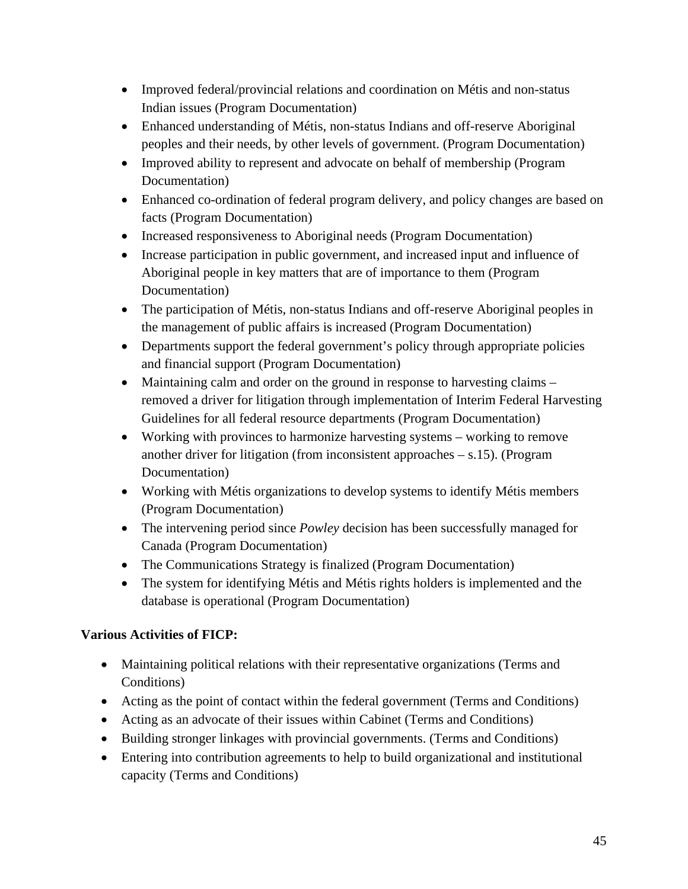- Improved federal/provincial relations and coordination on Métis and non-status Indian issues (Program Documentation)
- Enhanced understanding of Métis, non-status Indians and off-reserve Aboriginal peoples and their needs, by other levels of government. (Program Documentation)
- Improved ability to represent and advocate on behalf of membership (Program Documentation)
- Enhanced co-ordination of federal program delivery, and policy changes are based on facts (Program Documentation)
- Increased responsiveness to Aboriginal needs (Program Documentation)
- Increase participation in public government, and increased input and influence of Aboriginal people in key matters that are of importance to them (Program Documentation)
- The participation of Métis, non-status Indians and off-reserve Aboriginal peoples in the management of public affairs is increased (Program Documentation)
- Departments support the federal government's policy through appropriate policies and financial support (Program Documentation)
- Maintaining calm and order on the ground in response to harvesting claims – removed a driver for litigation through implementation of Interim Federal Harvesting Guidelines for all federal resource departments (Program Documentation)
- Working with provinces to harmonize harvesting systems – working to remove another driver for litigation (from inconsistent approaches – s.15). (Program Documentation)
- Working with Métis organizations to develop systems to identify Métis members (Program Documentation)
- The intervening period since *Powley* decision has been successfully managed for Canada (Program Documentation)
- The Communications Strategy is finalized (Program Documentation)
- The system for identifying Métis and Métis rights holders is implemented and the database is operational (Program Documentation)

**Various Activities of FICP:**

- Maintaining political relations with their representative organizations (Terms and Conditions)
- Acting as the point of contact within the federal government (Terms and Conditions)
- Acting as an advocate of their issues within Cabinet (Terms and Conditions)
- Building stronger linkages with provincial governments. (Terms and Conditions)
- Entering into contribution agreements to help to build organizational and institutional capacity (Terms and Conditions)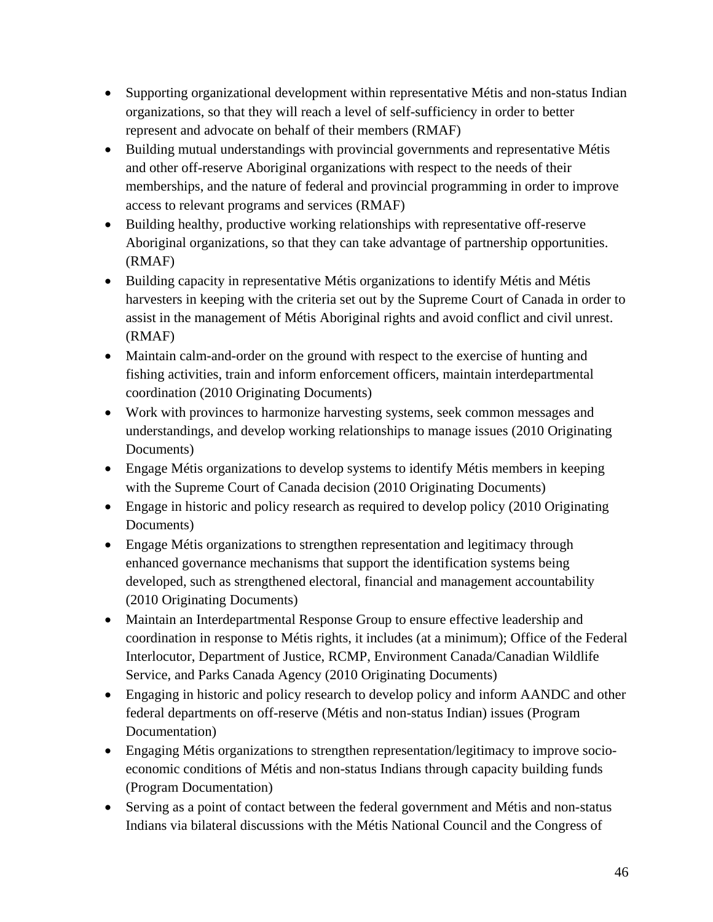- Supporting organizational development within representative Métis and non-status Indian organizations, so that they will reach a level of self-sufficiency in order to better represent and advocate on behalf of their members (RMAF)
- Building mutual understandings with provincial governments and representative Métis and other off-reserve Aboriginal organizations with respect to the needs of their memberships, and the nature of federal and provincial programming in order to improve access to relevant programs and services (RMAF)
- Building healthy, productive working relationships with representative off-reserve Aboriginal organizations, so that they can take advantage of partnership opportunities. (RMAF)
- Building capacity in representative Métis organizations to identify Métis and Métis harvesters in keeping with the criteria set out by the Supreme Court of Canada in order to assist in the management of Métis Aboriginal rights and avoid conflict and civil unrest. (RMAF)
- Maintain calm-and-order on the ground with respect to the exercise of hunting and fishing activities, train and inform enforcement officers, maintain interdepartmental coordination (2010 Originating Documents)
- Work with provinces to harmonize harvesting systems, seek common messages and understandings, and develop working relationships to manage issues (2010 Originating Documents)
- Engage Métis organizations to develop systems to identify Métis members in keeping with the Supreme Court of Canada decision (2010 Originating Documents)
- Engage in historic and policy research as required to develop policy (2010 Originating Documents)
- Engage Métis organizations to strengthen representation and legitimacy through enhanced governance mechanisms that support the identification systems being developed, such as strengthened electoral, financial and management accountability (2010 Originating Documents)
- Maintain an Interdepartmental Response Group to ensure effective leadership and coordination in response to Métis rights, it includes (at a minimum); Office of the Federal Interlocutor, Department of Justice, RCMP, Environment Canada/Canadian Wildlife Service, and Parks Canada Agency (2010 Originating Documents)
- Engaging in historic and policy research to develop policy and inform AANDC and other federal departments on off-reserve (Métis and non-status Indian) issues (Program Documentation)
- Engaging Métis organizations to strengthen representation/legitimacy to improve socio-economic conditions of Métis and non-status Indians through capacity building funds (Program Documentation)
- Serving as a point of contact between the federal government and Métis and non-status Indians via bilateral discussions with the Métis National Council and the Congress of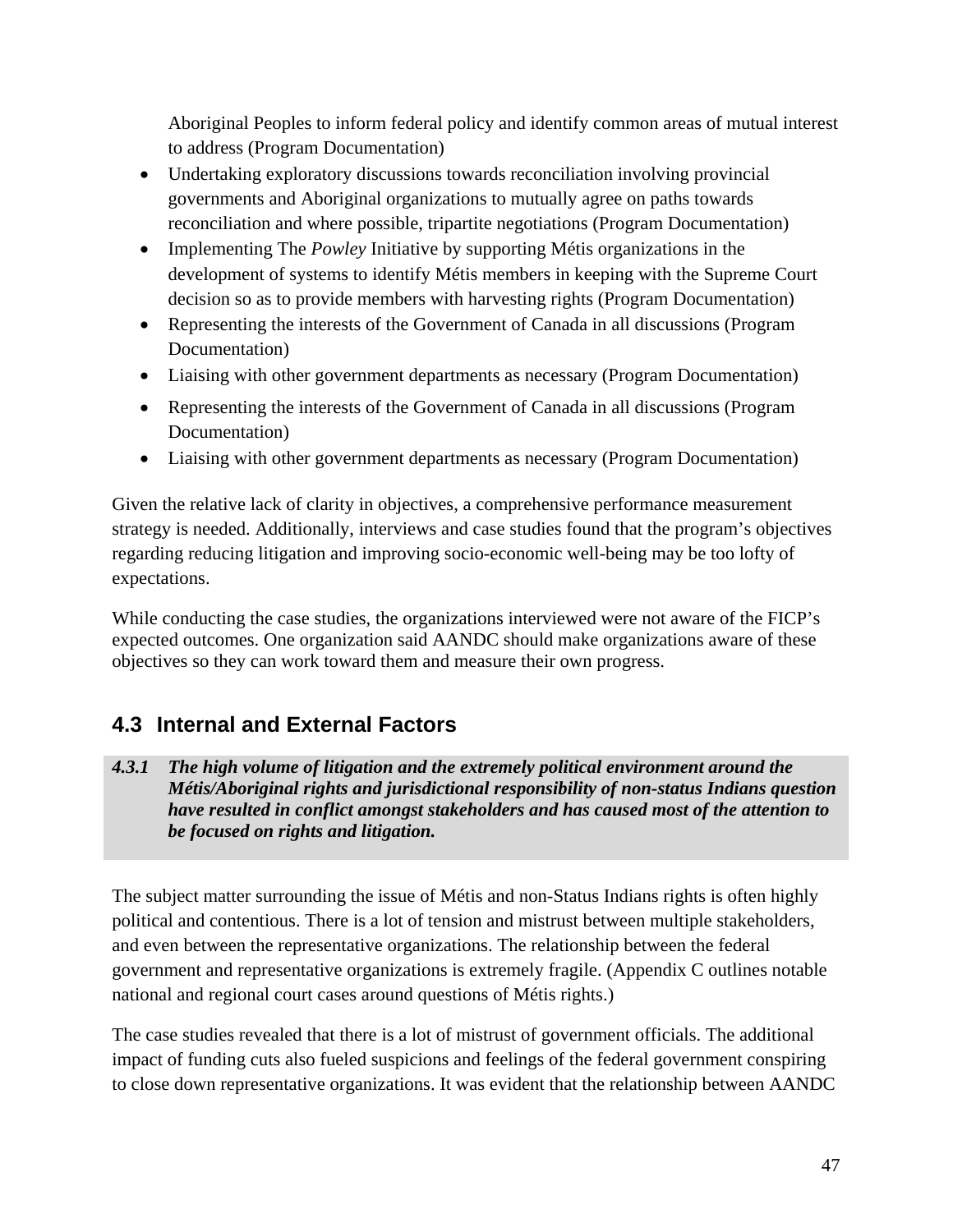Aboriginal Peoples to inform federal policy and identify common areas of mutual interest to address (Program Documentation)

- Undertaking exploratory discussions towards reconciliation involving provincial governments and Aboriginal organizations to mutually agree on paths towards reconciliation and where possible, tripartite negotiations (Program Documentation)
- Implementing The *Powley* Initiative by supporting Métis organizations in the development of systems to identify Métis members in keeping with the Supreme Court decision so as to provide members with harvesting rights (Program Documentation)
- Representing the interests of the Government of Canada in all discussions (Program Documentation)
- Liaising with other government departments as necessary (Program Documentation)
- Representing the interests of the Government of Canada in all discussions (Program Documentation)
- Liaising with other government departments as necessary (Program Documentation)

Given the relative lack of clarity in objectives, a comprehensive performance measurement strategy is needed. Additionally, interviews and case studies found that the program's objectives regarding reducing litigation and improving socio-economic well-being may be too lofty of expectations.

While conducting the case studies, the organizations interviewed were not aware of the FICP's expected outcomes. One organization said AANDC should make organizations aware of these objectives so they can work toward them and measure their own progress.

## 4.3 Internal and External Factors

***4.3.1 The high volume of litigation and the extremely political environment around the Métis/Aboriginal rights and jurisdictional responsibility of non-status Indians question have resulted in conflict amongst stakeholders and has caused most of the attention to be focused on rights and litigation.***

The subject matter surrounding the issue of Métis and non-Status Indians rights is often highly political and contentious. There is a lot of tension and mistrust between multiple stakeholders, and even between the representative organizations. The relationship between the federal government and representative organizations is extremely fragile. (Appendix C outlines notable national and regional court cases around questions of Métis rights.)

The case studies revealed that there is a lot of mistrust of government officials. The additional impact of funding cuts also fueled suspicions and feelings of the federal government conspiring to close down representative organizations. It was evident that the relationship between AANDC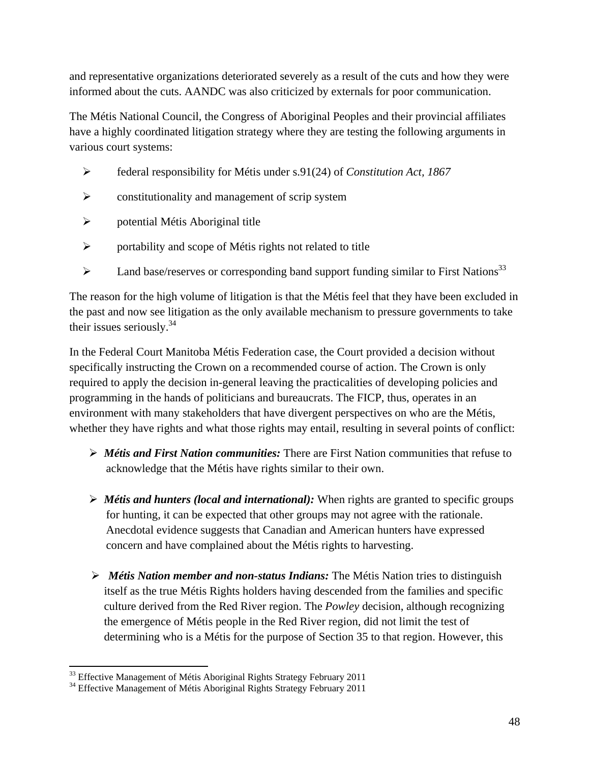and representative organizations deteriorated severely as a result of the cuts and how they were informed about the cuts. AANDC was also criticized by externals for poor communication.

The Métis National Council, the Congress of Aboriginal Peoples and their provincial affiliates have a highly coordinated litigation strategy where they are testing the following arguments in various court systems:

- federal responsibility for Métis under s.91(24) of *Constitution Act, 1867*
- constitutionality and management of scrip system
- potential Métis Aboriginal title
- portability and scope of Métis rights not related to title
- Land base/reserves or corresponding band support funding similar to First Nations[33]

The reason for the high volume of litigation is that the Métis feel that they have been excluded in the past and now see litigation as the only available mechanism to pressure governments to take their issues seriously.[34]

In the Federal Court Manitoba Métis Federation case, the Court provided a decision without specifically instructing the Crown on a recommended course of action. The Crown is only required to apply the decision in-general leaving the practicalities of developing policies and programming in the hands of politicians and bureaucrats. The FICP, thus, operates in an environment with many stakeholders that have divergent perspectives on who are the Métis, whether they have rights and what those rights may entail, resulting in several points of conflict:

- ***Métis and First Nation communities:*** There are First Nation communities that refuse to acknowledge that the Métis have rights similar to their own.
- ***Métis and hunters (local and international):*** When rights are granted to specific groups for hunting, it can be expected that other groups may not agree with the rationale. Anecdotal evidence suggests that Canadian and American hunters have expressed concern and have complained about the Métis rights to harvesting.
- ***Métis Nation member and non-status Indians:*** The Métis Nation tries to distinguish itself as the true Métis Rights holders having descended from the families and specific culture derived from the Red River region. The *Powley* decision, although recognizing the emergence of Métis people in the Red River region, did not limit the test of determining who is a Métis for the purpose of Section 35 to that region. However, this

[33] Effective Management of Métis Aboriginal Rights Strategy February 2011

[34] Effective Management of Métis Aboriginal Rights Strategy February 2011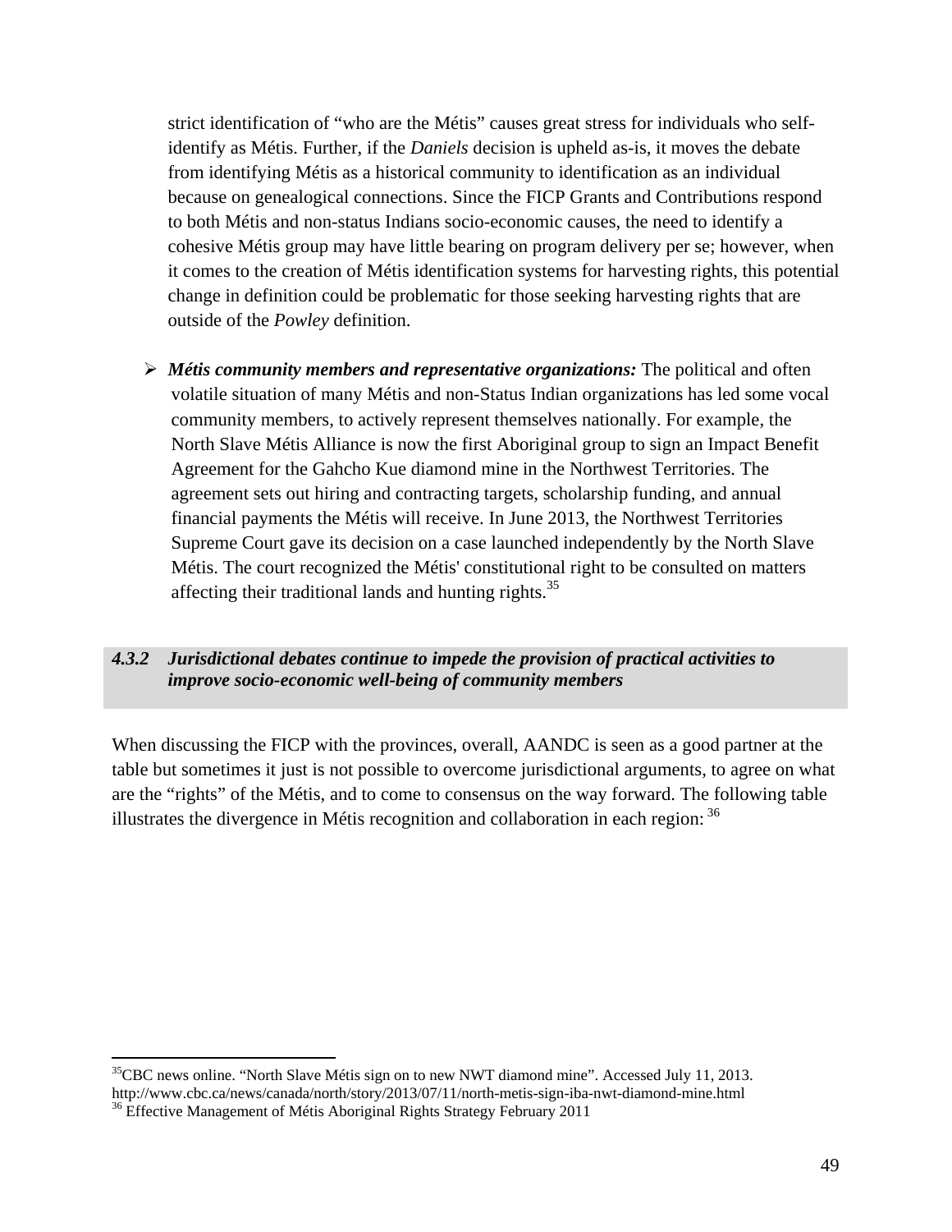strict identification of "who are the Métis" causes great stress for individuals who self-identify as Métis. Further, if the *Daniels* decision is upheld as-is, it moves the debate from identifying Métis as a historical community to identification as an individual because on genealogical connections. Since the FICP Grants and Contributions respond to both Métis and non-status Indians socio-economic causes, the need to identify a cohesive Métis group may have little bearing on program delivery per se; however, when it comes to the creation of Métis identification systems for harvesting rights, this potential change in definition could be problematic for those seeking harvesting rights that are outside of the *Powley* definition.

- ***Métis community members and representative organizations:*** The political and often volatile situation of many Métis and non-Status Indian organizations has led some vocal community members, to actively represent themselves nationally. For example, the North Slave Métis Alliance is now the first Aboriginal group to sign an Impact Benefit Agreement for the Gahcho Kue diamond mine in the Northwest Territories. The agreement sets out hiring and contracting targets, scholarship funding, and annual financial payments the Métis will receive. In June 2013, the Northwest Territories Supreme Court gave its decision on a case launched independently by the North Slave Métis. The court recognized the Métis' constitutional right to be consulted on matters affecting their traditional lands and hunting rights.[35]

#### *4.3.2 Jurisdictional debates continue to impede the provision of practical activities to improve socio-economic well-being of community members*

When discussing the FICP with the provinces, overall, AANDC is seen as a good partner at the table but sometimes it just is not possible to overcome jurisdictional arguments, to agree on what are the "rights" of the Métis, and to come to consensus on the way forward. The following table illustrates the divergence in Métis recognition and collaboration in each region: [36]

---

[35] CBC news online. "North Slave Métis sign on to new NWT diamond mine". Accessed July 11, 2013. http://www.cbc.ca/news/canada/north/story/2013/07/11/north-metis-sign-iba-nwt-diamond-mine.html

[36] Effective Management of Métis Aboriginal Rights Strategy February 2011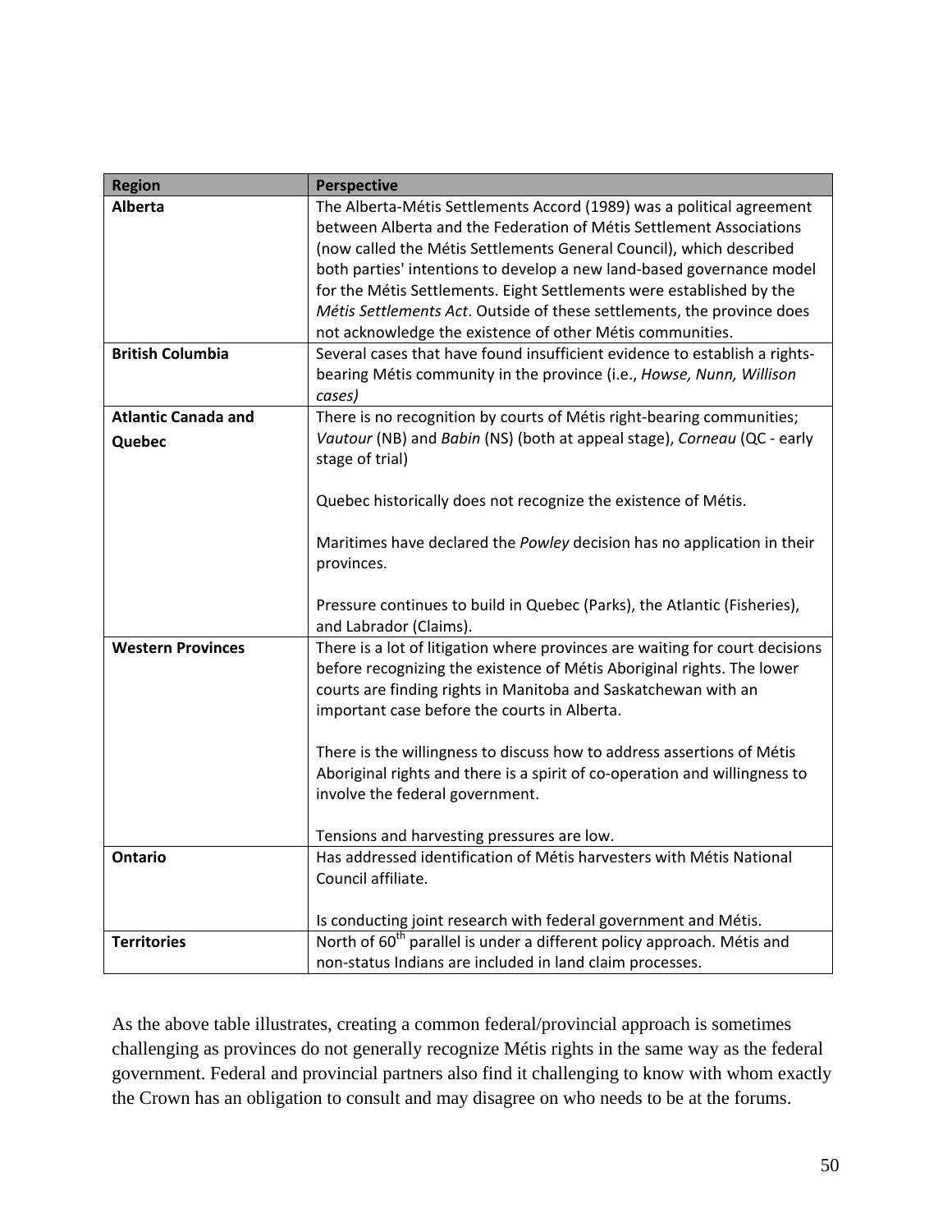| Region | Perspective |
|---|---|
| **Alberta** | The Alberta-Métis Settlements Accord (1989) was a political agreement between Alberta and the Federation of Métis Settlement Associations (now called the Métis Settlements General Council), which described both parties' intentions to develop a new land-based governance model for the Métis Settlements. Eight Settlements were established by the *Métis Settlements Act*. Outside of these settlements, the province does not acknowledge the existence of other Métis communities. |
| **British Columbia** | Several cases that have found insufficient evidence to establish a rights-bearing Métis community in the province (i.e., *Howse, Nunn, Willison cases)* |
| **Atlantic Canada and Quebec** | There is no recognition by courts of Métis right-bearing communities; *Vautour* (NB) and *Babin* (NS) (both at appeal stage), *Corneau* (QC - early stage of trial)<br><br>Quebec historically does not recognize the existence of Métis.<br><br>Maritimes have declared the *Powley* decision has no application in their provinces.<br><br>Pressure continues to build in Quebec (Parks), the Atlantic (Fisheries), and Labrador (Claims). |
| **Western Provinces** | There is a lot of litigation where provinces are waiting for court decisions before recognizing the existence of Métis Aboriginal rights. The lower courts are finding rights in Manitoba and Saskatchewan with an important case before the courts in Alberta.<br><br>There is the willingness to discuss how to address assertions of Métis Aboriginal rights and there is a spirit of co-operation and willingness to involve the federal government.<br><br>Tensions and harvesting pressures are low. |
| **Ontario** | Has addressed identification of Métis harvesters with Métis National Council affiliate.<br><br>Is conducting joint research with federal government and Métis. |
| **Territories** | North of 60th parallel is under a different policy approach. Métis and non-status Indians are included in land claim processes. |

As the above table illustrates, creating a common federal/provincial approach is sometimes challenging as provinces do not generally recognize Métis rights in the same way as the federal government. Federal and provincial partners also find it challenging to know with whom exactly the Crown has an obligation to consult and may disagree on who needs to be at the forums.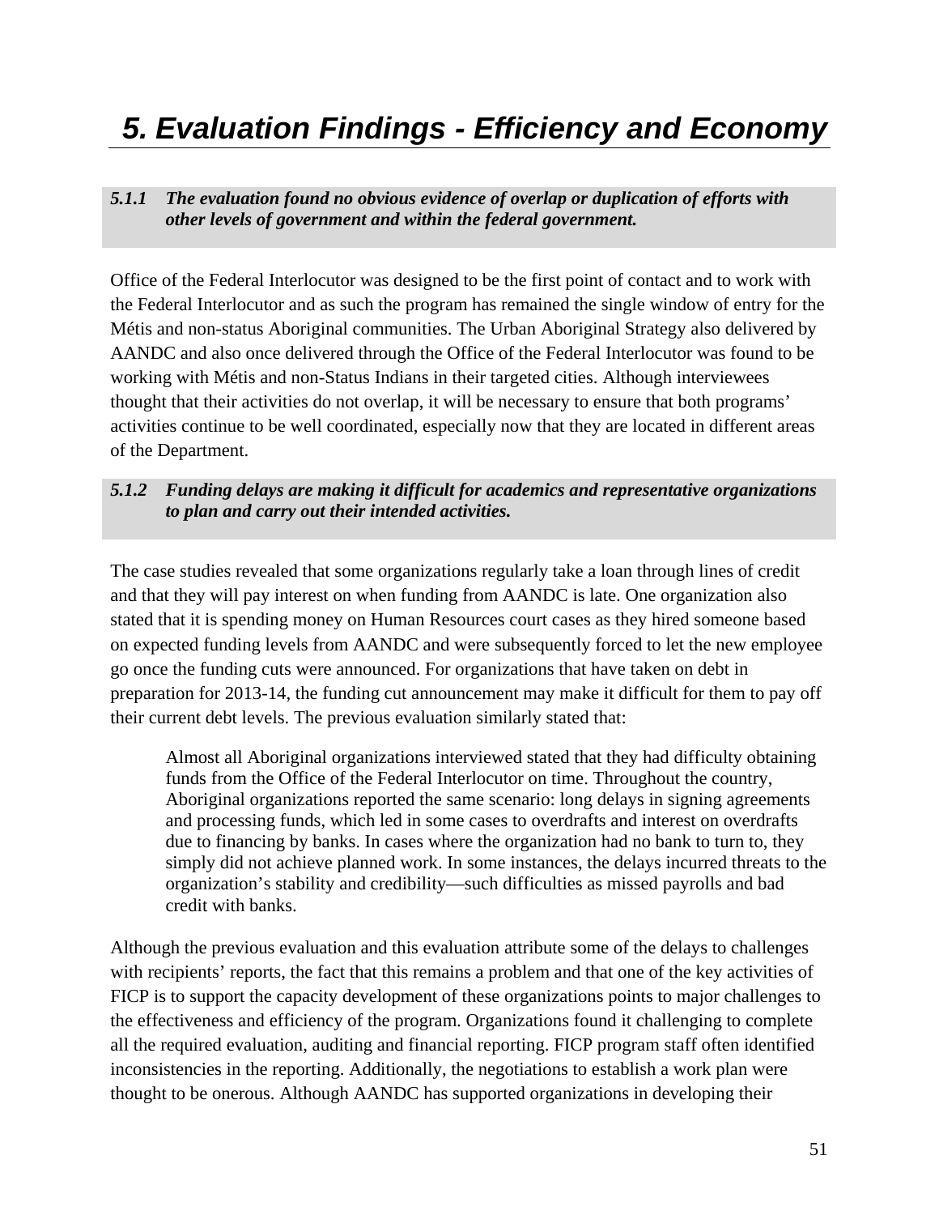# 5. Evaluation Findings - Efficiency and Economy

***5.1.1 The evaluation found no obvious evidence of overlap or duplication of efforts with other levels of government and within the federal government.***

Office of the Federal Interlocutor was designed to be the first point of contact and to work with the Federal Interlocutor and as such the program has remained the single window of entry for the Métis and non-status Aboriginal communities. The Urban Aboriginal Strategy also delivered by AANDC and also once delivered through the Office of the Federal Interlocutor was found to be working with Métis and non-Status Indians in their targeted cities. Although interviewees thought that their activities do not overlap, it will be necessary to ensure that both programs' activities continue to be well coordinated, especially now that they are located in different areas of the Department.

***5.1.2 Funding delays are making it difficult for academics and representative organizations to plan and carry out their intended activities.***

The case studies revealed that some organizations regularly take a loan through lines of credit and that they will pay interest on when funding from AANDC is late. One organization also stated that it is spending money on Human Resources court cases as they hired someone based on expected funding levels from AANDC and were subsequently forced to let the new employee go once the funding cuts were announced. For organizations that have taken on debt in preparation for 2013-14, the funding cut announcement may make it difficult for them to pay off their current debt levels. The previous evaluation similarly stated that:

> Almost all Aboriginal organizations interviewed stated that they had difficulty obtaining funds from the Office of the Federal Interlocutor on time. Throughout the country, Aboriginal organizations reported the same scenario: long delays in signing agreements and processing funds, which led in some cases to overdrafts and interest on overdrafts due to financing by banks. In cases where the organization had no bank to turn to, they simply did not achieve planned work. In some instances, the delays incurred threats to the organization's stability and credibility—such difficulties as missed payrolls and bad credit with banks.

Although the previous evaluation and this evaluation attribute some of the delays to challenges with recipients' reports, the fact that this remains a problem and that one of the key activities of FICP is to support the capacity development of these organizations points to major challenges to the effectiveness and efficiency of the program. Organizations found it challenging to complete all the required evaluation, auditing and financial reporting. FICP program staff often identified inconsistencies in the reporting. Additionally, the negotiations to establish a work plan were thought to be onerous. Although AANDC has supported organizations in developing their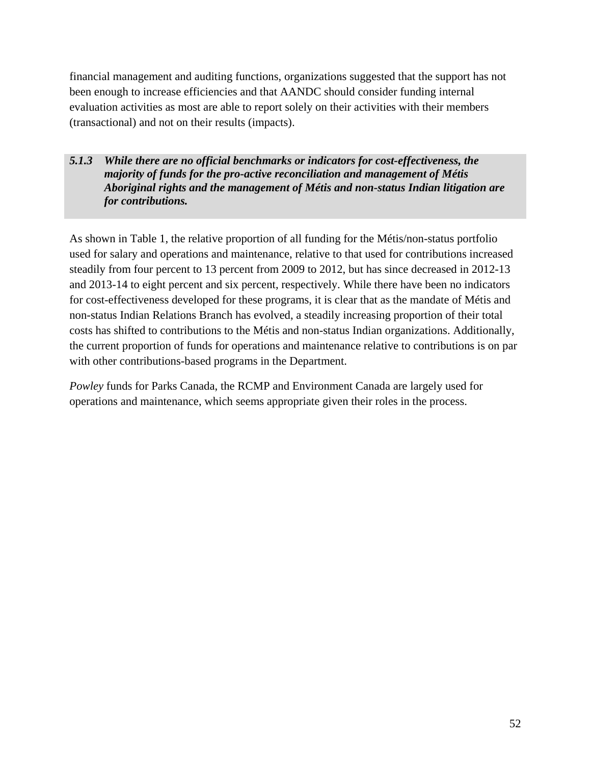financial management and auditing functions, organizations suggested that the support has not been enough to increase efficiencies and that AANDC should consider funding internal evaluation activities as most are able to report solely on their activities with their members (transactional) and not on their results (impacts).

### *5.1.3 While there are no official benchmarks or indicators for cost-effectiveness, the majority of funds for the pro-active reconciliation and management of Métis Aboriginal rights and the management of Métis and non-status Indian litigation are for contributions.*

As shown in Table 1, the relative proportion of all funding for the Métis/non-status portfolio used for salary and operations and maintenance, relative to that used for contributions increased steadily from four percent to 13 percent from 2009 to 2012, but has since decreased in 2012-13 and 2013-14 to eight percent and six percent, respectively. While there have been no indicators for cost-effectiveness developed for these programs, it is clear that as the mandate of Métis and non-status Indian Relations Branch has evolved, a steadily increasing proportion of their total costs has shifted to contributions to the Métis and non-status Indian organizations. Additionally, the current proportion of funds for operations and maintenance relative to contributions is on par with other contributions-based programs in the Department.

*Powley* funds for Parks Canada, the RCMP and Environment Canada are largely used for operations and maintenance, which seems appropriate given their roles in the process.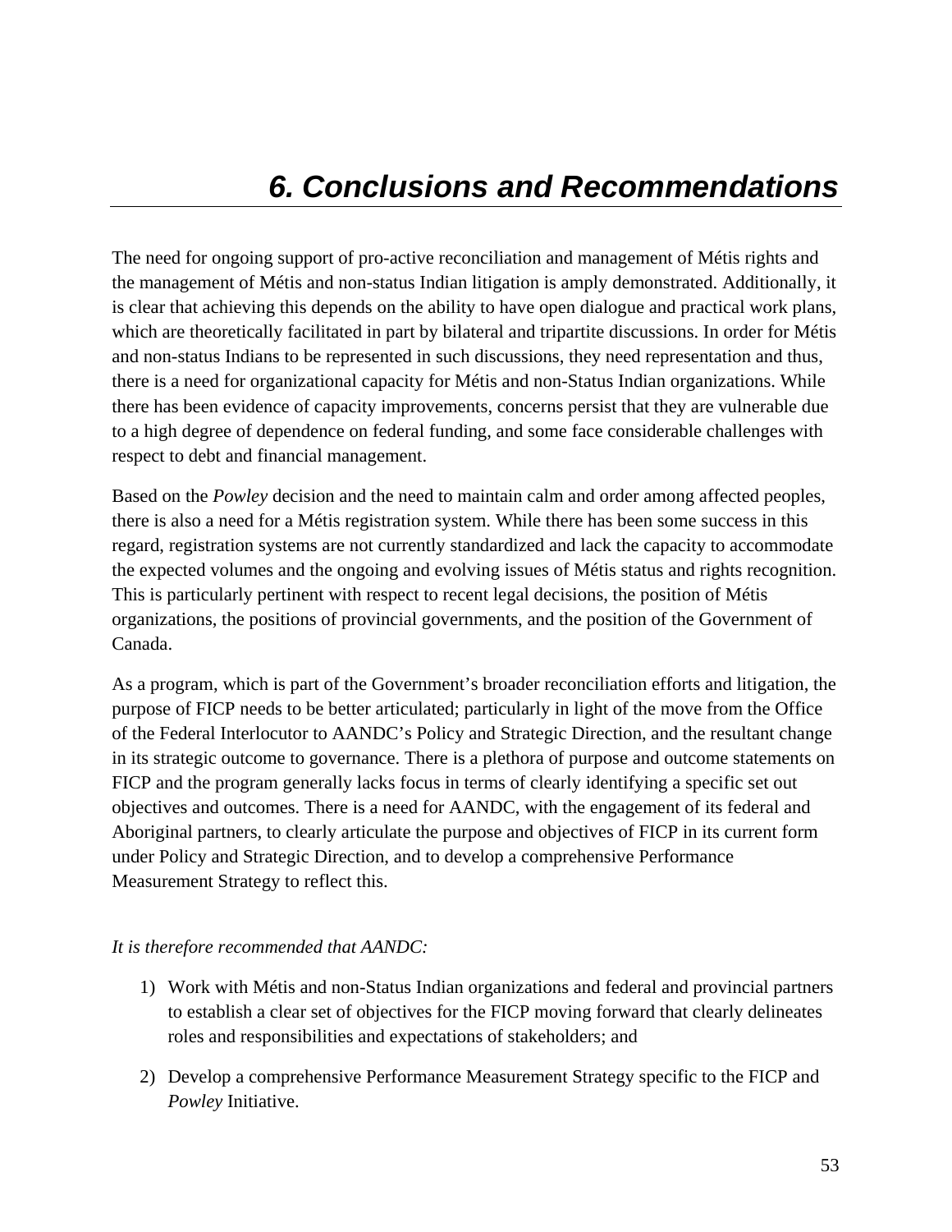# 6. Conclusions and Recommendations

The need for ongoing support of pro-active reconciliation and management of Métis rights and the management of Métis and non-status Indian litigation is amply demonstrated. Additionally, it is clear that achieving this depends on the ability to have open dialogue and practical work plans, which are theoretically facilitated in part by bilateral and tripartite discussions. In order for Métis and non-status Indians to be represented in such discussions, they need representation and thus, there is a need for organizational capacity for Métis and non-Status Indian organizations. While there has been evidence of capacity improvements, concerns persist that they are vulnerable due to a high degree of dependence on federal funding, and some face considerable challenges with respect to debt and financial management.

Based on the *Powley* decision and the need to maintain calm and order among affected peoples, there is also a need for a Métis registration system. While there has been some success in this regard, registration systems are not currently standardized and lack the capacity to accommodate the expected volumes and the ongoing and evolving issues of Métis status and rights recognition. This is particularly pertinent with respect to recent legal decisions, the position of Métis organizations, the positions of provincial governments, and the position of the Government of Canada.

As a program, which is part of the Government's broader reconciliation efforts and litigation, the purpose of FICP needs to be better articulated; particularly in light of the move from the Office of the Federal Interlocutor to AANDC's Policy and Strategic Direction, and the resultant change in its strategic outcome to governance. There is a plethora of purpose and outcome statements on FICP and the program generally lacks focus in terms of clearly identifying a specific set out objectives and outcomes. There is a need for AANDC, with the engagement of its federal and Aboriginal partners, to clearly articulate the purpose and objectives of FICP in its current form under Policy and Strategic Direction, and to develop a comprehensive Performance Measurement Strategy to reflect this.

*It is therefore recommended that AANDC:*

1) Work with Métis and non-Status Indian organizations and federal and provincial partners to establish a clear set of objectives for the FICP moving forward that clearly delineates roles and responsibilities and expectations of stakeholders; and

2) Develop a comprehensive Performance Measurement Strategy specific to the FICP and *Powley* Initiative.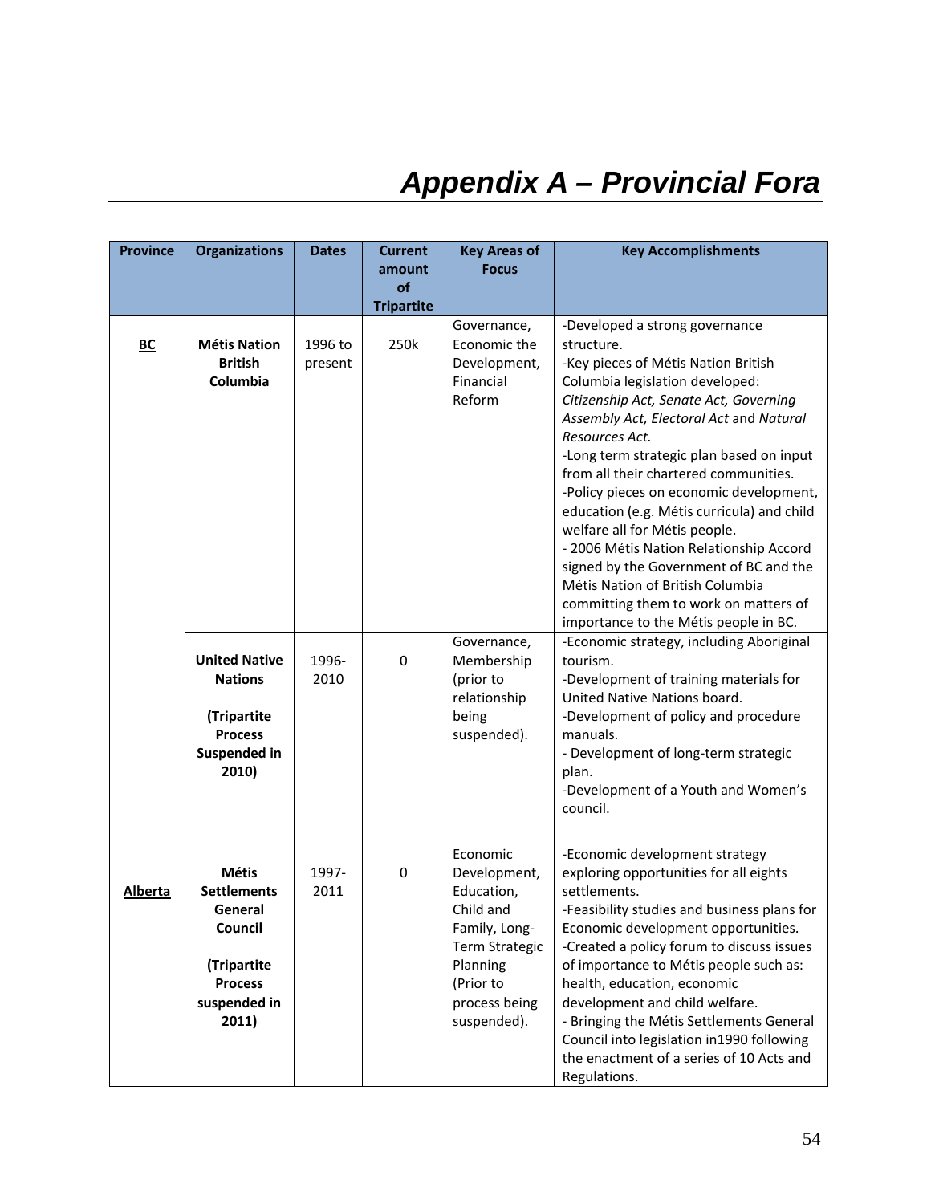# Appendix A – Provincial Fora

| Province | Organizations | Dates | Current amount of Tripartite | Key Areas of Focus | Key Accomplishments |
|---|---|---|---|---|---|
| **BC** | **Métis Nation British Columbia** | 1996 to present | 250k | Governance, Economic the Development, Financial Reform | -Developed a strong governance structure.<br>-Key pieces of Métis Nation British Columbia legislation developed: *Citizenship Act, Senate Act, Governing Assembly Act, Electoral Act* and *Natural Resources Act.*<br>-Long term strategic plan based on input from all their chartered communities.<br>-Policy pieces on economic development, education (e.g. Métis curricula) and child welfare all for Métis people.<br>- 2006 Métis Nation Relationship Accord signed by the Government of BC and the Métis Nation of British Columbia committing them to work on matters of importance to the Métis people in BC. |
| | **United Native Nations**<br><br>**(Tripartite Process Suspended in 2010)** | 1996-2010 | 0 | Governance, Membership (prior to relationship being suspended). | -Economic strategy, including Aboriginal tourism.<br>-Development of training materials for United Native Nations board.<br>-Development of policy and procedure manuals.<br>- Development of long-term strategic plan.<br>-Development of a Youth and Women's council. |
| **Alberta** | **Métis Settlements General Council**<br><br>**(Tripartite Process suspended in 2011)** | 1997-2011 | 0 | Economic Development, Education, Child and Family, Long-Term Strategic Planning (Prior to process being suspended). | -Economic development strategy exploring opportunities for all eights settlements.<br>-Feasibility studies and business plans for Economic development opportunities.<br>-Created a policy forum to discuss issues of importance to Métis people such as: health, education, economic development and child welfare.<br>- Bringing the Métis Settlements General Council into legislation in1990 following the enactment of a series of 10 Acts and Regulations. |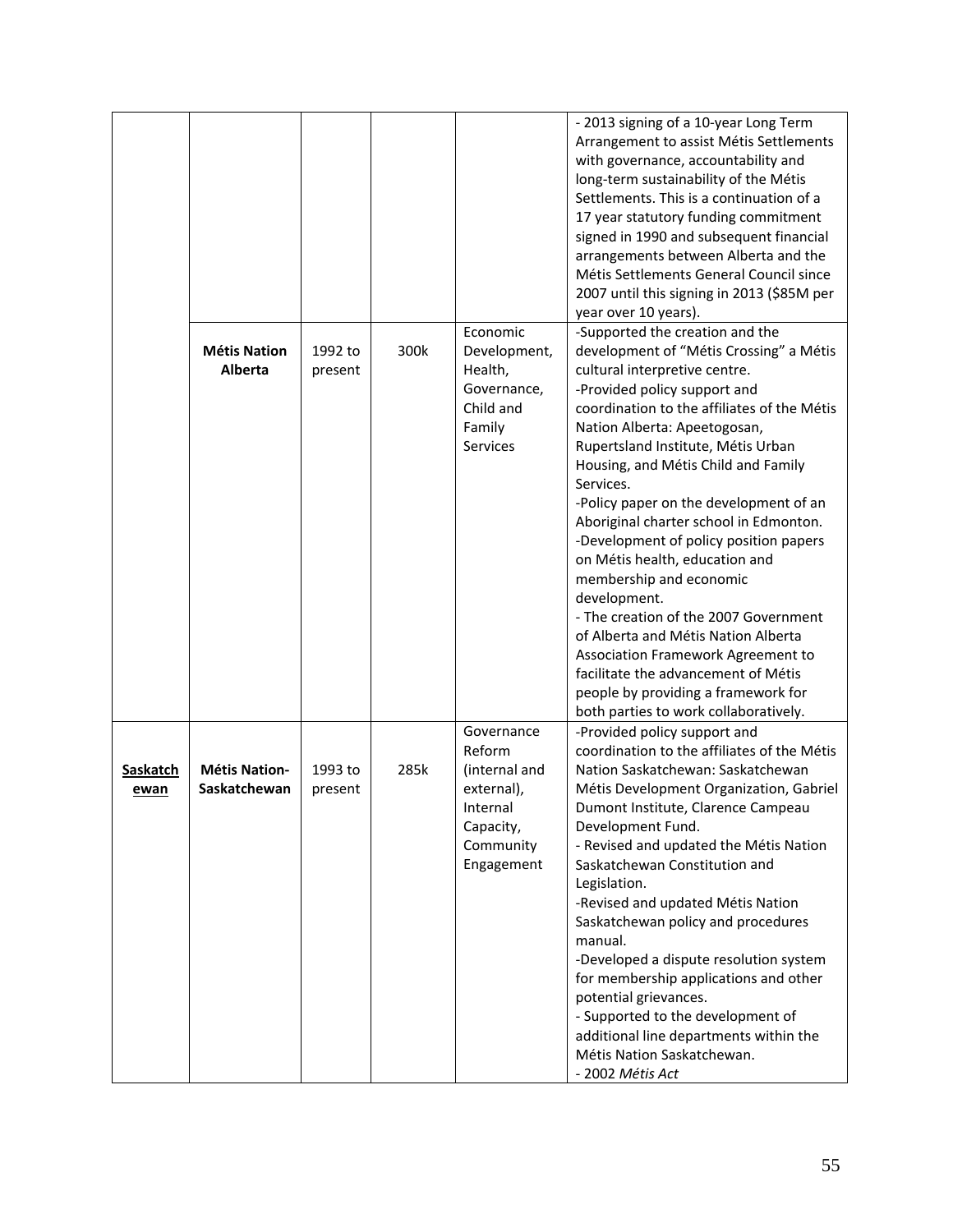| | | | | | |
|---|---|---|---|---|---|
| | | | | | - 2013 signing of a 10-year Long Term Arrangement to assist Métis Settlements with governance, accountability and long-term sustainability of the Métis Settlements. This is a continuation of a 17 year statutory funding commitment signed in 1990 and subsequent financial arrangements between Alberta and the Métis Settlements General Council since 2007 until this signing in 2013 ($85M per year over 10 years). |
| | **Métis Nation Alberta** | 1992 to present | 300k | Economic Development, Health, Governance, Child and Family Services | -Supported the creation and the development of "Métis Crossing" a Métis cultural interpretive centre.<br>-Provided policy support and coordination to the affiliates of the Métis Nation Alberta: Apeetogosan, Rupertsland Institute, Métis Urban Housing, and Métis Child and Family Services.<br>-Policy paper on the development of an Aboriginal charter school in Edmonton.<br>-Development of policy position papers on Métis health, education and membership and economic development.<br>- The creation of the 2007 Government of Alberta and Métis Nation Alberta Association Framework Agreement to facilitate the advancement of Métis people by providing a framework for both parties to work collaboratively. |
| **Saskatchewan** | **Métis Nation-Saskatchewan** | 1993 to present | 285k | Governance Reform (internal and external), Internal Capacity, Community Engagement | -Provided policy support and coordination to the affiliates of the Métis Nation Saskatchewan: Saskatchewan Métis Development Organization, Gabriel Dumont Institute, Clarence Campeau Development Fund.<br>- Revised and updated the Métis Nation Saskatchewan Constitution and Legislation.<br>-Revised and updated Métis Nation Saskatchewan policy and procedures manual.<br>-Developed a dispute resolution system for membership applications and other potential grievances.<br>- Supported to the development of additional line departments within the Métis Nation Saskatchewan.<br>- 2002 *Métis Act* |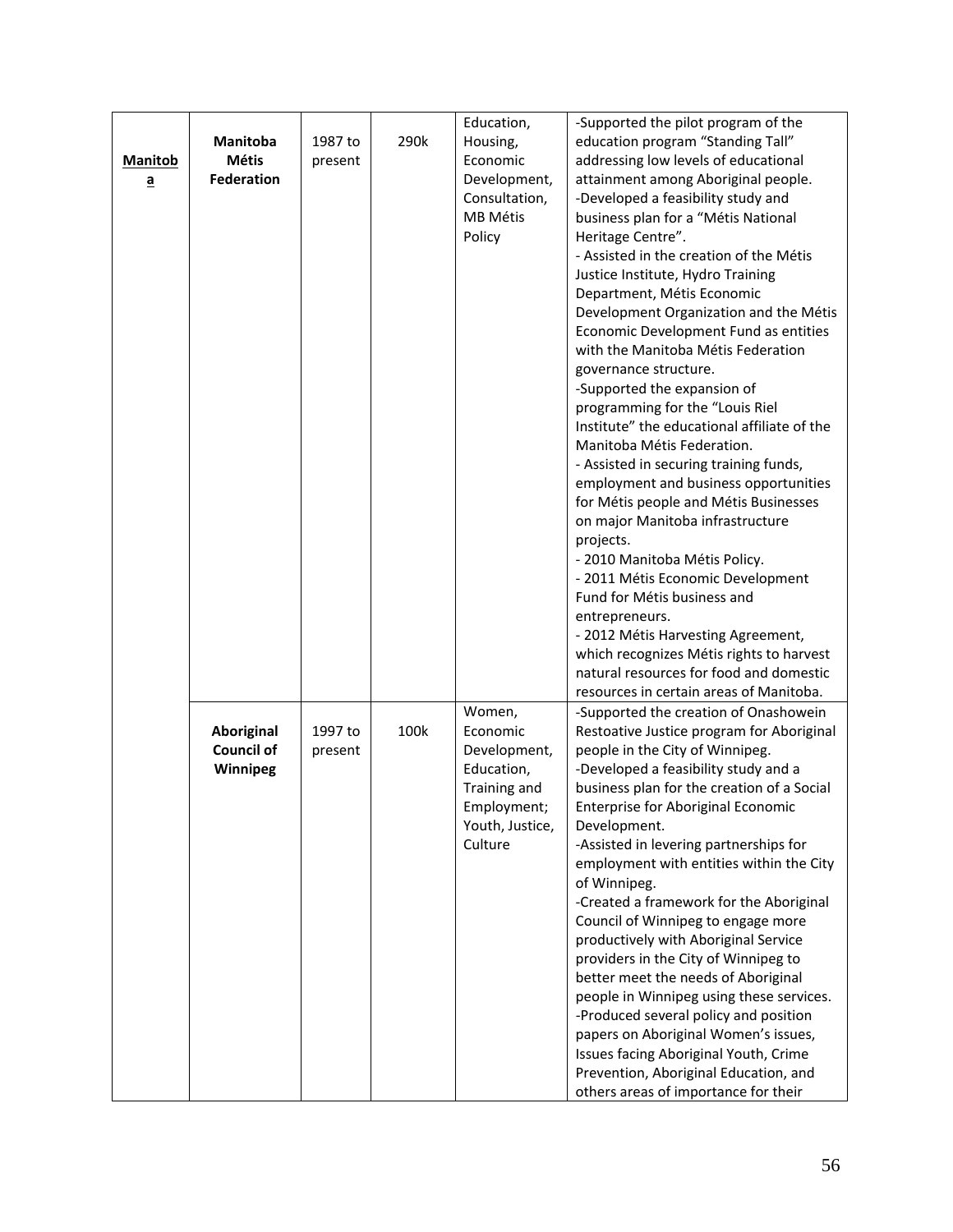| **Manitoba** | **Manitoba Métis Federation** | 1987 to present | 290k | Education, Housing, Economic Development, Consultation, MB Métis Policy | -Supported the pilot program of the education program "Standing Tall" addressing low levels of educational attainment among Aboriginal people.<br>-Developed a feasibility study and business plan for a "Métis National Heritage Centre".<br>- Assisted in the creation of the Métis Justice Institute, Hydro Training Department, Métis Economic Development Organization and the Métis Economic Development Fund as entities with the Manitoba Métis Federation governance structure.<br>-Supported the expansion of programming for the "Louis Riel Institute" the educational affiliate of the Manitoba Métis Federation.<br>- Assisted in securing training funds, employment and business opportunities for Métis people and Métis Businesses on major Manitoba infrastructure projects.<br>- 2010 Manitoba Métis Policy.<br>- 2011 Métis Economic Development Fund for Métis business and entrepreneurs.<br>- 2012 Métis Harvesting Agreement, which recognizes Métis rights to harvest natural resources for food and domestic resources in certain areas of Manitoba. |
|---|---|---|---|---|---|
| | **Aboriginal Council of Winnipeg** | 1997 to present | 100k | Women, Economic Development, Education, Training and Employment; Youth, Justice, Culture | -Supported the creation of Onashowein Restoative Justice program for Aboriginal people in the City of Winnipeg.<br>-Developed a feasibility study and a business plan for the creation of a Social Enterprise for Aboriginal Economic Development.<br>-Assisted in levering partnerships for employment with entities within the City of Winnipeg.<br>-Created a framework for the Aboriginal Council of Winnipeg to engage more productively with Aboriginal Service providers in the City of Winnipeg to better meet the needs of Aboriginal people in Winnipeg using these services.<br>-Produced several policy and position papers on Aboriginal Women's issues, Issues facing Aboriginal Youth, Crime Prevention, Aboriginal Education, and others areas of importance for their |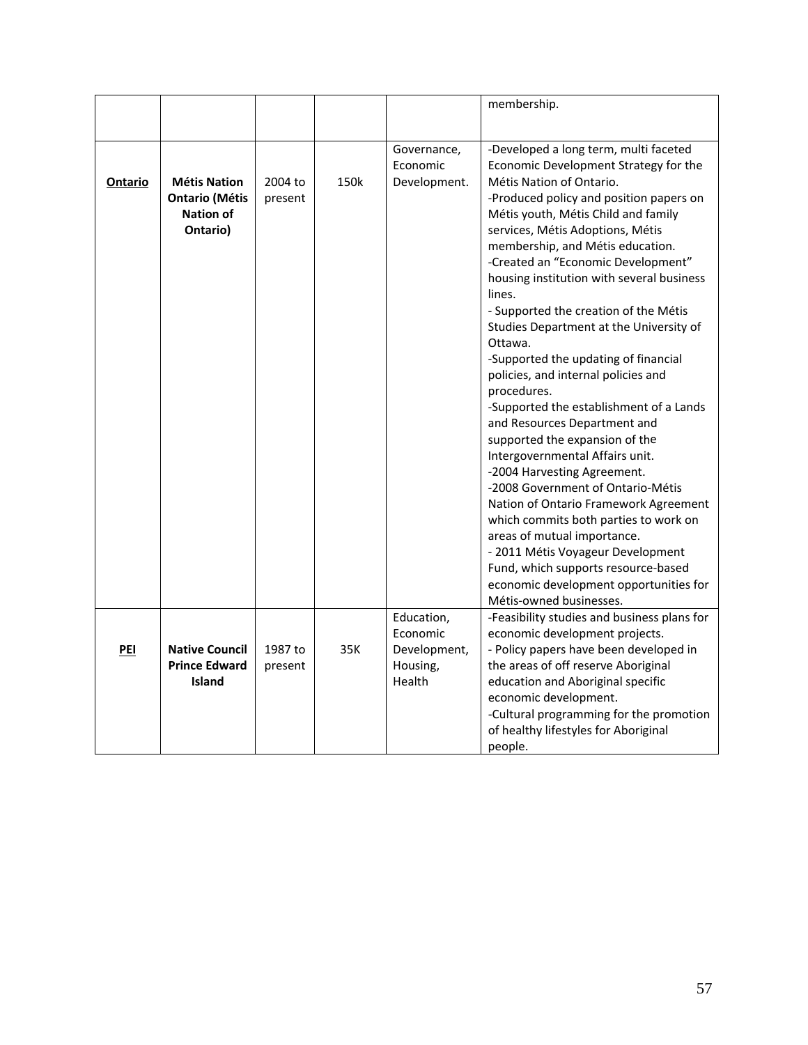| | | | | | membership. |
|---|---|---|---|---|---|
| **Ontario** | **Métis Nation Ontario (Métis Nation of Ontario)** | 2004 to present | 150k | Governance, Economic Development. | -Developed a long term, multi faceted Economic Development Strategy for the Métis Nation of Ontario.<br>-Produced policy and position papers on Métis youth, Métis Child and family services, Métis Adoptions, Métis membership, and Métis education.<br>-Created an "Economic Development" housing institution with several business lines.<br>- Supported the creation of the Métis Studies Department at the University of Ottawa.<br>-Supported the updating of financial policies, and internal policies and procedures.<br>-Supported the establishment of a Lands and Resources Department and supported the expansion of the Intergovernmental Affairs unit.<br>-2004 Harvesting Agreement.<br>-2008 Government of Ontario-Métis Nation of Ontario Framework Agreement which commits both parties to work on areas of mutual importance.<br>- 2011 Métis Voyageur Development Fund, which supports resource-based economic development opportunities for Métis-owned businesses. |
| **PEI** | **Native Council Prince Edward Island** | 1987 to present | 35K | Education, Economic Development, Housing, Health | -Feasibility studies and business plans for economic development projects.<br>- Policy papers have been developed in the areas of off reserve Aboriginal education and Aboriginal specific economic development.<br>-Cultural programming for the promotion of healthy lifestyles for Aboriginal people. |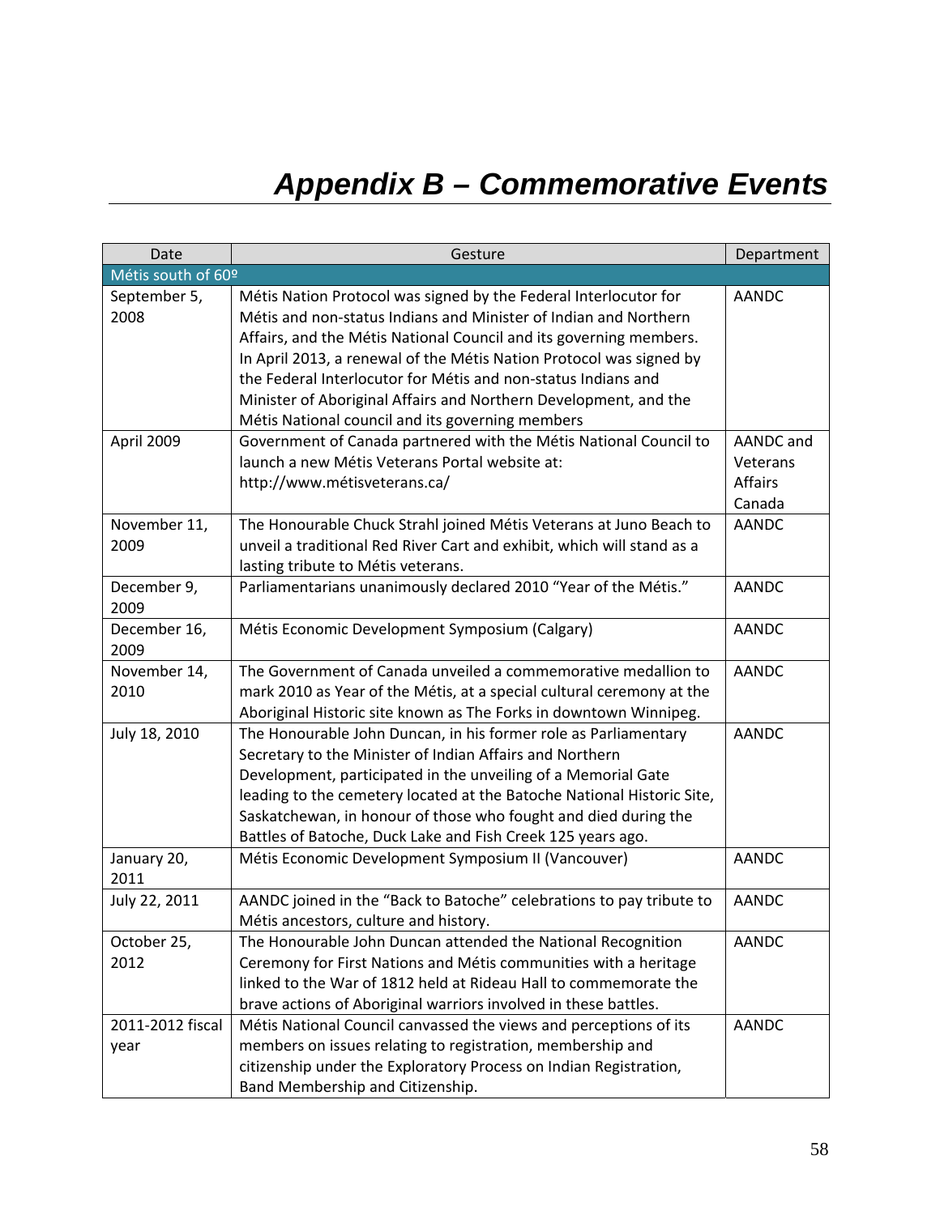# Appendix B – Commemorative Events

| Date | Gesture | Department |
|---|---|---|
| Métis south of 60º | | |
| September 5, 2008 | Métis Nation Protocol was signed by the Federal Interlocutor for Métis and non-status Indians and Minister of Indian and Northern Affairs, and the Métis National Council and its governing members. In April 2013, a renewal of the Métis Nation Protocol was signed by the Federal Interlocutor for Métis and non-status Indians and Minister of Aboriginal Affairs and Northern Development, and the Métis National council and its governing members | AANDC |
| April 2009 | Government of Canada partnered with the Métis National Council to launch a new Métis Veterans Portal website at: http://www.métisveterans.ca/ | AANDC and Veterans Affairs Canada |
| November 11, 2009 | The Honourable Chuck Strahl joined Métis Veterans at Juno Beach to unveil a traditional Red River Cart and exhibit, which will stand as a lasting tribute to Métis veterans. | AANDC |
| December 9, 2009 | Parliamentarians unanimously declared 2010 "Year of the Métis." | AANDC |
| December 16, 2009 | Métis Economic Development Symposium (Calgary) | AANDC |
| November 14, 2010 | The Government of Canada unveiled a commemorative medallion to mark 2010 as Year of the Métis, at a special cultural ceremony at the Aboriginal Historic site known as The Forks in downtown Winnipeg. | AANDC |
| July 18, 2010 | The Honourable John Duncan, in his former role as Parliamentary Secretary to the Minister of Indian Affairs and Northern Development, participated in the unveiling of a Memorial Gate leading to the cemetery located at the Batoche National Historic Site, Saskatchewan, in honour of those who fought and died during the Battles of Batoche, Duck Lake and Fish Creek 125 years ago. | AANDC |
| January 20, 2011 | Métis Economic Development Symposium II (Vancouver) | AANDC |
| July 22, 2011 | AANDC joined in the "Back to Batoche" celebrations to pay tribute to Métis ancestors, culture and history. | AANDC |
| October 25, 2012 | The Honourable John Duncan attended the National Recognition Ceremony for First Nations and Métis communities with a heritage linked to the War of 1812 held at Rideau Hall to commemorate the brave actions of Aboriginal warriors involved in these battles. | AANDC |
| 2011-2012 fiscal year | Métis National Council canvassed the views and perceptions of its members on issues relating to registration, membership and citizenship under the Exploratory Process on Indian Registration, Band Membership and Citizenship. | AANDC |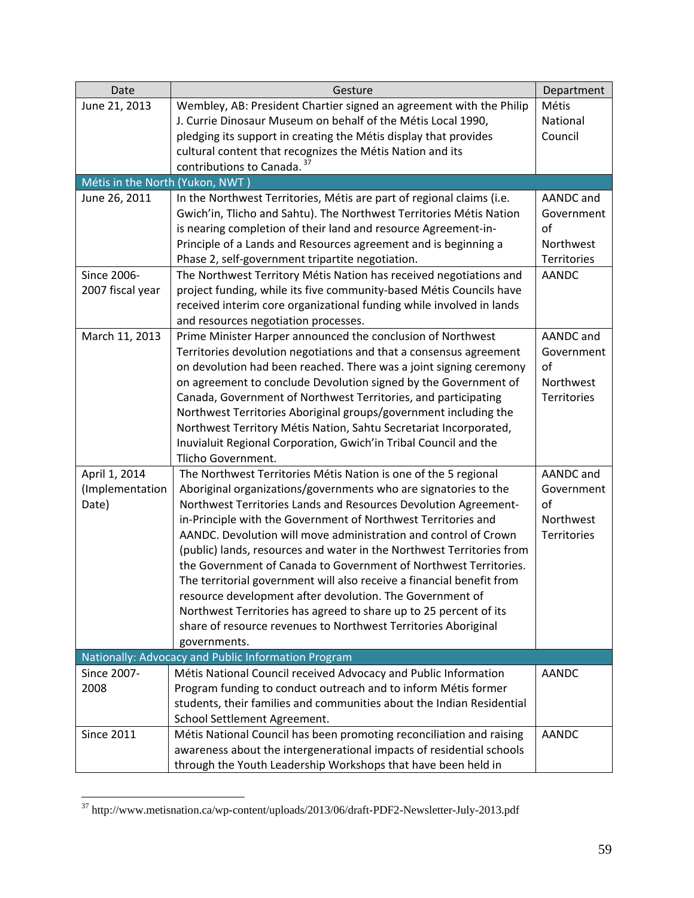| Date | Gesture | Department |
|---|---|---|
| June 21, 2013 | Wembley, AB: President Chartier signed an agreement with the Philip J. Currie Dinosaur Museum on behalf of the Métis Local 1990, pledging its support in creating the Métis display that provides cultural content that recognizes the Métis Nation and its contributions to Canada. [37] | Métis National Council |
| Métis in the North (Yukon, NWT ) | | |
| June 26, 2011 | In the Northwest Territories, Métis are part of regional claims (i.e. Gwich'in, Tlicho and Sahtu). The Northwest Territories Métis Nation is nearing completion of their land and resource Agreement-in-Principle of a Lands and Resources agreement and is beginning a Phase 2, self-government tripartite negotiation. | AANDC and Government of Northwest Territories |
| Since 2006-2007 fiscal year | The Northwest Territory Métis Nation has received negotiations and project funding, while its five community-based Métis Councils have received interim core organizational funding while involved in lands and resources negotiation processes. | AANDC |
| March 11, 2013 | Prime Minister Harper announced the conclusion of Northwest Territories devolution negotiations and that a consensus agreement on devolution had been reached. There was a joint signing ceremony on agreement to conclude Devolution signed by the Government of Canada, Government of Northwest Territories, and participating Northwest Territories Aboriginal groups/government including the Northwest Territory Métis Nation, Sahtu Secretariat Incorporated, Inuvialuit Regional Corporation, Gwich'in Tribal Council and the Tlicho Government. | AANDC and Government of Northwest Territories |
| April 1, 2014 (Implementation Date) | The Northwest Territories Métis Nation is one of the 5 regional Aboriginal organizations/governments who are signatories to the Northwest Territories Lands and Resources Devolution Agreement-in-Principle with the Government of Northwest Territories and AANDC. Devolution will move administration and control of Crown (public) lands, resources and water in the Northwest Territories from the Government of Canada to Government of Northwest Territories. The territorial government will also receive a financial benefit from resource development after devolution. The Government of Northwest Territories has agreed to share up to 25 percent of its share of resource revenues to Northwest Territories Aboriginal governments. | AANDC and Government of Northwest Territories |
| Nationally: Advocacy and Public Information Program | | |
| Since 2007-2008 | Métis National Council received Advocacy and Public Information Program funding to conduct outreach and to inform Métis former students, their families and communities about the Indian Residential School Settlement Agreement. | AANDC |
| Since 2011 | Métis National Council has been promoting reconciliation and raising awareness about the intergenerational impacts of residential schools through the Youth Leadership Workshops that have been held in | AANDC |

[37] http://www.metisnation.ca/wp-content/uploads/2013/06/draft-PDF2-Newsletter-July-2013.pdf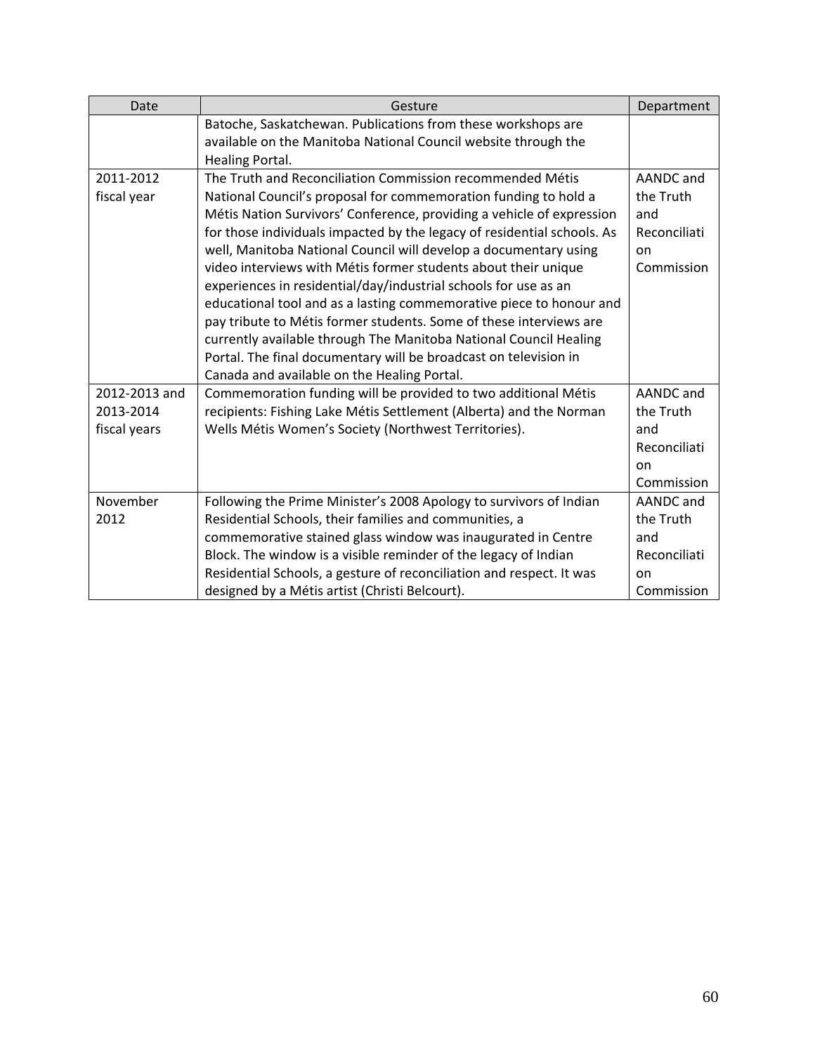| Date | Gesture | Department |
|---|---|---|
| | Batoche, Saskatchewan. Publications from these workshops are available on the Manitoba National Council website through the Healing Portal. | |
| 2011-2012 fiscal year | The Truth and Reconciliation Commission recommended Métis National Council's proposal for commemoration funding to hold a Métis Nation Survivors' Conference, providing a vehicle of expression for those individuals impacted by the legacy of residential schools. As well, Manitoba National Council will develop a documentary using video interviews with Métis former students about their unique experiences in residential/day/industrial schools for use as an educational tool and as a lasting commemorative piece to honour and pay tribute to Métis former students. Some of these interviews are currently available through The Manitoba National Council Healing Portal. The final documentary will be broadcast on television in Canada and available on the Healing Portal. | AANDC and the Truth and Reconciliation Commission |
| 2012-2013 and 2013-2014 fiscal years | Commemoration funding will be provided to two additional Métis recipients: Fishing Lake Métis Settlement (Alberta) and the Norman Wells Métis Women's Society (Northwest Territories). | AANDC and the Truth and Reconciliation Commission |
| November 2012 | Following the Prime Minister's 2008 Apology to survivors of Indian Residential Schools, their families and communities, a commemorative stained glass window was inaugurated in Centre Block. The window is a visible reminder of the legacy of Indian Residential Schools, a gesture of reconciliation and respect. It was designed by a Métis artist (Christi Belcourt). | AANDC and the Truth and Reconciliation Commission |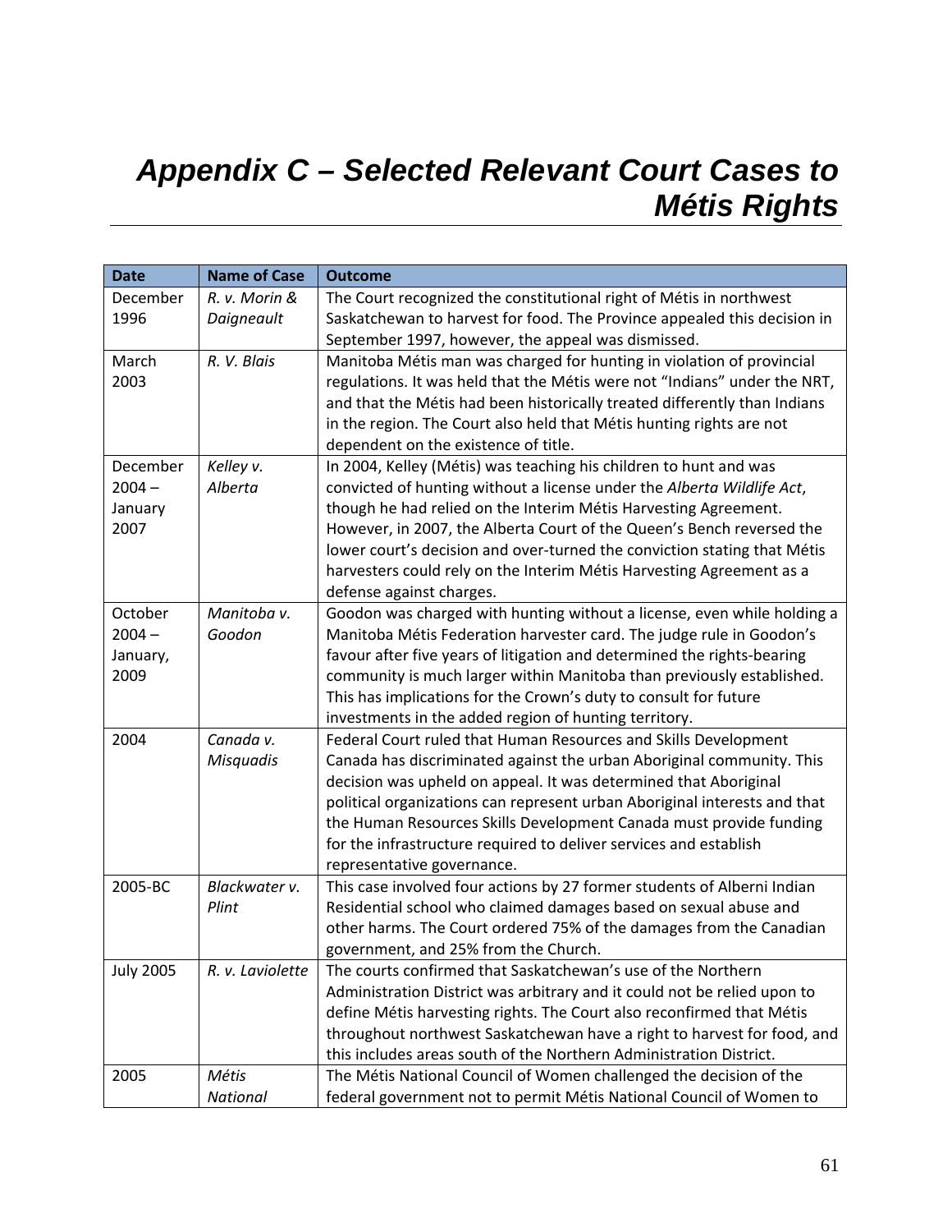# *Appendix C – Selected Relevant Court Cases to Métis Rights*

| Date | Name of Case | Outcome |
|---|---|---|
| December 1996 | *R. v. Morin & Daigneault* | The Court recognized the constitutional right of Métis in northwest Saskatchewan to harvest for food. The Province appealed this decision in September 1997, however, the appeal was dismissed. |
| March 2003 | *R. V. Blais* | Manitoba Métis man was charged for hunting in violation of provincial regulations. It was held that the Métis were not "Indians" under the NRT, and that the Métis had been historically treated differently than Indians in the region. The Court also held that Métis hunting rights are not dependent on the existence of title. |
| December 2004 – January 2007 | *Kelley v. Alberta* | In 2004, Kelley (Métis) was teaching his children to hunt and was convicted of hunting without a license under the *Alberta Wildlife Act*, though he had relied on the Interim Métis Harvesting Agreement. However, in 2007, the Alberta Court of the Queen's Bench reversed the lower court's decision and over-turned the conviction stating that Métis harvesters could rely on the Interim Métis Harvesting Agreement as a defense against charges. |
| October 2004 – January, 2009 | *Manitoba v. Goodon* | Goodon was charged with hunting without a license, even while holding a Manitoba Métis Federation harvester card. The judge rule in Goodon's favour after five years of litigation and determined the rights-bearing community is much larger within Manitoba than previously established. This has implications for the Crown's duty to consult for future investments in the added region of hunting territory. |
| 2004 | *Canada v. Misquadis* | Federal Court ruled that Human Resources and Skills Development Canada has discriminated against the urban Aboriginal community. This decision was upheld on appeal. It was determined that Aboriginal political organizations can represent urban Aboriginal interests and that the Human Resources Skills Development Canada must provide funding for the infrastructure required to deliver services and establish representative governance. |
| 2005-BC | *Blackwater v. Plint* | This case involved four actions by 27 former students of Alberni Indian Residential school who claimed damages based on sexual abuse and other harms. The Court ordered 75% of the damages from the Canadian government, and 25% from the Church. |
| July 2005 | *R. v. Laviolette* | The courts confirmed that Saskatchewan's use of the Northern Administration District was arbitrary and it could not be relied upon to define Métis harvesting rights. The Court also reconfirmed that Métis throughout northwest Saskatchewan have a right to harvest for food, and this includes areas south of the Northern Administration District. |
| 2005 | *Métis National* | The Métis National Council of Women challenged the decision of the federal government not to permit Métis National Council of Women to |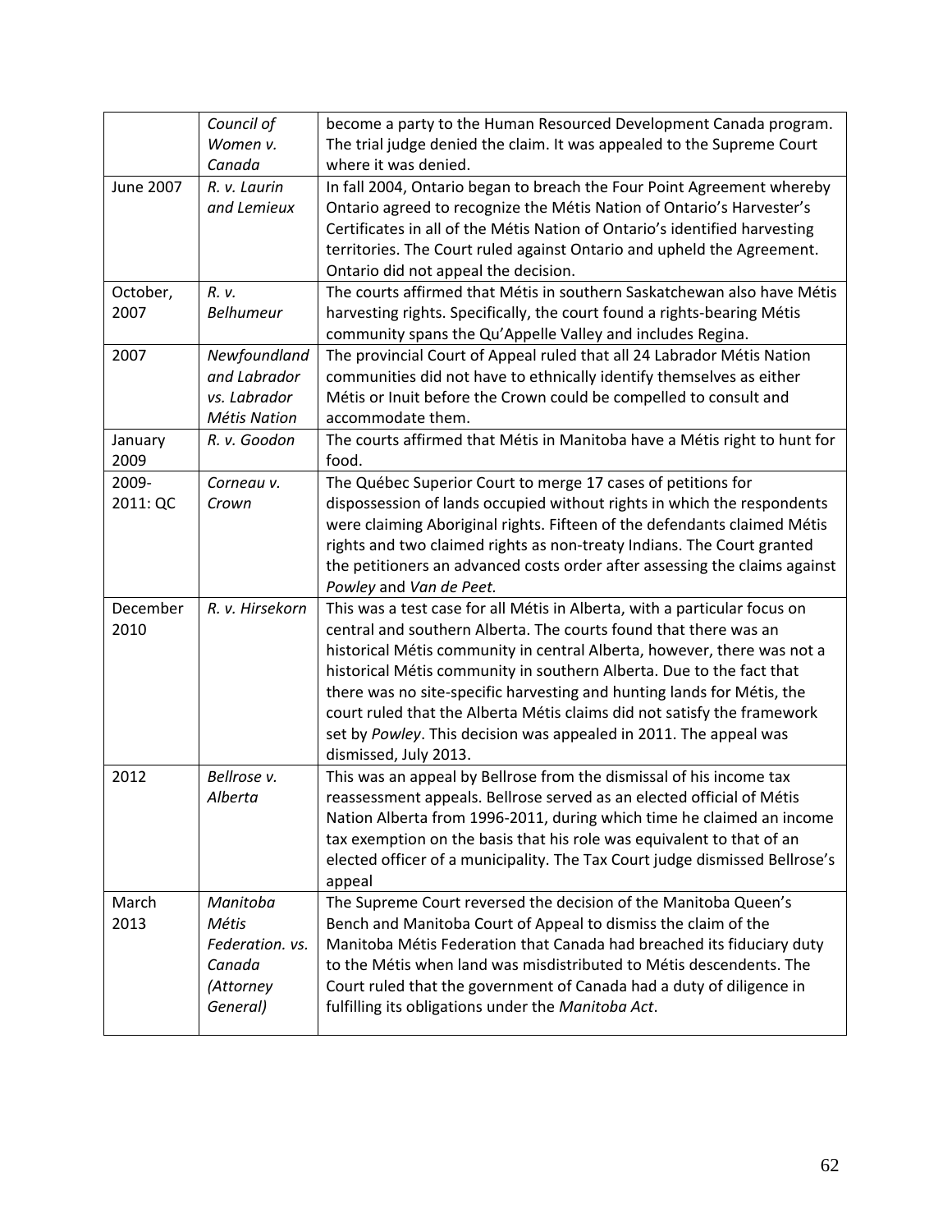| | | |
|---|---|---|
| | *Council of Women v. Canada* | become a party to the Human Resourced Development Canada program. The trial judge denied the claim. It was appealed to the Supreme Court where it was denied. |
| June 2007 | *R. v. Laurin and Lemieux* | In fall 2004, Ontario began to breach the Four Point Agreement whereby Ontario agreed to recognize the Métis Nation of Ontario's Harvester's Certificates in all of the Métis Nation of Ontario's identified harvesting territories. The Court ruled against Ontario and upheld the Agreement. Ontario did not appeal the decision. |
| October, 2007 | *R. v. Belhumeur* | The courts affirmed that Métis in southern Saskatchewan also have Métis harvesting rights. Specifically, the court found a rights-bearing Métis community spans the Qu'Appelle Valley and includes Regina. |
| 2007 | *Newfoundland and Labrador vs. Labrador Métis Nation* | The provincial Court of Appeal ruled that all 24 Labrador Métis Nation communities did not have to ethnically identify themselves as either Métis or Inuit before the Crown could be compelled to consult and accommodate them. |
| January 2009 | *R. v. Goodon* | The courts affirmed that Métis in Manitoba have a Métis right to hunt for food. |
| 2009-2011: QC | *Corneau v. Crown* | The Québec Superior Court to merge 17 cases of petitions for dispossession of lands occupied without rights in which the respondents were claiming Aboriginal rights. Fifteen of the defendants claimed Métis rights and two claimed rights as non-treaty Indians. The Court granted the petitioners an advanced costs order after assessing the claims against *Powley* and *Van de Peet.* |
| December 2010 | *R. v. Hirsekorn* | This was a test case for all Métis in Alberta, with a particular focus on central and southern Alberta. The courts found that there was an historical Métis community in central Alberta, however, there was not a historical Métis community in southern Alberta. Due to the fact that there was no site-specific harvesting and hunting lands for Métis, the court ruled that the Alberta Métis claims did not satisfy the framework set by *Powley*. This decision was appealed in 2011. The appeal was dismissed, July 2013. |
| 2012 | *Bellrose v. Alberta* | This was an appeal by Bellrose from the dismissal of his income tax reassessment appeals. Bellrose served as an elected official of Métis Nation Alberta from 1996-2011, during which time he claimed an income tax exemption on the basis that his role was equivalent to that of an elected officer of a municipality. The Tax Court judge dismissed Bellrose's appeal |
| March 2013 | *Manitoba Métis Federation. vs. Canada (Attorney General)* | The Supreme Court reversed the decision of the Manitoba Queen's Bench and Manitoba Court of Appeal to dismiss the claim of the Manitoba Métis Federation that Canada had breached its fiduciary duty to the Métis when land was misdistributed to Métis descendents. The Court ruled that the government of Canada had a duty of diligence in fulfilling its obligations under the *Manitoba Act*. |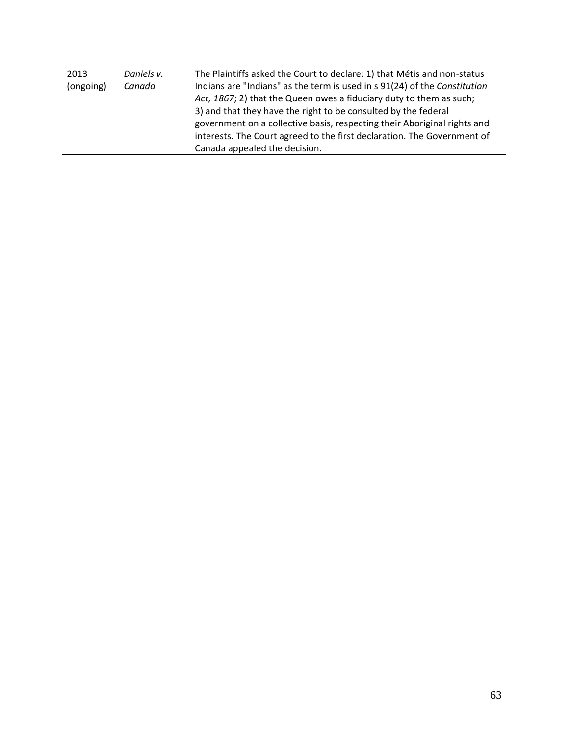| 2013 (ongoing) | *Daniels v. Canada* | The Plaintiffs asked the Court to declare: 1) that Métis and non-status Indians are "Indians" as the term is used in s 91(24) of the *Constitution Act, 1867*; 2) that the Queen owes a fiduciary duty to them as such; 3) and that they have the right to be consulted by the federal government on a collective basis, respecting their Aboriginal rights and interests. The Court agreed to the first declaration. The Government of Canada appealed the decision. |
|---|---|---|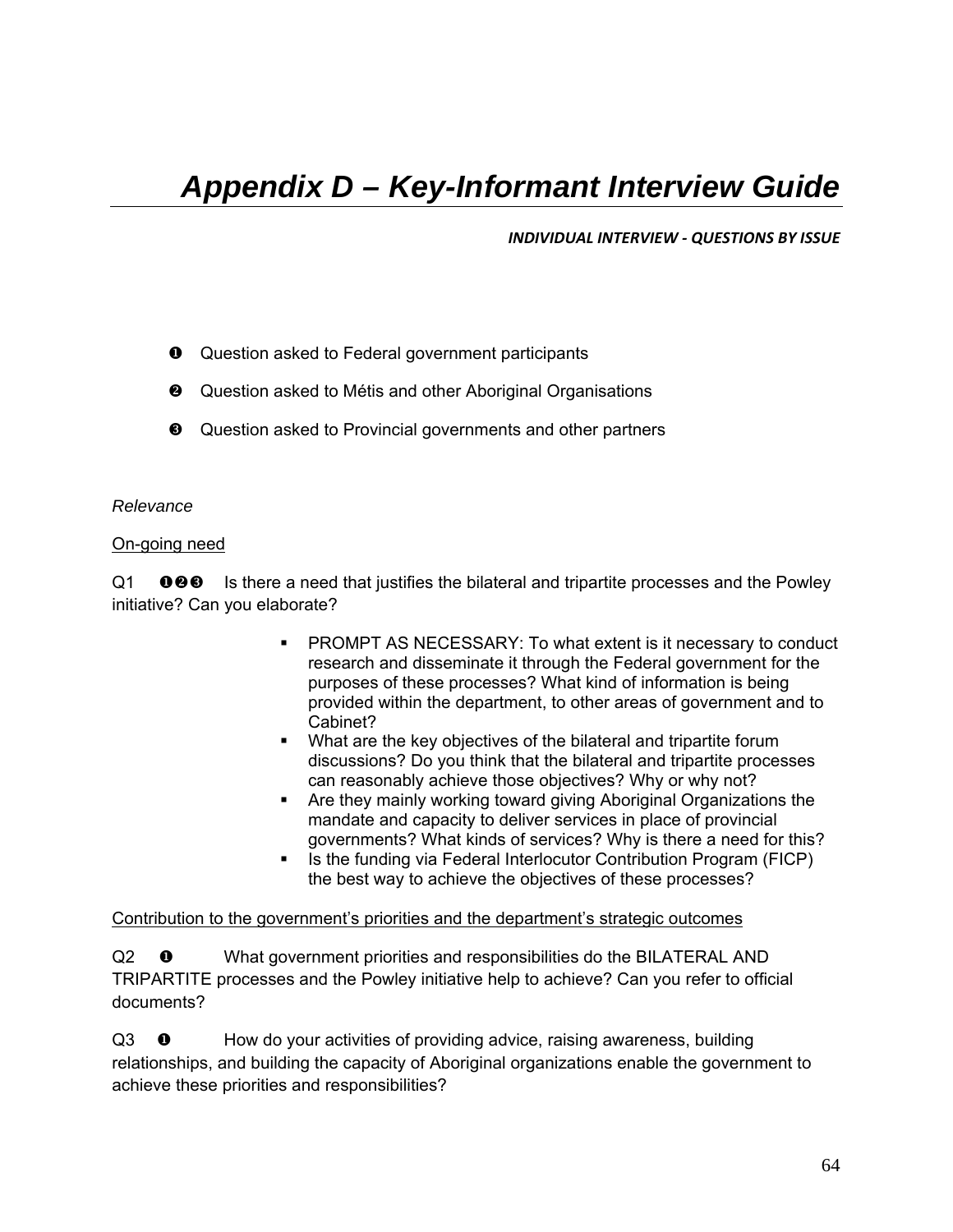# *Appendix D – Key-Informant Interview Guide*

***INDIVIDUAL INTERVIEW - QUESTIONS BY ISSUE***

- ❶ Question asked to Federal government participants
- ❷ Question asked to Métis and other Aboriginal Organisations
- ❸ Question asked to Provincial governments and other partners

*Relevance*

<u>On-going need</u>

Q1 ❶❷❸ Is there a need that justifies the bilateral and tripartite processes and the Powley initiative? Can you elaborate?

- PROMPT AS NECESSARY: To what extent is it necessary to conduct research and disseminate it through the Federal government for the purposes of these processes? What kind of information is being provided within the department, to other areas of government and to Cabinet?
- What are the key objectives of the bilateral and tripartite forum discussions? Do you think that the bilateral and tripartite processes can reasonably achieve those objectives? Why or why not?
- Are they mainly working toward giving Aboriginal Organizations the mandate and capacity to deliver services in place of provincial governments? What kinds of services? Why is there a need for this?
- Is the funding via Federal Interlocutor Contribution Program (FICP) the best way to achieve the objectives of these processes?

<u>Contribution to the government's priorities and the department's strategic outcomes</u>

Q2 ❶ What government priorities and responsibilities do the BILATERAL AND TRIPARTITE processes and the Powley initiative help to achieve? Can you refer to official documents?

Q3 ❶ How do your activities of providing advice, raising awareness, building relationships, and building the capacity of Aboriginal organizations enable the government to achieve these priorities and responsibilities?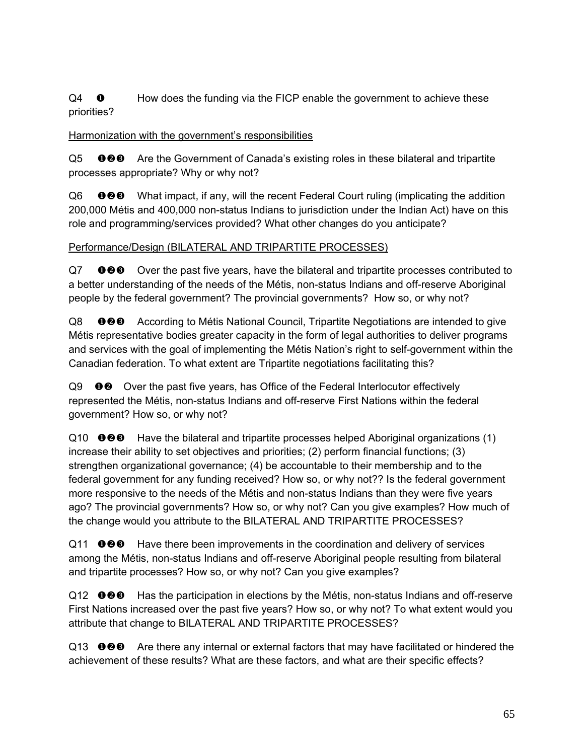Q4 ❶ How does the funding via the FICP enable the government to achieve these priorities?

<u>Harmonization with the government's responsibilities</u>

Q5 ❶❷❸ Are the Government of Canada's existing roles in these bilateral and tripartite processes appropriate? Why or why not?

Q6 ❶❷❸ What impact, if any, will the recent Federal Court ruling (implicating the addition 200,000 Métis and 400,000 non-status Indians to jurisdiction under the Indian Act) have on this role and programming/services provided? What other changes do you anticipate?

<u>Performance/Design (BILATERAL AND TRIPARTITE PROCESSES)</u>

Q7 ❶❷❸ Over the past five years, have the bilateral and tripartite processes contributed to a better understanding of the needs of the Métis, non-status Indians and off-reserve Aboriginal people by the federal government? The provincial governments? How so, or why not?

Q8 ❶❷❸ According to Métis National Council, Tripartite Negotiations are intended to give Métis representative bodies greater capacity in the form of legal authorities to deliver programs and services with the goal of implementing the Métis Nation's right to self-government within the Canadian federation. To what extent are Tripartite negotiations facilitating this?

Q9 ❶❷ Over the past five years, has Office of the Federal Interlocutor effectively represented the Métis, non-status Indians and off-reserve First Nations within the federal government? How so, or why not?

Q10 ❶❷❸ Have the bilateral and tripartite processes helped Aboriginal organizations (1) increase their ability to set objectives and priorities; (2) perform financial functions; (3) strengthen organizational governance; (4) be accountable to their membership and to the federal government for any funding received? How so, or why not?? Is the federal government more responsive to the needs of the Métis and non-status Indians than they were five years ago? The provincial governments? How so, or why not? Can you give examples? How much of the change would you attribute to the BILATERAL AND TRIPARTITE PROCESSES?

Q11 ❶❷❸ Have there been improvements in the coordination and delivery of services among the Métis, non-status Indians and off-reserve Aboriginal people resulting from bilateral and tripartite processes? How so, or why not? Can you give examples?

Q12 ❶❷❸ Has the participation in elections by the Métis, non-status Indians and off-reserve First Nations increased over the past five years? How so, or why not? To what extent would you attribute that change to BILATERAL AND TRIPARTITE PROCESSES?

Q13 ❶❷❸ Are there any internal or external factors that may have facilitated or hindered the achievement of these results? What are these factors, and what are their specific effects?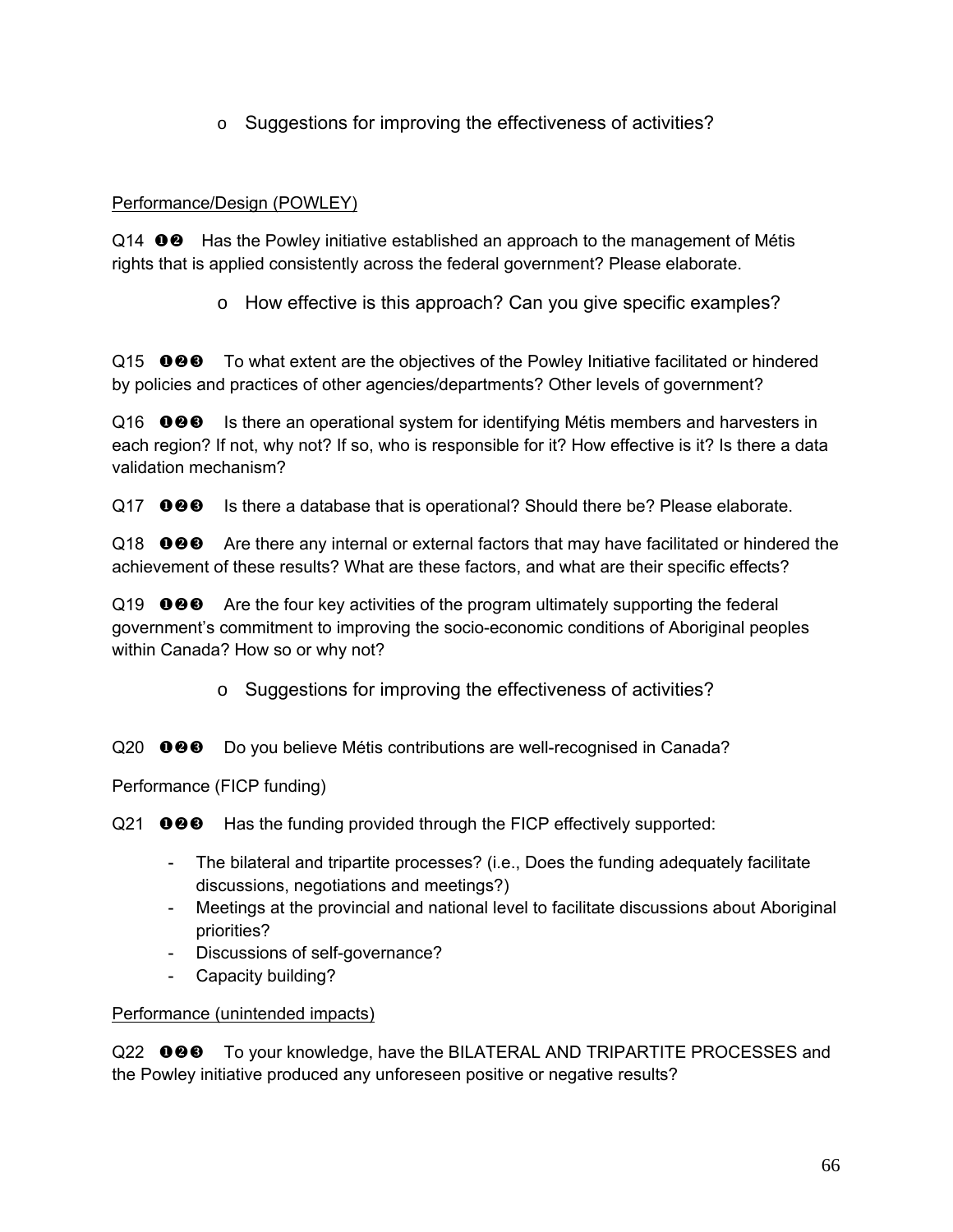- o Suggestions for improving the effectiveness of activities?

Performance/Design (POWLEY)

Q14 ❶❷ Has the Powley initiative established an approach to the management of Métis rights that is applied consistently across the federal government? Please elaborate.

- o How effective is this approach? Can you give specific examples?

Q15 ❶❷❸ To what extent are the objectives of the Powley Initiative facilitated or hindered by policies and practices of other agencies/departments? Other levels of government?

Q16 ❶❷❸ Is there an operational system for identifying Métis members and harvesters in each region? If not, why not? If so, who is responsible for it? How effective is it? Is there a data validation mechanism?

Q17 ❶❷❸ Is there a database that is operational? Should there be? Please elaborate.

Q18 ❶❷❸ Are there any internal or external factors that may have facilitated or hindered the achievement of these results? What are these factors, and what are their specific effects?

Q19 ❶❷❸ Are the four key activities of the program ultimately supporting the federal government's commitment to improving the socio-economic conditions of Aboriginal peoples within Canada? How so or why not?

- o Suggestions for improving the effectiveness of activities?

Q20 ❶❷❸ Do you believe Métis contributions are well-recognised in Canada?

Performance (FICP funding)

Q21 ❶❷❸ Has the funding provided through the FICP effectively supported:

- The bilateral and tripartite processes? (i.e., Does the funding adequately facilitate discussions, negotiations and meetings?)
- Meetings at the provincial and national level to facilitate discussions about Aboriginal priorities?
- Discussions of self-governance?
- Capacity building?

Performance (unintended impacts)

Q22 ❶❷❸ To your knowledge, have the BILATERAL AND TRIPARTITE PROCESSES and the Powley initiative produced any unforeseen positive or negative results?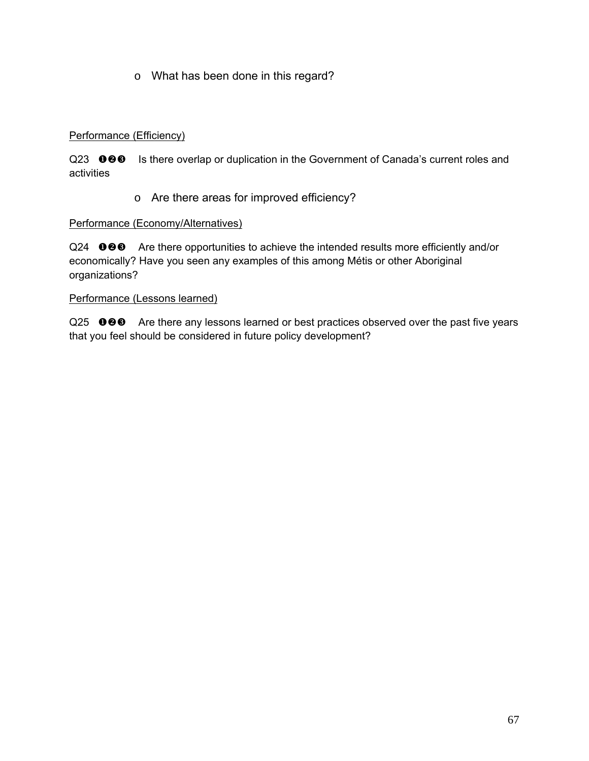- What has been done in this regard?

<u>Performance (Efficiency)</u>

Q23 ❶❷❸ Is there overlap or duplication in the Government of Canada's current roles and activities

- Are there areas for improved efficiency?

<u>Performance (Economy/Alternatives)</u>

Q24 ❶❷❸ Are there opportunities to achieve the intended results more efficiently and/or economically? Have you seen any examples of this among Métis or other Aboriginal organizations?

<u>Performance (Lessons learned)</u>

Q25 ❶❷❸ Are there any lessons learned or best practices observed over the past five years that you feel should be considered in future policy development?